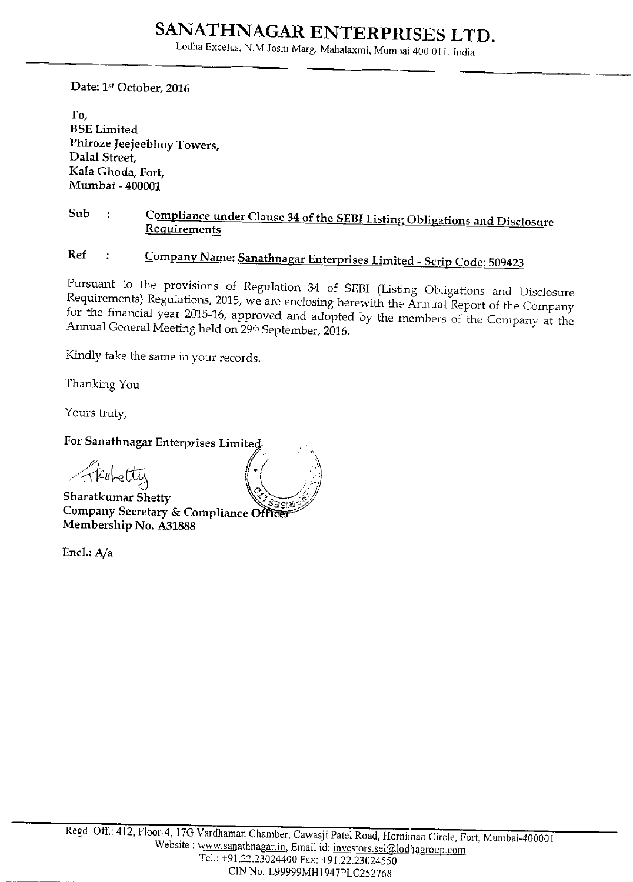# SANATHNAGAR ENTERPRISES LTD.

Lodha Excelus, N.M Joshi Marg, Mahalaxmi, Mumbai 400 011, India

Date: 1st October, 2016

To,
BSE Limited
Phiroze Jeejeebhoy Towers,
Dalal Street,
Kala Ghoda, Fort,
Mumbai - 400001

Sub : Compliance under Clause 34 of the SEBI Listing Obligations and Disclosure Requirements

Ref : Company Name: Sanathnagar Enterprises Limited - Scrip Code: 509423

Pursuant to the provisions of Regulation 34 of SEBI (Listing Obligations and Disclosure Requirements) Regulations, 2015, we are enclosing herewith the Annual Report of the Company for the financial year 2015-16, approved and adopted by the members of the Company at the Annual General Meeting held on 29th September, 2016.

Kindly take the same in your records.

Thanking You

Yours truly,

For Sanathnagar Enterprises Limited

Sharatkumar Shetty
Company Secretary & Compliance Officer
Membership No. A31888

Encl.: A/a

Regd. Off.: 412, Floor-4, 17G Vardhaman Chamber, Cawasji Patel Road, Horniman Circle, Fort, Mumbai-400001
Website : www.sanathnagar.in, Email id: investors.sel@lodhagroup.com
Tel.: +91.22.23024400 Fax: +91.22.23024550
CIN No. L99999MH1947PLC252768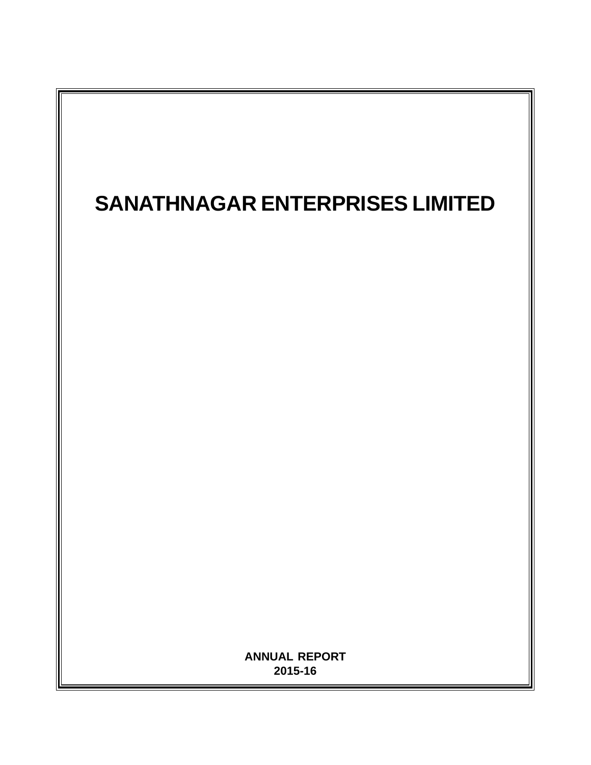# SANATHNAGAR ENTERPRISES LIMITED

**ANNUAL REPORT**
**2015-16**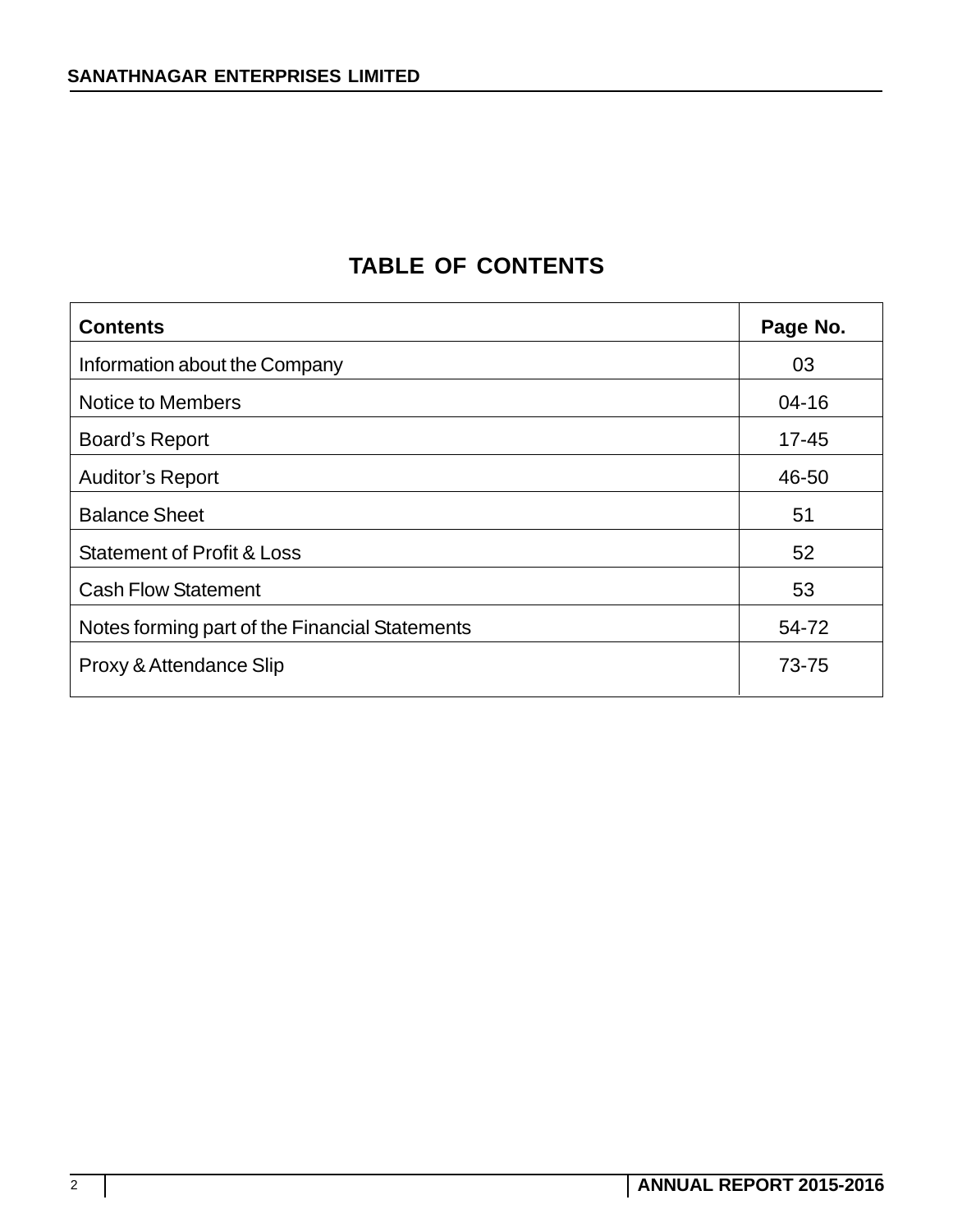# TABLE OF CONTENTS

| Contents | Page No. |
|---|---|
| Information about the Company | 03 |
| Notice to Members | 04-16 |
| Board's Report | 17-45 |
| Auditor's Report | 46-50 |
| Balance Sheet | 51 |
| Statement of Profit & Loss | 52 |
| Cash Flow Statement | 53 |
| Notes forming part of the Financial Statements | 54-72 |
| Proxy & Attendance Slip | 73-75 |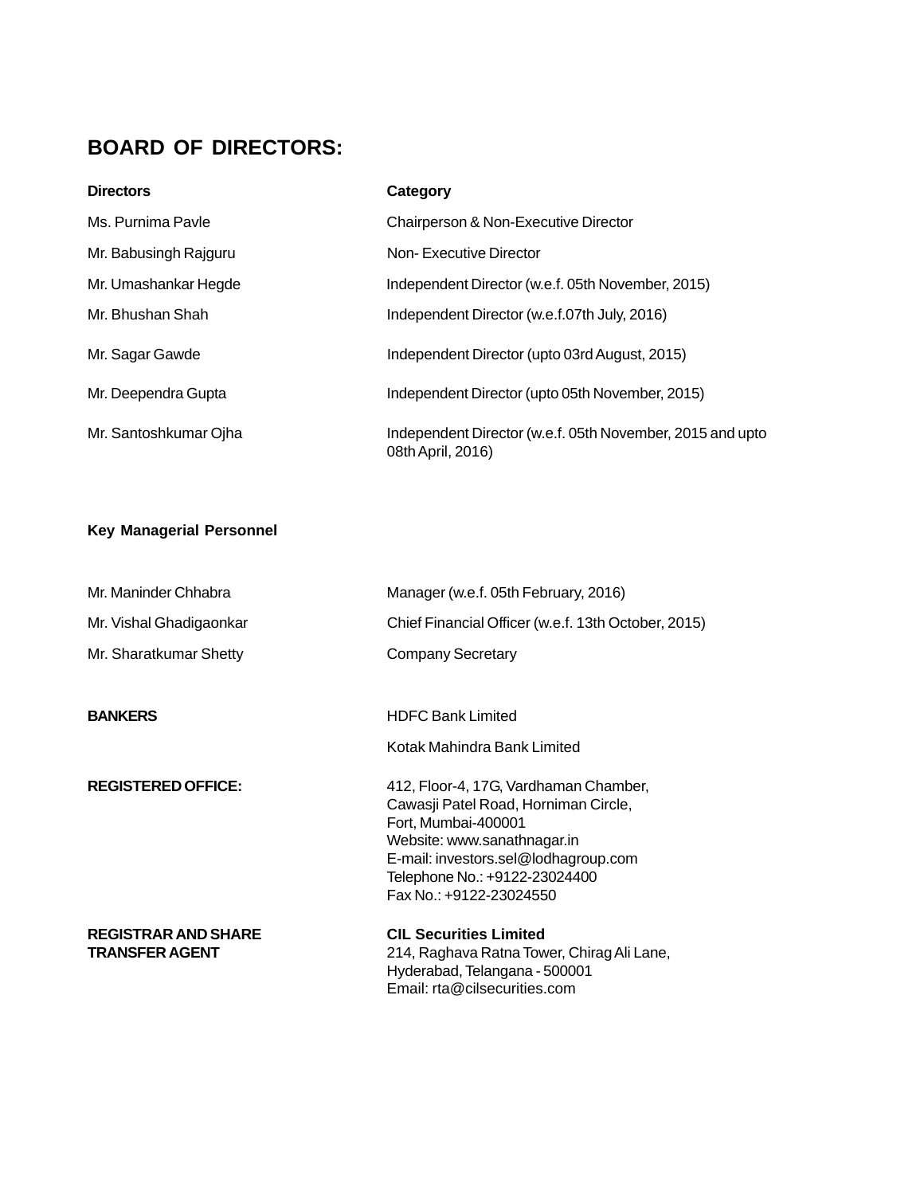## BOARD OF DIRECTORS:

| Directors | Category |
| --- | --- |
| Ms. Purnima Pavle | Chairperson & Non-Executive Director |
| Mr. Babusingh Rajguru | Non- Executive Director |
| Mr. Umashankar Hegde | Independent Director (w.e.f. 05th November, 2015) |
| Mr. Bhushan Shah | Independent Director (w.e.f.07th July, 2016) |
| Mr. Sagar Gawde | Independent Director (upto 03rd August, 2015) |
| Mr. Deependra Gupta | Independent Director (upto 05th November, 2015) |
| Mr. Santoshkumar Ojha | Independent Director (w.e.f. 05th November, 2015 and upto 08th April, 2016) |

### Key Managerial Personnel

| | |
| --- | --- |
| Mr. Maninder Chhabra | Manager (w.e.f. 05th February, 2016) |
| Mr. Vishal Ghadigaonkar | Chief Financial Officer (w.e.f. 13th October, 2015) |
| Mr. Sharatkumar Shetty | Company Secretary |

**BANKERS**

HDFC Bank Limited

Kotak Mahindra Bank Limited

**REGISTERED OFFICE:**

412, Floor-4, 17G, Vardhaman Chamber,
Cawasji Patel Road, Horniman Circle,
Fort, Mumbai-400001
Website: www.sanathnagar.in
E-mail: investors.sel@lodhagroup.com
Telephone No.: +9122-23024400
Fax No.: +9122-23024550

**REGISTRAR AND SHARE TRANSFER AGENT**

**CIL Securities Limited**
214, Raghava Ratna Tower, Chirag Ali Lane,
Hyderabad, Telangana - 500001
Email: rta@cilsecurities.com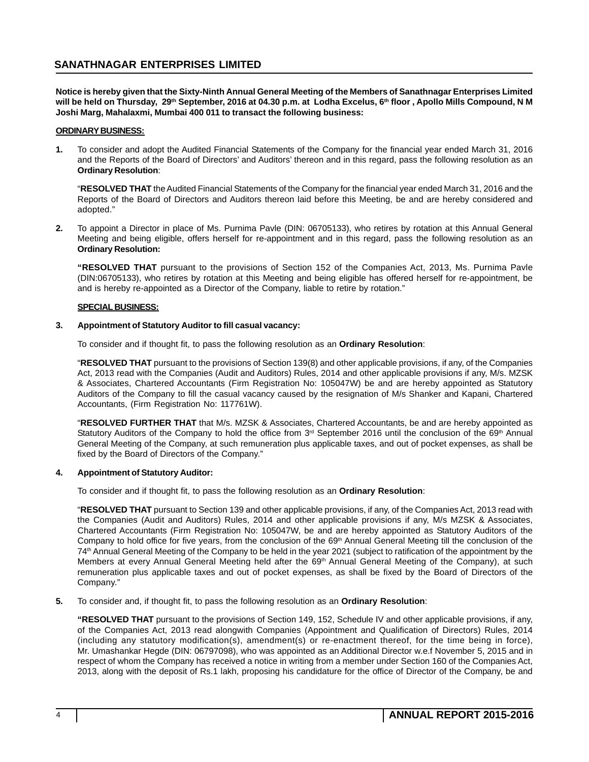## SANATHNAGAR ENTERPRISES LIMITED

**Notice is hereby given that the Sixty-Ninth Annual General Meeting of the Members of Sanathnagar Enterprises Limited will be held on Thursday, 29th September, 2016 at 04.30 p.m. at Lodha Excelus, 6th floor , Apollo Mills Compound, N M Joshi Marg, Mahalaxmi, Mumbai 400 011 to transact the following business:**

**ORDINARY BUSINESS:**

**1.** To consider and adopt the Audited Financial Statements of the Company for the financial year ended March 31, 2016 and the Reports of the Board of Directors' and Auditors' thereon and in this regard, pass the following resolution as an **Ordinary Resolution**:

"**RESOLVED THAT** the Audited Financial Statements of the Company for the financial year ended March 31, 2016 and the Reports of the Board of Directors and Auditors thereon laid before this Meeting, be and are hereby considered and adopted."

**2.** To appoint a Director in place of Ms. Purnima Pavle (DIN: 06705133), who retires by rotation at this Annual General Meeting and being eligible, offers herself for re-appointment and in this regard, pass the following resolution as an **Ordinary Resolution:**

**"RESOLVED THAT** pursuant to the provisions of Section 152 of the Companies Act, 2013, Ms. Purnima Pavle (DIN:06705133), who retires by rotation at this Meeting and being eligible has offered herself for re-appointment, be and is hereby re-appointed as a Director of the Company, liable to retire by rotation."

**SPECIAL BUSINESS:**

**3. Appointment of Statutory Auditor to fill casual vacancy:**

To consider and if thought fit, to pass the following resolution as an **Ordinary Resolution**:

"**RESOLVED THAT** pursuant to the provisions of Section 139(8) and other applicable provisions, if any, of the Companies Act, 2013 read with the Companies (Audit and Auditors) Rules, 2014 and other applicable provisions if any, M/s. MZSK & Associates, Chartered Accountants (Firm Registration No: 105047W) be and are hereby appointed as Statutory Auditors of the Company to fill the casual vacancy caused by the resignation of M/s Shanker and Kapani, Chartered Accountants, (Firm Registration No: 117761W).

"**RESOLVED FURTHER THAT** that M/s. MZSK & Associates, Chartered Accountants, be and are hereby appointed as Statutory Auditors of the Company to hold the office from 3rd September 2016 until the conclusion of the 69th Annual General Meeting of the Company, at such remuneration plus applicable taxes, and out of pocket expenses, as shall be fixed by the Board of Directors of the Company."

**4. Appointment of Statutory Auditor:**

To consider and if thought fit, to pass the following resolution as an **Ordinary Resolution**:

"**RESOLVED THAT** pursuant to Section 139 and other applicable provisions, if any, of the Companies Act, 2013 read with the Companies (Audit and Auditors) Rules, 2014 and other applicable provisions if any, M/s MZSK & Associates, Chartered Accountants (Firm Registration No: 105047W, be and are hereby appointed as Statutory Auditors of the Company to hold office for five years, from the conclusion of the 69th Annual General Meeting till the conclusion of the 74th Annual General Meeting of the Company to be held in the year 2021 (subject to ratification of the appointment by the Members at every Annual General Meeting held after the 69th Annual General Meeting of the Company), at such remuneration plus applicable taxes and out of pocket expenses, as shall be fixed by the Board of Directors of the Company."

**5.** To consider and, if thought fit, to pass the following resolution as an **Ordinary Resolution**:

**"RESOLVED THAT** pursuant to the provisions of Section 149, 152, Schedule IV and other applicable provisions, if any, of the Companies Act, 2013 read alongwith Companies (Appointment and Qualification of Directors) Rules, 2014 (including any statutory modification(s), amendment(s) or re-enactment thereof, for the time being in force), Mr. Umashankar Hegde (DIN: 06797098), who was appointed as an Additional Director w.e.f November 5, 2015 and in respect of whom the Company has received a notice in writing from a member under Section 160 of the Companies Act, 2013, along with the deposit of Rs.1 lakh, proposing his candidature for the office of Director of the Company, be and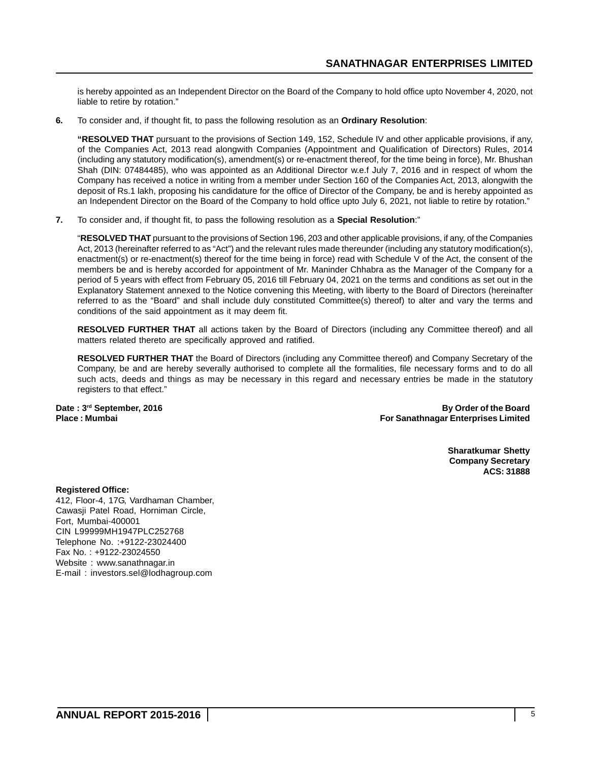is hereby appointed as an Independent Director on the Board of the Company to hold office upto November 4, 2020, not liable to retire by rotation."

**6.** To consider and, if thought fit, to pass the following resolution as an **Ordinary Resolution**:

**"RESOLVED THAT** pursuant to the provisions of Section 149, 152, Schedule IV and other applicable provisions, if any, of the Companies Act, 2013 read alongwith Companies (Appointment and Qualification of Directors) Rules, 2014 (including any statutory modification(s), amendment(s) or re-enactment thereof, for the time being in force), Mr. Bhushan Shah (DIN: 07484485), who was appointed as an Additional Director w.e.f July 7, 2016 and in respect of whom the Company has received a notice in writing from a member under Section 160 of the Companies Act, 2013, alongwith the deposit of Rs.1 lakh, proposing his candidature for the office of Director of the Company, be and is hereby appointed as an Independent Director on the Board of the Company to hold office upto July 6, 2021, not liable to retire by rotation."

**7.** To consider and, if thought fit, to pass the following resolution as a **Special Resolution**:"

"**RESOLVED THAT** pursuant to the provisions of Section 196, 203 and other applicable provisions, if any, of the Companies Act, 2013 (hereinafter referred to as "Act") and the relevant rules made thereunder (including any statutory modification(s), enactment(s) or re-enactment(s) thereof for the time being in force) read with Schedule V of the Act, the consent of the members be and is hereby accorded for appointment of Mr. Maninder Chhabra as the Manager of the Company for a period of 5 years with effect from February 05, 2016 till February 04, 2021 on the terms and conditions as set out in the Explanatory Statement annexed to the Notice convening this Meeting, with liberty to the Board of Directors (hereinafter referred to as the "Board" and shall include duly constituted Committee(s) thereof) to alter and vary the terms and conditions of the said appointment as it may deem fit.

**RESOLVED FURTHER THAT** all actions taken by the Board of Directors (including any Committee thereof) and all matters related thereto are specifically approved and ratified.

**RESOLVED FURTHER THAT** the Board of Directors (including any Committee thereof) and Company Secretary of the Company, be and are hereby severally authorised to complete all the formalities, file necessary forms and to do all such acts, deeds and things as may be necessary in this regard and necessary entries be made in the statutory registers to that effect."

**Date : 3rd September, 2016**
**Place : Mumbai**

**By Order of the Board**
**For Sanathnagar Enterprises Limited**

**Sharatkumar Shetty**
**Company Secretary**
**ACS: 31888**

**Registered Office:**
412, Floor-4, 17G, Vardhaman Chamber,
Cawasji Patel Road, Horniman Circle,
Fort, Mumbai-400001
CIN L99999MH1947PLC252768
Telephone No. :+9122-23024400
Fax No. : +9122-23024550
Website : www.sanathnagar.in
E-mail : investors.sel@lodhagroup.com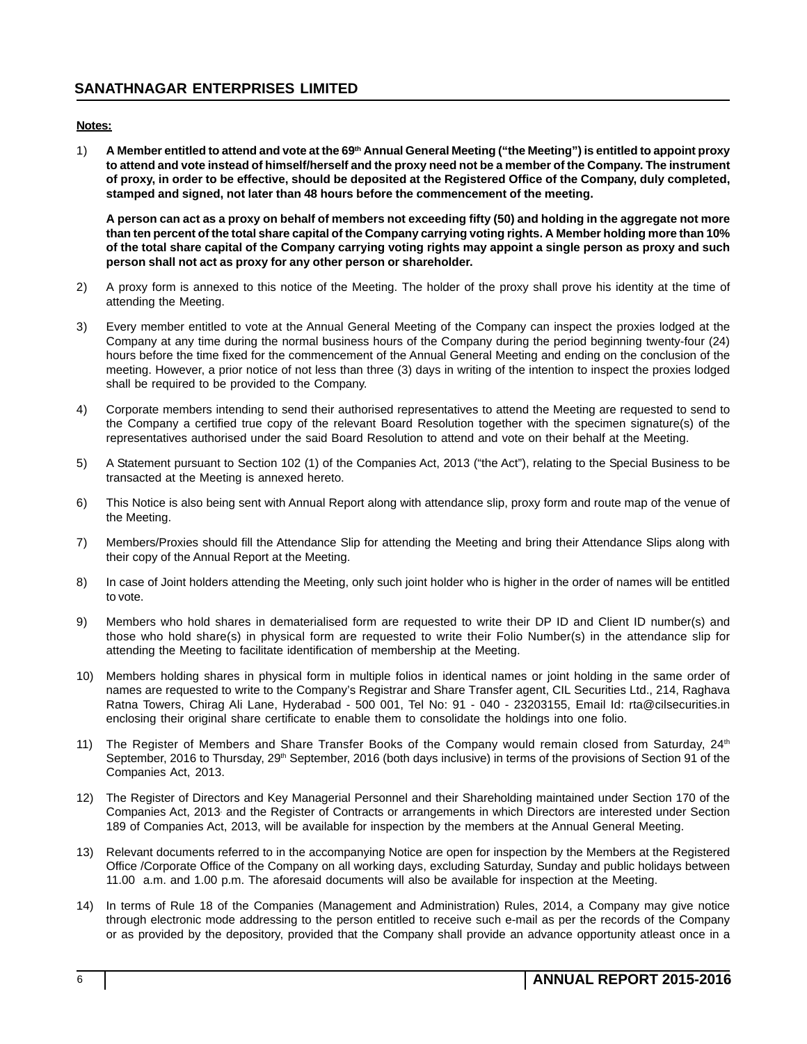**Notes:**

1) **A Member entitled to attend and vote at the 69th Annual General Meeting ("the Meeting") is entitled to appoint proxy to attend and vote instead of himself/herself and the proxy need not be a member of the Company. The instrument of proxy, in order to be effective, should be deposited at the Registered Office of the Company, duly completed, stamped and signed, not later than 48 hours before the commencement of the meeting.**

   **A person can act as a proxy on behalf of members not exceeding fifty (50) and holding in the aggregate not more than ten percent of the total share capital of the Company carrying voting rights. A Member holding more than 10% of the total share capital of the Company carrying voting rights may appoint a single person as proxy and such person shall not act as proxy for any other person or shareholder.**

2) A proxy form is annexed to this notice of the Meeting. The holder of the proxy shall prove his identity at the time of attending the Meeting.

3) Every member entitled to vote at the Annual General Meeting of the Company can inspect the proxies lodged at the Company at any time during the normal business hours of the Company during the period beginning twenty-four (24) hours before the time fixed for the commencement of the Annual General Meeting and ending on the conclusion of the meeting. However, a prior notice of not less than three (3) days in writing of the intention to inspect the proxies lodged shall be required to be provided to the Company.

4) Corporate members intending to send their authorised representatives to attend the Meeting are requested to send to the Company a certified true copy of the relevant Board Resolution together with the specimen signature(s) of the representatives authorised under the said Board Resolution to attend and vote on their behalf at the Meeting.

5) A Statement pursuant to Section 102 (1) of the Companies Act, 2013 ("the Act"), relating to the Special Business to be transacted at the Meeting is annexed hereto.

6) This Notice is also being sent with Annual Report along with attendance slip, proxy form and route map of the venue of the Meeting.

7) Members/Proxies should fill the Attendance Slip for attending the Meeting and bring their Attendance Slips along with their copy of the Annual Report at the Meeting.

8) In case of Joint holders attending the Meeting, only such joint holder who is higher in the order of names will be entitled to vote.

9) Members who hold shares in dematerialised form are requested to write their DP ID and Client ID number(s) and those who hold share(s) in physical form are requested to write their Folio Number(s) in the attendance slip for attending the Meeting to facilitate identification of membership at the Meeting.

10) Members holding shares in physical form in multiple folios in identical names or joint holding in the same order of names are requested to write to the Company's Registrar and Share Transfer agent, CIL Securities Ltd., 214, Raghava Ratna Towers, Chirag Ali Lane, Hyderabad - 500 001, Tel No: 91 - 040 - 23203155, Email Id: rta@cilsecurities.in enclosing their original share certificate to enable them to consolidate the holdings into one folio.

11) The Register of Members and Share Transfer Books of the Company would remain closed from Saturday, 24th September, 2016 to Thursday, 29th September, 2016 (both days inclusive) in terms of the provisions of Section 91 of the Companies Act, 2013.

12) The Register of Directors and Key Managerial Personnel and their Shareholding maintained under Section 170 of the Companies Act, 2013 and the Register of Contracts or arrangements in which Directors are interested under Section 189 of Companies Act, 2013, will be available for inspection by the members at the Annual General Meeting.

13) Relevant documents referred to in the accompanying Notice are open for inspection by the Members at the Registered Office /Corporate Office of the Company on all working days, excluding Saturday, Sunday and public holidays between 11.00 a.m. and 1.00 p.m. The aforesaid documents will also be available for inspection at the Meeting.

14) In terms of Rule 18 of the Companies (Management and Administration) Rules, 2014, a Company may give notice through electronic mode addressing to the person entitled to receive such e-mail as per the records of the Company or as provided by the depository, provided that the Company shall provide an advance opportunity atleast once in a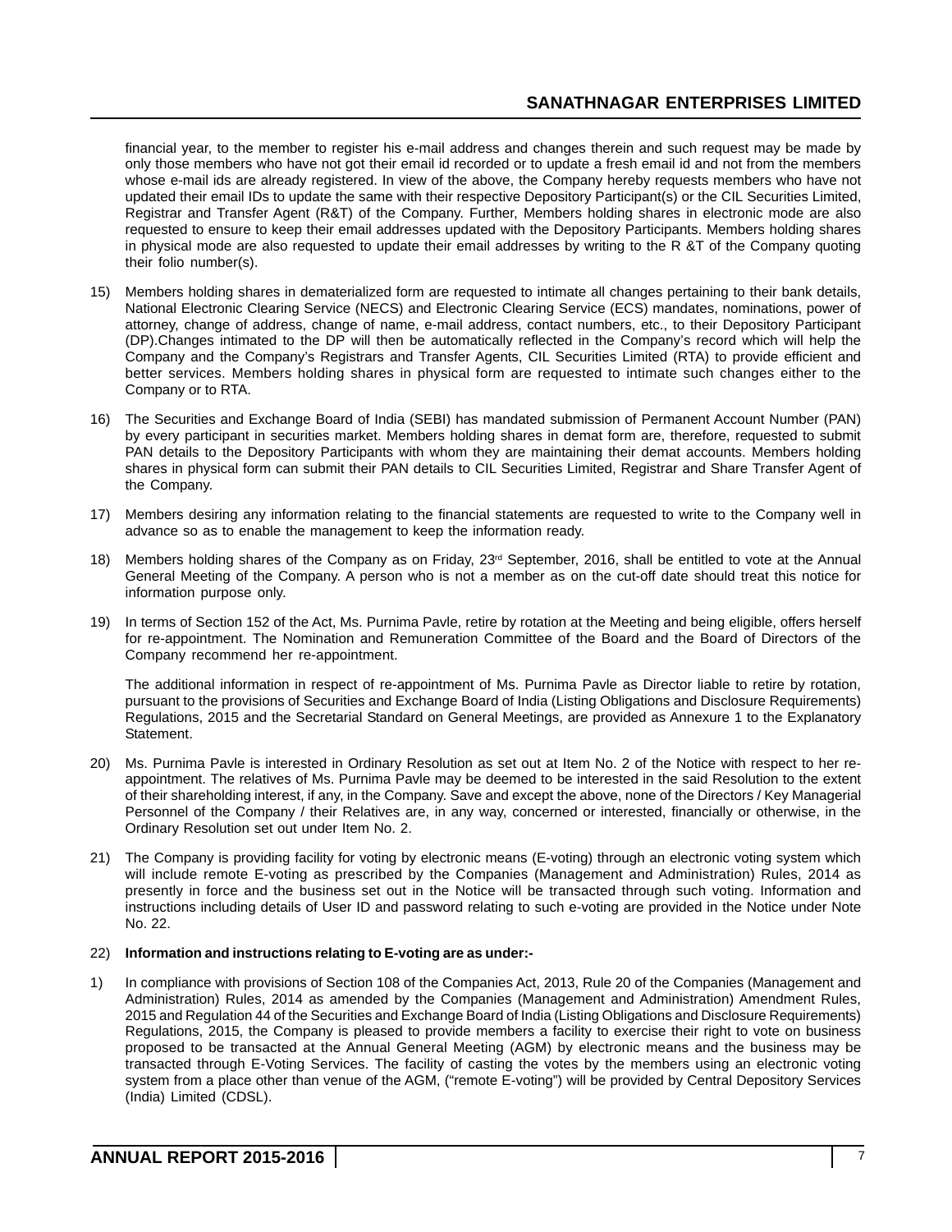financial year, to the member to register his e-mail address and changes therein and such request may be made by only those members who have not got their email id recorded or to update a fresh email id and not from the members whose e-mail ids are already registered. In view of the above, the Company hereby requests members who have not updated their email IDs to update the same with their respective Depository Participant(s) or the CIL Securities Limited, Registrar and Transfer Agent (R&T) of the Company. Further, Members holding shares in electronic mode are also requested to ensure to keep their email addresses updated with the Depository Participants. Members holding shares in physical mode are also requested to update their email addresses by writing to the R &T of the Company quoting their folio number(s).

15) Members holding shares in dematerialized form are requested to intimate all changes pertaining to their bank details, National Electronic Clearing Service (NECS) and Electronic Clearing Service (ECS) mandates, nominations, power of attorney, change of address, change of name, e-mail address, contact numbers, etc., to their Depository Participant (DP).Changes intimated to the DP will then be automatically reflected in the Company's record which will help the Company and the Company's Registrars and Transfer Agents, CIL Securities Limited (RTA) to provide efficient and better services. Members holding shares in physical form are requested to intimate such changes either to the Company or to RTA.

16) The Securities and Exchange Board of India (SEBI) has mandated submission of Permanent Account Number (PAN) by every participant in securities market. Members holding shares in demat form are, therefore, requested to submit PAN details to the Depository Participants with whom they are maintaining their demat accounts. Members holding shares in physical form can submit their PAN details to CIL Securities Limited, Registrar and Share Transfer Agent of the Company.

17) Members desiring any information relating to the financial statements are requested to write to the Company well in advance so as to enable the management to keep the information ready.

18) Members holding shares of the Company as on Friday, 23rd September, 2016, shall be entitled to vote at the Annual General Meeting of the Company. A person who is not a member as on the cut-off date should treat this notice for information purpose only.

19) In terms of Section 152 of the Act, Ms. Purnima Pavle, retire by rotation at the Meeting and being eligible, offers herself for re-appointment. The Nomination and Remuneration Committee of the Board and the Board of Directors of the Company recommend her re-appointment.

    The additional information in respect of re-appointment of Ms. Purnima Pavle as Director liable to retire by rotation, pursuant to the provisions of Securities and Exchange Board of India (Listing Obligations and Disclosure Requirements) Regulations, 2015 and the Secretarial Standard on General Meetings, are provided as Annexure 1 to the Explanatory Statement.

20) Ms. Purnima Pavle is interested in Ordinary Resolution as set out at Item No. 2 of the Notice with respect to her re-appointment. The relatives of Ms. Purnima Pavle may be deemed to be interested in the said Resolution to the extent of their shareholding interest, if any, in the Company. Save and except the above, none of the Directors / Key Managerial Personnel of the Company / their Relatives are, in any way, concerned or interested, financially or otherwise, in the Ordinary Resolution set out under Item No. 2.

21) The Company is providing facility for voting by electronic means (E-voting) through an electronic voting system which will include remote E-voting as prescribed by the Companies (Management and Administration) Rules, 2014 as presently in force and the business set out in the Notice will be transacted through such voting. Information and instructions including details of User ID and password relating to such e-voting are provided in the Notice under Note No. 22.

22) **Information and instructions relating to E-voting are as under:-**

1) In compliance with provisions of Section 108 of the Companies Act, 2013, Rule 20 of the Companies (Management and Administration) Rules, 2014 as amended by the Companies (Management and Administration) Amendment Rules, 2015 and Regulation 44 of the Securities and Exchange Board of India (Listing Obligations and Disclosure Requirements) Regulations, 2015, the Company is pleased to provide members a facility to exercise their right to vote on business proposed to be transacted at the Annual General Meeting (AGM) by electronic means and the business may be transacted through E-Voting Services. The facility of casting the votes by the members using an electronic voting system from a place other than venue of the AGM, ("remote E-voting") will be provided by Central Depository Services (India) Limited (CDSL).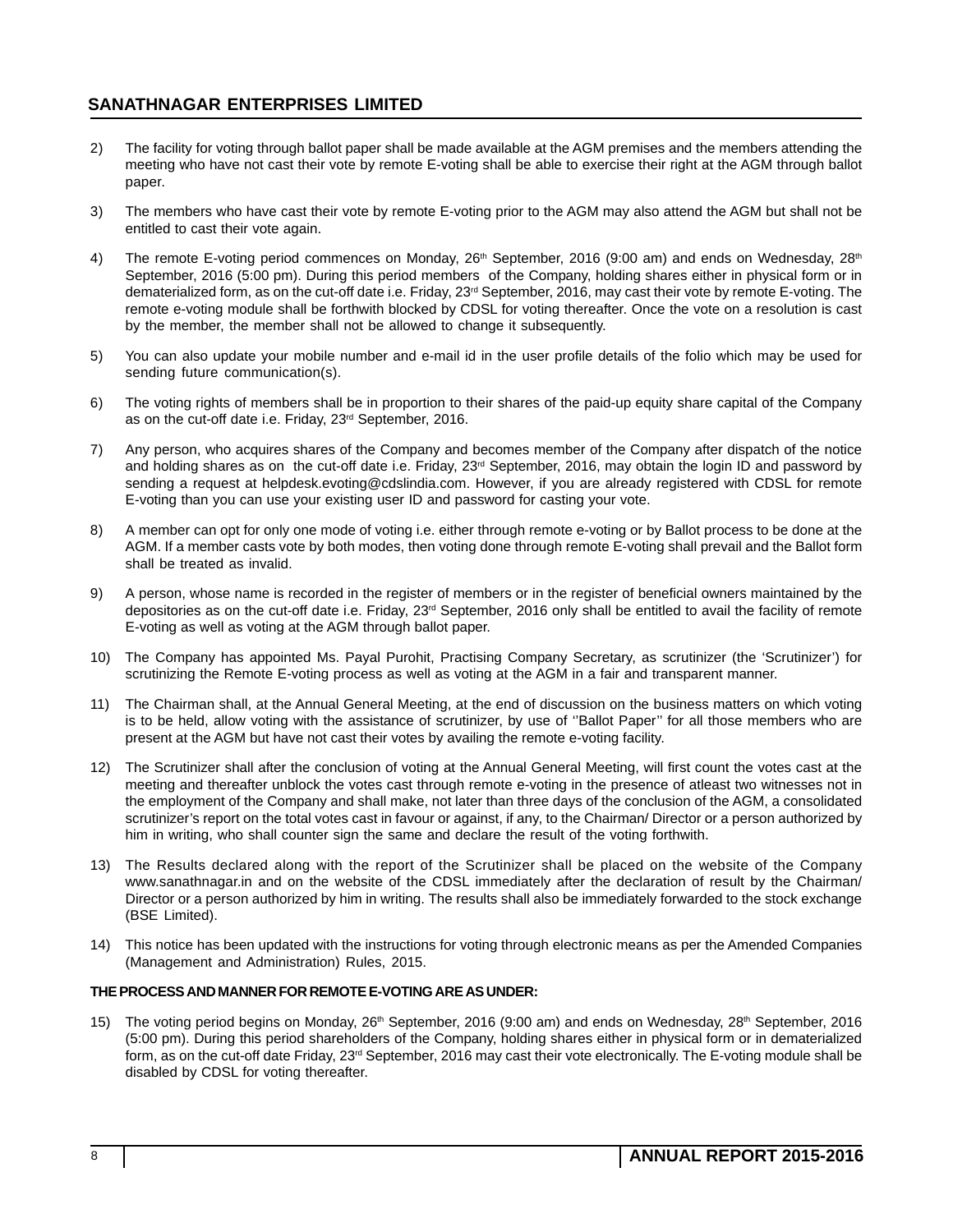2) The facility for voting through ballot paper shall be made available at the AGM premises and the members attending the meeting who have not cast their vote by remote E-voting shall be able to exercise their right at the AGM through ballot paper.

3) The members who have cast their vote by remote E-voting prior to the AGM may also attend the AGM but shall not be entitled to cast their vote again.

4) The remote E-voting period commences on Monday, 26th September, 2016 (9:00 am) and ends on Wednesday, 28th September, 2016 (5:00 pm). During this period members of the Company, holding shares either in physical form or in dematerialized form, as on the cut-off date i.e. Friday, 23rd September, 2016, may cast their vote by remote E-voting. The remote e-voting module shall be forthwith blocked by CDSL for voting thereafter. Once the vote on a resolution is cast by the member, the member shall not be allowed to change it subsequently.

5) You can also update your mobile number and e-mail id in the user profile details of the folio which may be used for sending future communication(s).

6) The voting rights of members shall be in proportion to their shares of the paid-up equity share capital of the Company as on the cut-off date i.e. Friday, 23rd September, 2016.

7) Any person, who acquires shares of the Company and becomes member of the Company after dispatch of the notice and holding shares as on the cut-off date i.e. Friday, 23rd September, 2016, may obtain the login ID and password by sending a request at helpdesk.evoting@cdslindia.com. However, if you are already registered with CDSL for remote E-voting than you can use your existing user ID and password for casting your vote.

8) A member can opt for only one mode of voting i.e. either through remote e-voting or by Ballot process to be done at the AGM. If a member casts vote by both modes, then voting done through remote E-voting shall prevail and the Ballot form shall be treated as invalid.

9) A person, whose name is recorded in the register of members or in the register of beneficial owners maintained by the depositories as on the cut-off date i.e. Friday, 23rd September, 2016 only shall be entitled to avail the facility of remote E-voting as well as voting at the AGM through ballot paper.

10) The Company has appointed Ms. Payal Purohit, Practising Company Secretary, as scrutinizer (the 'Scrutinizer') for scrutinizing the Remote E-voting process as well as voting at the AGM in a fair and transparent manner.

11) The Chairman shall, at the Annual General Meeting, at the end of discussion on the business matters on which voting is to be held, allow voting with the assistance of scrutinizer, by use of ''Ballot Paper'' for all those members who are present at the AGM but have not cast their votes by availing the remote e-voting facility.

12) The Scrutinizer shall after the conclusion of voting at the Annual General Meeting, will first count the votes cast at the meeting and thereafter unblock the votes cast through remote e-voting in the presence of atleast two witnesses not in the employment of the Company and shall make, not later than three days of the conclusion of the AGM, a consolidated scrutinizer's report on the total votes cast in favour or against, if any, to the Chairman/ Director or a person authorized by him in writing, who shall counter sign the same and declare the result of the voting forthwith.

13) The Results declared along with the report of the Scrutinizer shall be placed on the website of the Company www.sanathnagar.in and on the website of the CDSL immediately after the declaration of result by the Chairman/ Director or a person authorized by him in writing. The results shall also be immediately forwarded to the stock exchange (BSE Limited).

14) This notice has been updated with the instructions for voting through electronic means as per the Amended Companies (Management and Administration) Rules, 2015.

**THE PROCESS AND MANNER FOR REMOTE E-VOTING ARE AS UNDER:**

15) The voting period begins on Monday, 26th September, 2016 (9:00 am) and ends on Wednesday, 28th September, 2016 (5:00 pm). During this period shareholders of the Company, holding shares either in physical form or in dematerialized form, as on the cut-off date Friday, 23rd September, 2016 may cast their vote electronically. The E-voting module shall be disabled by CDSL for voting thereafter.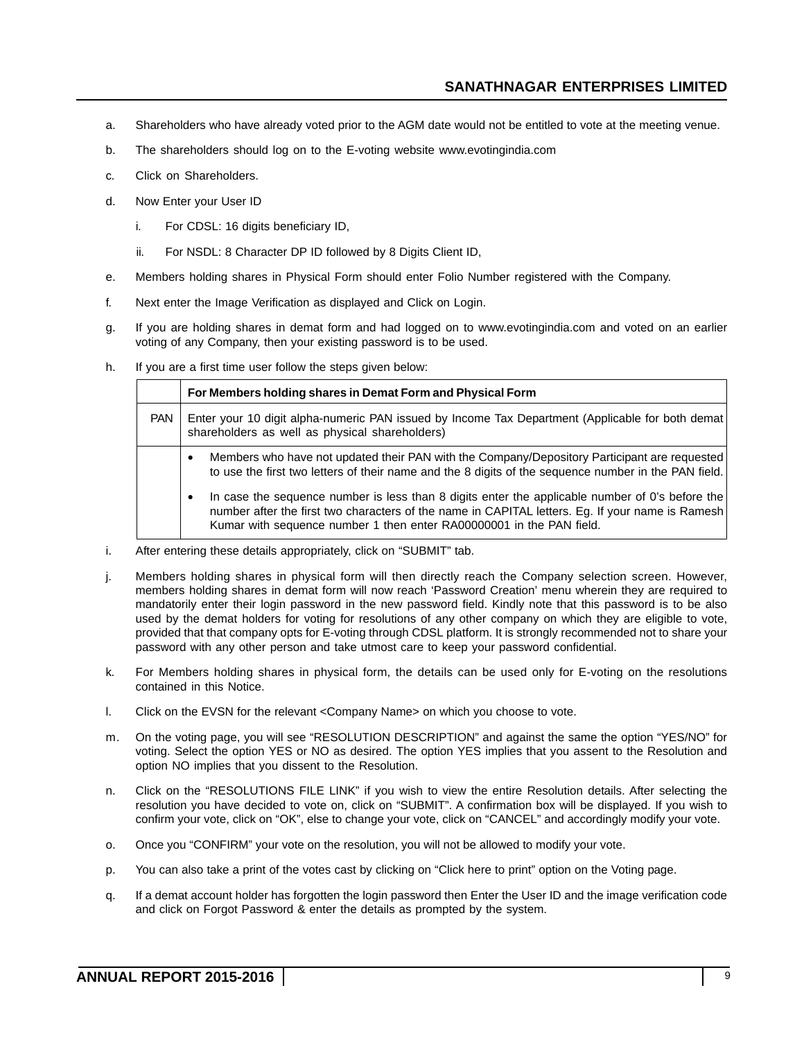a. Shareholders who have already voted prior to the AGM date would not be entitled to vote at the meeting venue.

b. The shareholders should log on to the E-voting website www.evotingindia.com

c. Click on Shareholders.

d. Now Enter your User ID

   i. For CDSL: 16 digits beneficiary ID,

   ii. For NSDL: 8 Character DP ID followed by 8 Digits Client ID,

e. Members holding shares in Physical Form should enter Folio Number registered with the Company.

f. Next enter the Image Verification as displayed and Click on Login.

g. If you are holding shares in demat form and had logged on to www.evotingindia.com and voted on an earlier voting of any Company, then your existing password is to be used.

h. If you are a first time user follow the steps given below:

| | **For Members holding shares in Demat Form and Physical Form** |
|---|---|
| PAN | Enter your 10 digit alpha-numeric PAN issued by Income Tax Department (Applicable for both demat shareholders as well as physical shareholders) |
| | • Members who have not updated their PAN with the Company/Depository Participant are requested to use the first two letters of their name and the 8 digits of the sequence number in the PAN field.<br>• In case the sequence number is less than 8 digits enter the applicable number of 0's before the number after the first two characters of the name in CAPITAL letters. Eg. If your name is Ramesh Kumar with sequence number 1 then enter RA00000001 in the PAN field. |

i. After entering these details appropriately, click on "SUBMIT" tab.

j. Members holding shares in physical form will then directly reach the Company selection screen. However, members holding shares in demat form will now reach 'Password Creation' menu wherein they are required to mandatorily enter their login password in the new password field. Kindly note that this password is to be also used by the demat holders for voting for resolutions of any other company on which they are eligible to vote, provided that that company opts for E-voting through CDSL platform. It is strongly recommended not to share your password with any other person and take utmost care to keep your password confidential.

k. For Members holding shares in physical form, the details can be used only for E-voting on the resolutions contained in this Notice.

l. Click on the EVSN for the relevant <Company Name> on which you choose to vote.

m. On the voting page, you will see "RESOLUTION DESCRIPTION" and against the same the option "YES/NO" for voting. Select the option YES or NO as desired. The option YES implies that you assent to the Resolution and option NO implies that you dissent to the Resolution.

n. Click on the "RESOLUTIONS FILE LINK" if you wish to view the entire Resolution details. After selecting the resolution you have decided to vote on, click on "SUBMIT". A confirmation box will be displayed. If you wish to confirm your vote, click on "OK", else to change your vote, click on "CANCEL" and accordingly modify your vote.

o. Once you "CONFIRM" your vote on the resolution, you will not be allowed to modify your vote.

p. You can also take a print of the votes cast by clicking on "Click here to print" option on the Voting page.

q. If a demat account holder has forgotten the login password then Enter the User ID and the image verification code and click on Forgot Password & enter the details as prompted by the system.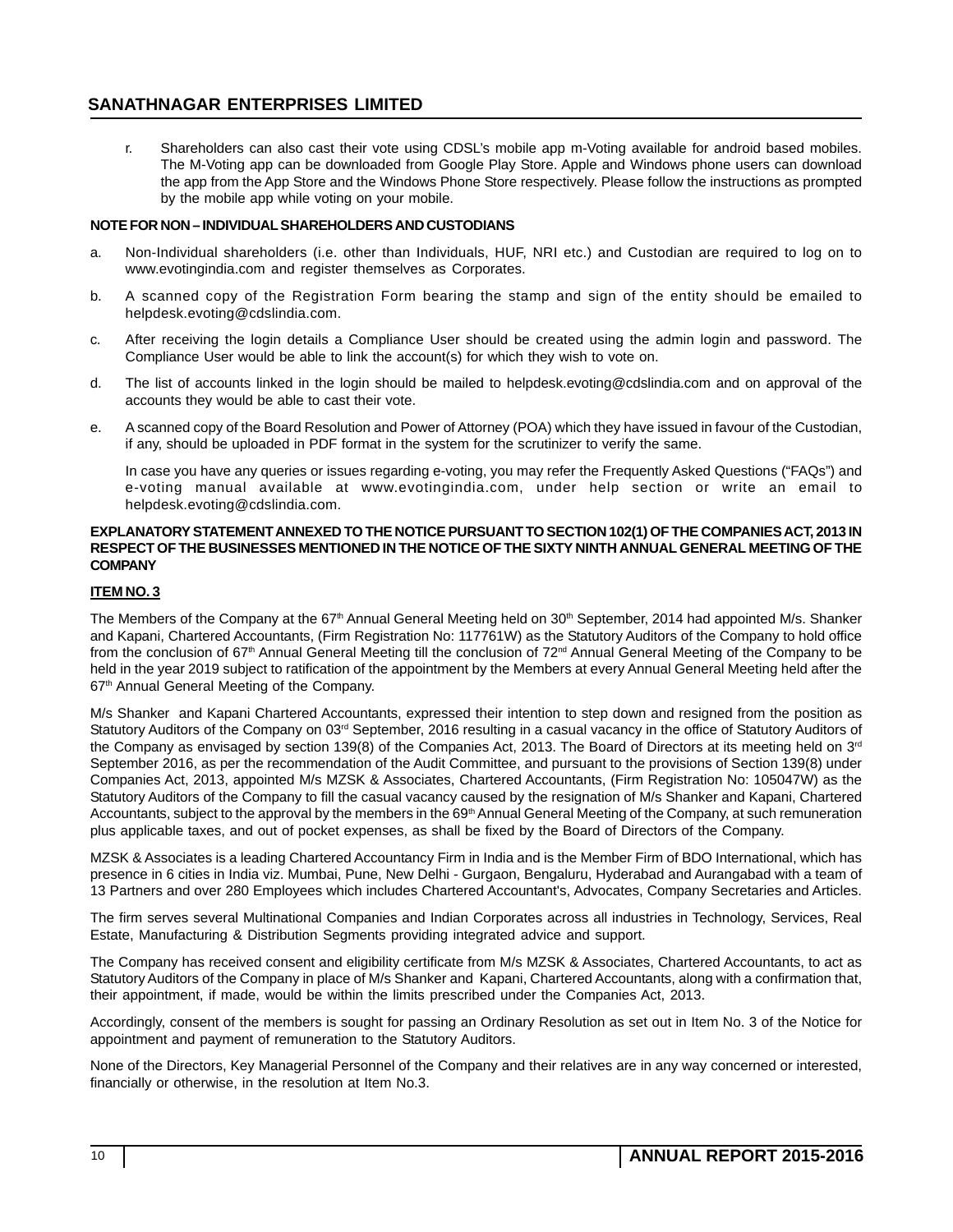r. Shareholders can also cast their vote using CDSL's mobile app m-Voting available for android based mobiles. The M-Voting app can be downloaded from Google Play Store. Apple and Windows phone users can download the app from the App Store and the Windows Phone Store respectively. Please follow the instructions as prompted by the mobile app while voting on your mobile.

**NOTE FOR NON – INDIVIDUAL SHAREHOLDERS AND CUSTODIANS**

a. Non-Individual shareholders (i.e. other than Individuals, HUF, NRI etc.) and Custodian are required to log on to www.evotingindia.com and register themselves as Corporates.

b. A scanned copy of the Registration Form bearing the stamp and sign of the entity should be emailed to helpdesk.evoting@cdslindia.com.

c. After receiving the login details a Compliance User should be created using the admin login and password. The Compliance User would be able to link the account(s) for which they wish to vote on.

d. The list of accounts linked in the login should be mailed to helpdesk.evoting@cdslindia.com and on approval of the accounts they would be able to cast their vote.

e. A scanned copy of the Board Resolution and Power of Attorney (POA) which they have issued in favour of the Custodian, if any, should be uploaded in PDF format in the system for the scrutinizer to verify the same.

   In case you have any queries or issues regarding e-voting, you may refer the Frequently Asked Questions ("FAQs") and e-voting manual available at www.evotingindia.com, under help section or write an email to helpdesk.evoting@cdslindia.com.

**EXPLANATORY STATEMENT ANNEXED TO THE NOTICE PURSUANT TO SECTION 102(1) OF THE COMPANIES ACT, 2013 IN RESPECT OF THE BUSINESSES MENTIONED IN THE NOTICE OF THE SIXTY NINTH ANNUAL GENERAL MEETING OF THE COMPANY**

**ITEM NO. 3**

The Members of the Company at the 67th Annual General Meeting held on 30th September, 2014 had appointed M/s. Shanker and Kapani, Chartered Accountants, (Firm Registration No: 117761W) as the Statutory Auditors of the Company to hold office from the conclusion of 67th Annual General Meeting till the conclusion of 72nd Annual General Meeting of the Company to be held in the year 2019 subject to ratification of the appointment by the Members at every Annual General Meeting held after the 67th Annual General Meeting of the Company.

M/s Shanker and Kapani Chartered Accountants, expressed their intention to step down and resigned from the position as Statutory Auditors of the Company on 03rd September, 2016 resulting in a casual vacancy in the office of Statutory Auditors of the Company as envisaged by section 139(8) of the Companies Act, 2013. The Board of Directors at its meeting held on 3rd September 2016, as per the recommendation of the Audit Committee, and pursuant to the provisions of Section 139(8) under Companies Act, 2013, appointed M/s MZSK & Associates, Chartered Accountants, (Firm Registration No: 105047W) as the Statutory Auditors of the Company to fill the casual vacancy caused by the resignation of M/s Shanker and Kapani, Chartered Accountants, subject to the approval by the members in the 69th Annual General Meeting of the Company, at such remuneration plus applicable taxes, and out of pocket expenses, as shall be fixed by the Board of Directors of the Company.

MZSK & Associates is a leading Chartered Accountancy Firm in India and is the Member Firm of BDO International, which has presence in 6 cities in India viz. Mumbai, Pune, New Delhi - Gurgaon, Bengaluru, Hyderabad and Aurangabad with a team of 13 Partners and over 280 Employees which includes Chartered Accountant's, Advocates, Company Secretaries and Articles.

The firm serves several Multinational Companies and Indian Corporates across all industries in Technology, Services, Real Estate, Manufacturing & Distribution Segments providing integrated advice and support.

The Company has received consent and eligibility certificate from M/s MZSK & Associates, Chartered Accountants, to act as Statutory Auditors of the Company in place of M/s Shanker and Kapani, Chartered Accountants, along with a confirmation that, their appointment, if made, would be within the limits prescribed under the Companies Act, 2013.

Accordingly, consent of the members is sought for passing an Ordinary Resolution as set out in Item No. 3 of the Notice for appointment and payment of remuneration to the Statutory Auditors.

None of the Directors, Key Managerial Personnel of the Company and their relatives are in any way concerned or interested, financially or otherwise, in the resolution at Item No.3.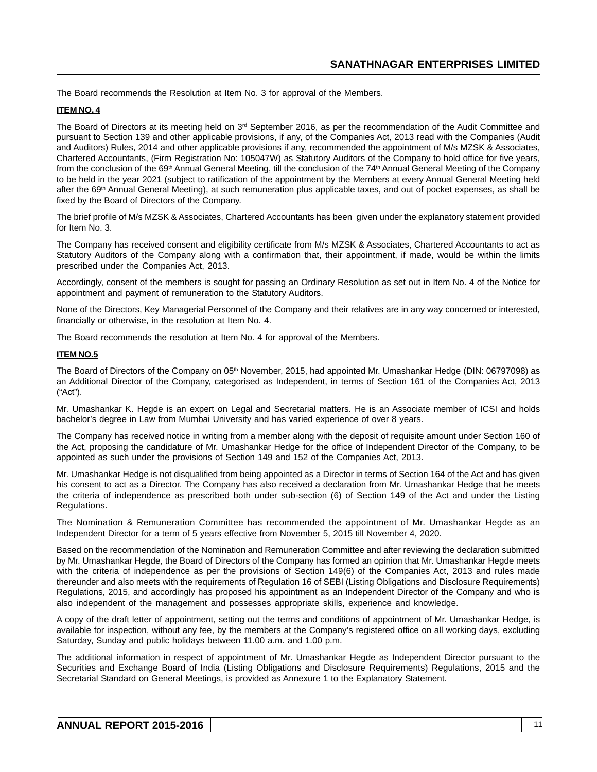The Board recommends the Resolution at Item No. 3 for approval of the Members.

**ITEM NO. 4**

The Board of Directors at its meeting held on 3rd September 2016, as per the recommendation of the Audit Committee and pursuant to Section 139 and other applicable provisions, if any, of the Companies Act, 2013 read with the Companies (Audit and Auditors) Rules, 2014 and other applicable provisions if any, recommended the appointment of M/s MZSK & Associates, Chartered Accountants, (Firm Registration No: 105047W) as Statutory Auditors of the Company to hold office for five years, from the conclusion of the 69th Annual General Meeting, till the conclusion of the 74th Annual General Meeting of the Company to be held in the year 2021 (subject to ratification of the appointment by the Members at every Annual General Meeting held after the 69th Annual General Meeting), at such remuneration plus applicable taxes, and out of pocket expenses, as shall be fixed by the Board of Directors of the Company.

The brief profile of M/s MZSK & Associates, Chartered Accountants has been given under the explanatory statement provided for Item No. 3.

The Company has received consent and eligibility certificate from M/s MZSK & Associates, Chartered Accountants to act as Statutory Auditors of the Company along with a confirmation that, their appointment, if made, would be within the limits prescribed under the Companies Act, 2013.

Accordingly, consent of the members is sought for passing an Ordinary Resolution as set out in Item No. 4 of the Notice for appointment and payment of remuneration to the Statutory Auditors.

None of the Directors, Key Managerial Personnel of the Company and their relatives are in any way concerned or interested, financially or otherwise, in the resolution at Item No. 4.

The Board recommends the resolution at Item No. 4 for approval of the Members.

**ITEM NO.5**

The Board of Directors of the Company on 05th November, 2015, had appointed Mr. Umashankar Hedge (DIN: 06797098) as an Additional Director of the Company, categorised as Independent, in terms of Section 161 of the Companies Act, 2013 ("Act").

Mr. Umashankar K. Hegde is an expert on Legal and Secretarial matters. He is an Associate member of ICSI and holds bachelor's degree in Law from Mumbai University and has varied experience of over 8 years.

The Company has received notice in writing from a member along with the deposit of requisite amount under Section 160 of the Act, proposing the candidature of Mr. Umashankar Hedge for the office of Independent Director of the Company, to be appointed as such under the provisions of Section 149 and 152 of the Companies Act, 2013.

Mr. Umashankar Hedge is not disqualified from being appointed as a Director in terms of Section 164 of the Act and has given his consent to act as a Director. The Company has also received a declaration from Mr. Umashankar Hedge that he meets the criteria of independence as prescribed both under sub-section (6) of Section 149 of the Act and under the Listing Regulations.

The Nomination & Remuneration Committee has recommended the appointment of Mr. Umashankar Hegde as an Independent Director for a term of 5 years effective from November 5, 2015 till November 4, 2020.

Based on the recommendation of the Nomination and Remuneration Committee and after reviewing the declaration submitted by Mr. Umashankar Hegde, the Board of Directors of the Company has formed an opinion that Mr. Umashankar Hegde meets with the criteria of independence as per the provisions of Section 149(6) of the Companies Act, 2013 and rules made thereunder and also meets with the requirements of Regulation 16 of SEBI (Listing Obligations and Disclosure Requirements) Regulations, 2015, and accordingly has proposed his appointment as an Independent Director of the Company and who is also independent of the management and possesses appropriate skills, experience and knowledge.

A copy of the draft letter of appointment, setting out the terms and conditions of appointment of Mr. Umashankar Hedge, is available for inspection, without any fee, by the members at the Company's registered office on all working days, excluding Saturday, Sunday and public holidays between 11.00 a.m. and 1.00 p.m.

The additional information in respect of appointment of Mr. Umashankar Hegde as Independent Director pursuant to the Securities and Exchange Board of India (Listing Obligations and Disclosure Requirements) Regulations, 2015 and the Secretarial Standard on General Meetings, is provided as Annexure 1 to the Explanatory Statement.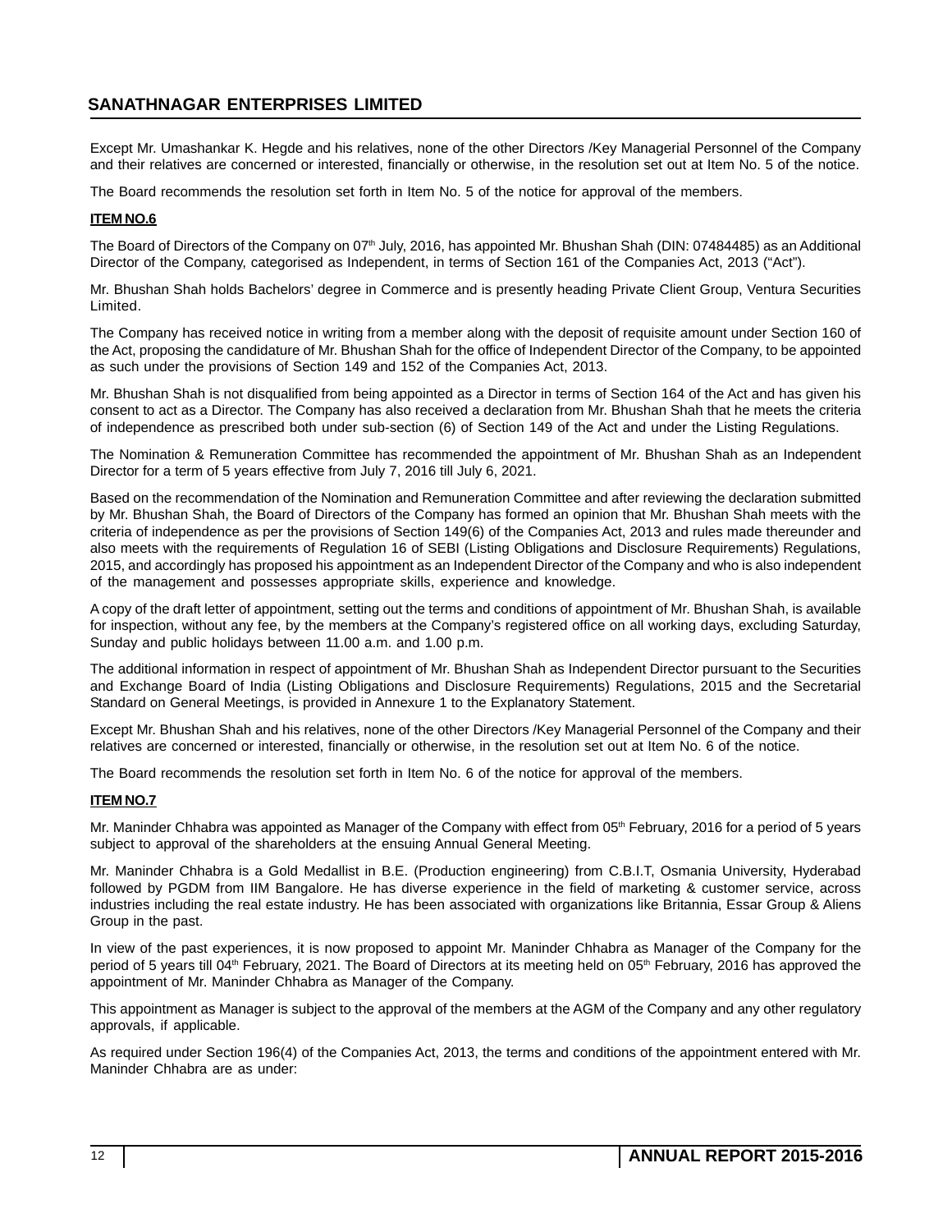Except Mr. Umashankar K. Hegde and his relatives, none of the other Directors /Key Managerial Personnel of the Company and their relatives are concerned or interested, financially or otherwise, in the resolution set out at Item No. 5 of the notice.

The Board recommends the resolution set forth in Item No. 5 of the notice for approval of the members.

**ITEM NO.6**

The Board of Directors of the Company on 07th July, 2016, has appointed Mr. Bhushan Shah (DIN: 07484485) as an Additional Director of the Company, categorised as Independent, in terms of Section 161 of the Companies Act, 2013 ("Act").

Mr. Bhushan Shah holds Bachelors' degree in Commerce and is presently heading Private Client Group, Ventura Securities Limited.

The Company has received notice in writing from a member along with the deposit of requisite amount under Section 160 of the Act, proposing the candidature of Mr. Bhushan Shah for the office of Independent Director of the Company, to be appointed as such under the provisions of Section 149 and 152 of the Companies Act, 2013.

Mr. Bhushan Shah is not disqualified from being appointed as a Director in terms of Section 164 of the Act and has given his consent to act as a Director. The Company has also received a declaration from Mr. Bhushan Shah that he meets the criteria of independence as prescribed both under sub-section (6) of Section 149 of the Act and under the Listing Regulations.

The Nomination & Remuneration Committee has recommended the appointment of Mr. Bhushan Shah as an Independent Director for a term of 5 years effective from July 7, 2016 till July 6, 2021.

Based on the recommendation of the Nomination and Remuneration Committee and after reviewing the declaration submitted by Mr. Bhushan Shah, the Board of Directors of the Company has formed an opinion that Mr. Bhushan Shah meets with the criteria of independence as per the provisions of Section 149(6) of the Companies Act, 2013 and rules made thereunder and also meets with the requirements of Regulation 16 of SEBI (Listing Obligations and Disclosure Requirements) Regulations, 2015, and accordingly has proposed his appointment as an Independent Director of the Company and who is also independent of the management and possesses appropriate skills, experience and knowledge.

A copy of the draft letter of appointment, setting out the terms and conditions of appointment of Mr. Bhushan Shah, is available for inspection, without any fee, by the members at the Company's registered office on all working days, excluding Saturday, Sunday and public holidays between 11.00 a.m. and 1.00 p.m.

The additional information in respect of appointment of Mr. Bhushan Shah as Independent Director pursuant to the Securities and Exchange Board of India (Listing Obligations and Disclosure Requirements) Regulations, 2015 and the Secretarial Standard on General Meetings, is provided in Annexure 1 to the Explanatory Statement.

Except Mr. Bhushan Shah and his relatives, none of the other Directors /Key Managerial Personnel of the Company and their relatives are concerned or interested, financially or otherwise, in the resolution set out at Item No. 6 of the notice.

The Board recommends the resolution set forth in Item No. 6 of the notice for approval of the members.

**ITEM NO.7**

Mr. Maninder Chhabra was appointed as Manager of the Company with effect from 05th February, 2016 for a period of 5 years subject to approval of the shareholders at the ensuing Annual General Meeting.

Mr. Maninder Chhabra is a Gold Medallist in B.E. (Production engineering) from C.B.I.T, Osmania University, Hyderabad followed by PGDM from IIM Bangalore. He has diverse experience in the field of marketing & customer service, across industries including the real estate industry. He has been associated with organizations like Britannia, Essar Group & Aliens Group in the past.

In view of the past experiences, it is now proposed to appoint Mr. Maninder Chhabra as Manager of the Company for the period of 5 years till 04th February, 2021. The Board of Directors at its meeting held on 05th February, 2016 has approved the appointment of Mr. Maninder Chhabra as Manager of the Company.

This appointment as Manager is subject to the approval of the members at the AGM of the Company and any other regulatory approvals, if applicable.

As required under Section 196(4) of the Companies Act, 2013, the terms and conditions of the appointment entered with Mr. Maninder Chhabra are as under: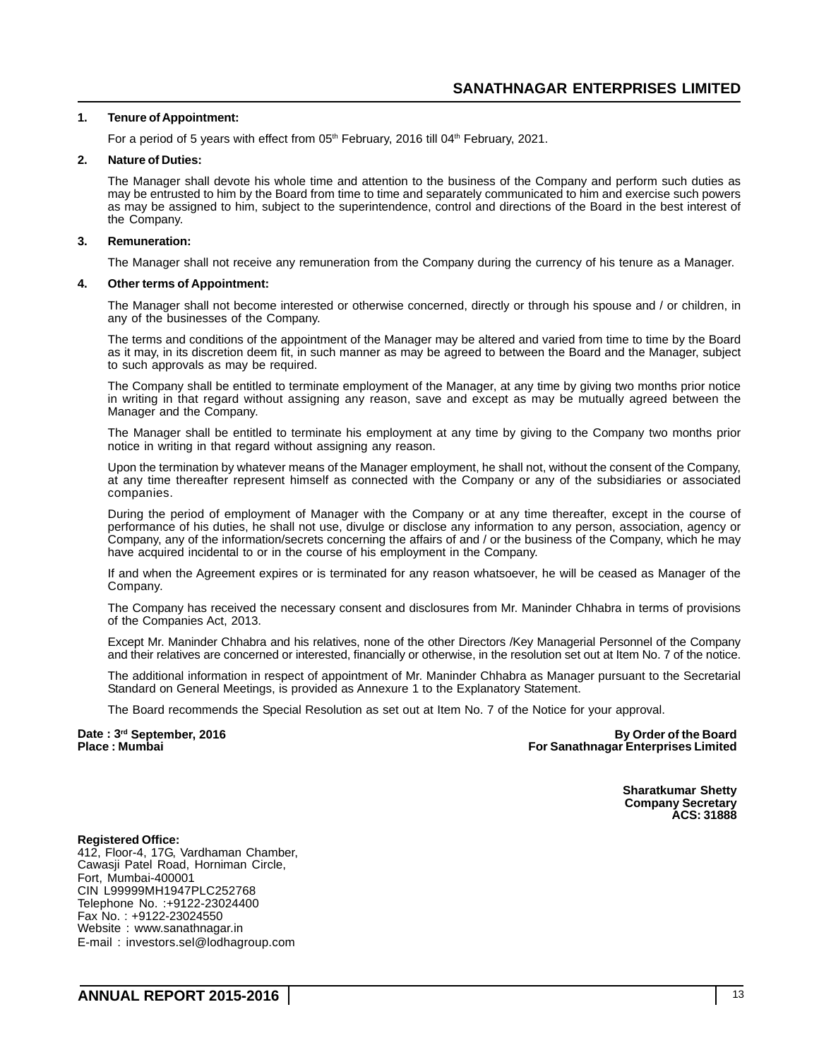**1. Tenure of Appointment:**

For a period of 5 years with effect from 05th February, 2016 till 04th February, 2021.

**2. Nature of Duties:**

The Manager shall devote his whole time and attention to the business of the Company and perform such duties as may be entrusted to him by the Board from time to time and separately communicated to him and exercise such powers as may be assigned to him, subject to the superintendence, control and directions of the Board in the best interest of the Company.

**3. Remuneration:**

The Manager shall not receive any remuneration from the Company during the currency of his tenure as a Manager.

**4. Other terms of Appointment:**

The Manager shall not become interested or otherwise concerned, directly or through his spouse and / or children, in any of the businesses of the Company.

The terms and conditions of the appointment of the Manager may be altered and varied from time to time by the Board as it may, in its discretion deem fit, in such manner as may be agreed to between the Board and the Manager, subject to such approvals as may be required.

The Company shall be entitled to terminate employment of the Manager, at any time by giving two months prior notice in writing in that regard without assigning any reason, save and except as may be mutually agreed between the Manager and the Company.

The Manager shall be entitled to terminate his employment at any time by giving to the Company two months prior notice in writing in that regard without assigning any reason.

Upon the termination by whatever means of the Manager employment, he shall not, without the consent of the Company, at any time thereafter represent himself as connected with the Company or any of the subsidiaries or associated companies.

During the period of employment of Manager with the Company or at any time thereafter, except in the course of performance of his duties, he shall not use, divulge or disclose any information to any person, association, agency or Company, any of the information/secrets concerning the affairs of and / or the business of the Company, which he may have acquired incidental to or in the course of his employment in the Company.

If and when the Agreement expires or is terminated for any reason whatsoever, he will be ceased as Manager of the Company.

The Company has received the necessary consent and disclosures from Mr. Maninder Chhabra in terms of provisions of the Companies Act, 2013.

Except Mr. Maninder Chhabra and his relatives, none of the other Directors /Key Managerial Personnel of the Company and their relatives are concerned or interested, financially or otherwise, in the resolution set out at Item No. 7 of the notice.

The additional information in respect of appointment of Mr. Maninder Chhabra as Manager pursuant to the Secretarial Standard on General Meetings, is provided as Annexure 1 to the Explanatory Statement.

The Board recommends the Special Resolution as set out at Item No. 7 of the Notice for your approval.

**Date : 3rd September, 2016**
**Place : Mumbai**

**By Order of the Board**
**For Sanathnagar Enterprises Limited**

**Sharatkumar Shetty**
**Company Secretary**
**ACS: 31888**

**Registered Office:**
412, Floor-4, 17G, Vardhaman Chamber,
Cawasji Patel Road, Horniman Circle,
Fort, Mumbai-400001
CIN L99999MH1947PLC252768
Telephone No. :+9122-23024400
Fax No. : +9122-23024550
Website : www.sanathnagar.in
E-mail : investors.sel@lodhagroup.com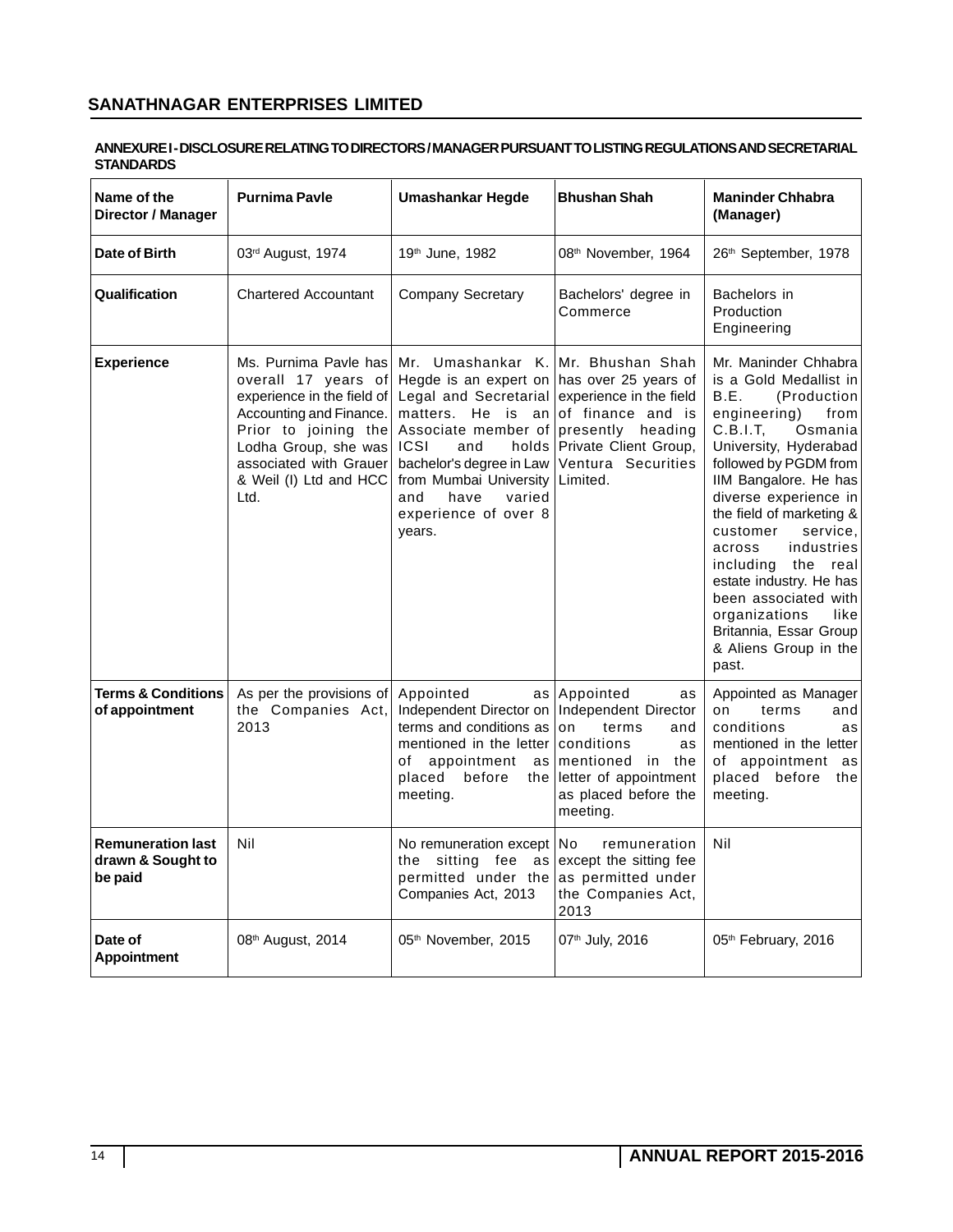## SANATHNAGAR ENTERPRISES LIMITED

**ANNEXURE I - DISCLOSURE RELATING TO DIRECTORS / MANAGER PURSUANT TO LISTING REGULATIONS AND SECRETARIAL STANDARDS**

| Name of the Director / Manager | Purnima Pavle | Umashankar Hegde | Bhushan Shah | Maninder Chhabra (Manager) |
|---|---|---|---|---|
| Date of Birth | 03rd August, 1974 | 19th June, 1982 | 08th November, 1964 | 26th September, 1978 |
| Qualification | Chartered Accountant | Company Secretary | Bachelors' degree in Commerce | Bachelors in Production Engineering |
| Experience | Ms. Purnima Pavle has overall 17 years of experience in the field of Accounting and Finance. Prior to joining the Lodha Group, she was associated with Grauer & Weil (I) Ltd and HCC Ltd. | Mr. Umashankar K. Hegde is an expert on Legal and Secretarial matters. He is an Associate member of ICSI and holds bachelor's degree in Law from Mumbai University and have varied experience of over 8 years. | Mr. Bhushan Shah has over 25 years of experience in the field of finance and is presently heading Private Client Group, Ventura Securities Limited. | Mr. Maninder Chhabra is a Gold Medallist in B.E. (Production engineering) from C.B.I.T, Osmania University, Hyderabad followed by PGDM from IIM Bangalore. He has diverse experience in the field of marketing & customer service, across industries including the real estate industry. He has been associated with organizations like Britannia, Essar Group & Aliens Group in the past. |
| Terms & Conditions of appointment | As per the provisions of the Companies Act, 2013 | Appointed as Independent Director on terms and conditions as mentioned in the letter of appointment as placed before the meeting. | Appointed as Independent Director on terms and conditions as mentioned in the letter of appointment as placed before the meeting. | Appointed as Manager on terms and conditions as mentioned in the letter of appointment as placed before the meeting. |
| Remuneration last drawn & Sought to be paid | Nil | No remuneration except the sitting fee as permitted under the Companies Act, 2013 | No remuneration except the sitting fee as permitted under the Companies Act, 2013 | Nil |
| Date of Appointment | 08th August, 2014 | 05th November, 2015 | 07th July, 2016 | 05th February, 2016 |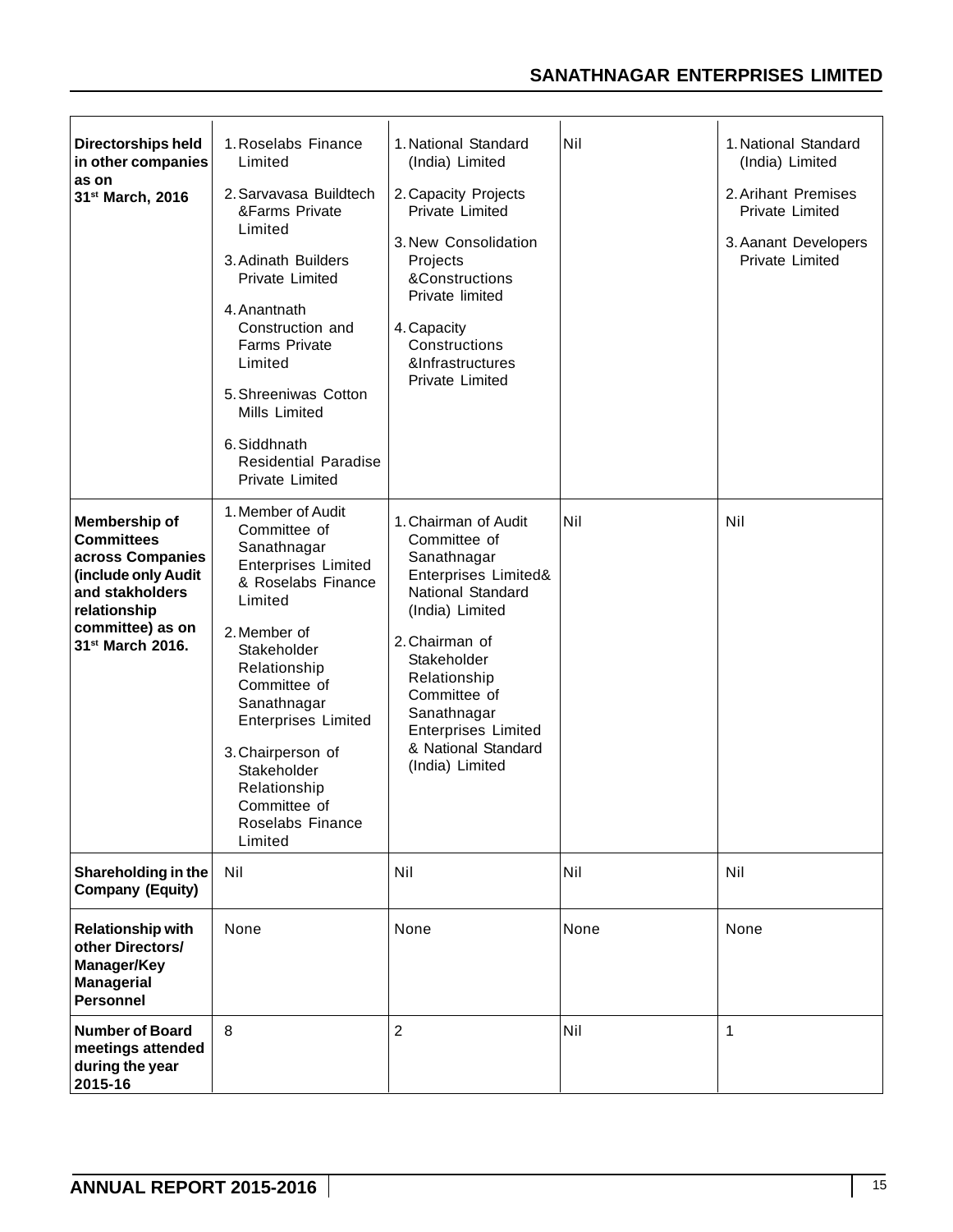| | | | | |
|---|---|---|---|---|
| **Directorships held in other companies as on 31st March, 2016** | 1. Roselabs Finance Limited<br>2. Sarvavasa Buildtech &Farms Private Limited<br>3. Adinath Builders Private Limited<br>4. Anantnath Construction and Farms Private Limited<br>5. Shreeniwas Cotton Mills Limited<br>6. Siddhnath Residential Paradise Private Limited | 1. National Standard (India) Limited<br>2. Capacity Projects Private Limited<br>3. New Consolidation Projects &Constructions Private limited<br>4. Capacity Constructions &Infrastructures Private Limited | Nil | 1. National Standard (India) Limited<br>2. Arihant Premises Private Limited<br>3. Aanant Developers Private Limited |
| **Membership of Committees across Companies (include only Audit and stakholders relationship committee) as on 31st March 2016.** | 1. Member of Audit Committee of Sanathnagar Enterprises Limited & Roselabs Finance Limited<br>2. Member of Stakeholder Relationship Committee of Sanathnagar Enterprises Limited<br>3. Chairperson of Stakeholder Relationship Committee of Roselabs Finance Limited | 1. Chairman of Audit Committee of Sanathnagar Enterprises Limited& National Standard (India) Limited<br>2. Chairman of Stakeholder Relationship Committee of Sanathnagar Enterprises Limited & National Standard (India) Limited | Nil | Nil |
| **Shareholding in the Company (Equity)** | Nil | Nil | Nil | Nil |
| **Relationship with other Directors/ Manager/Key Managerial Personnel** | None | None | None | None |
| **Number of Board meetings attended during the year 2015-16** | 8 | 2 | Nil | 1 |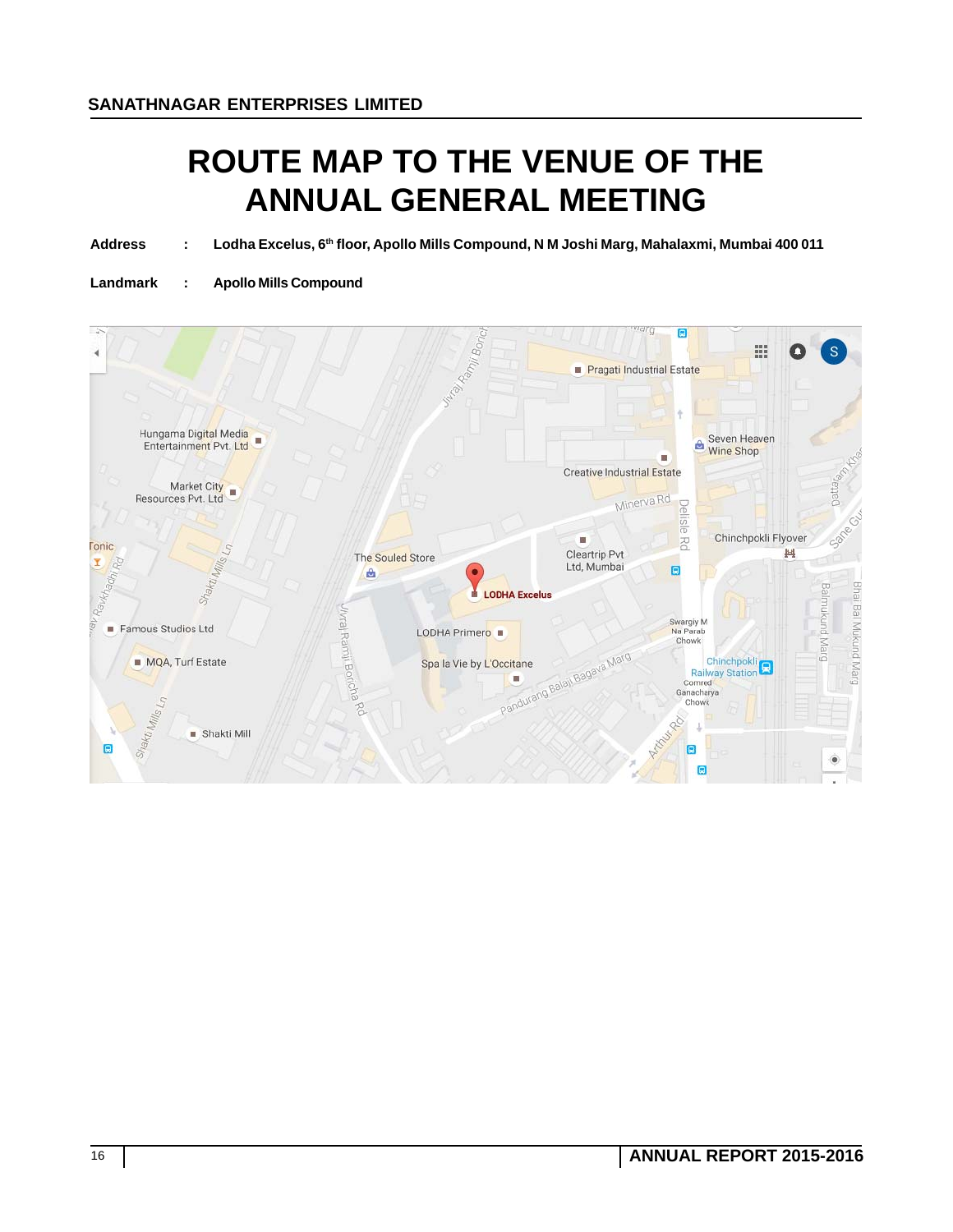# ROUTE MAP TO THE VENUE OF THE ANNUAL GENERAL MEETING

**Address** : **Lodha Excelus, 6th floor, Apollo Mills Compound, N M Joshi Marg, Mahalaxmi, Mumbai 400 011**

**Landmark** : **Apollo Mills Compound**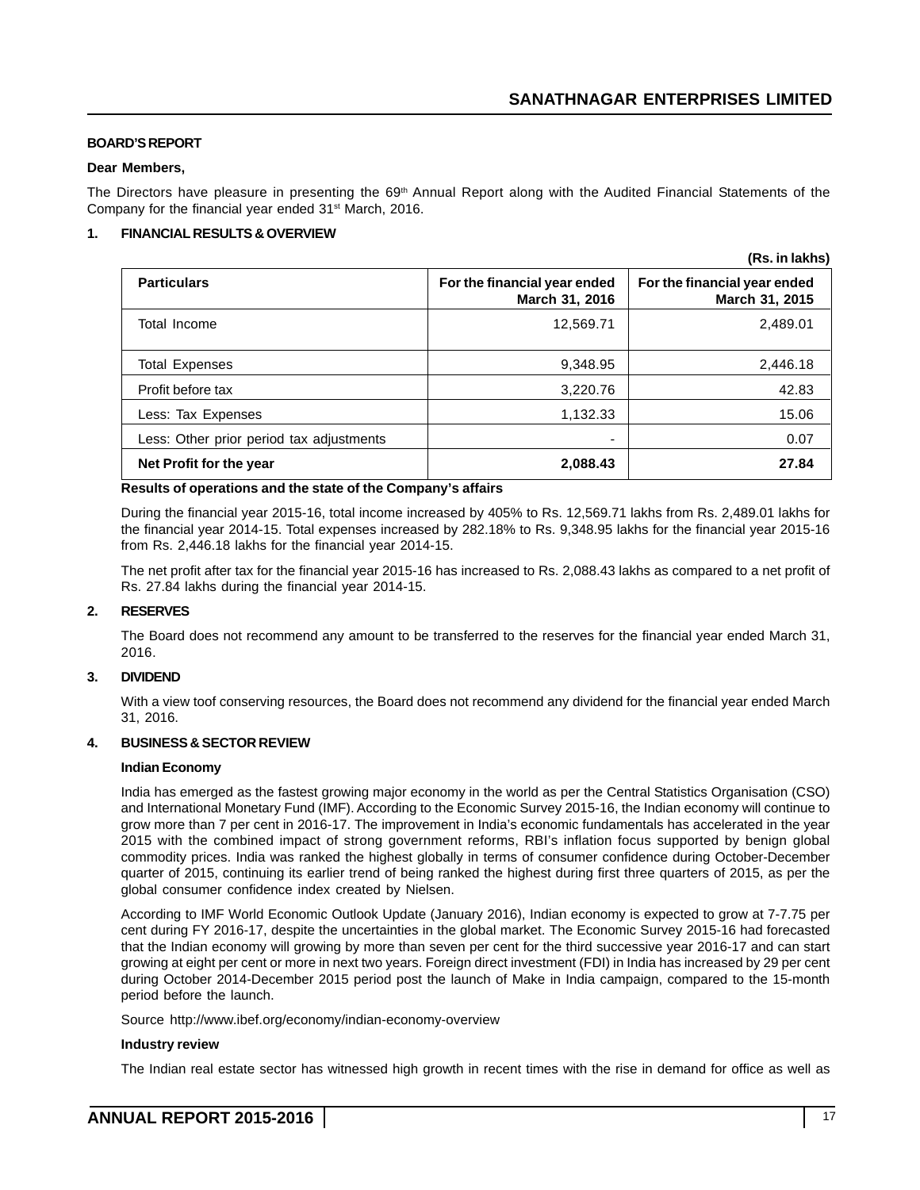## BOARD'S REPORT

**Dear Members,**

The Directors have pleasure in presenting the 69th Annual Report along with the Audited Financial Statements of the Company for the financial year ended 31st March, 2016.

### 1. FINANCIAL RESULTS & OVERVIEW

**(Rs. in lakhs)**

| Particulars | For the financial year ended March 31, 2016 | For the financial year ended March 31, 2015 |
|---|---|---|
| Total Income | 12,569.71 | 2,489.01 |
| Total Expenses | 9,348.95 | 2,446.18 |
| Profit before tax | 3,220.76 | 42.83 |
| Less: Tax Expenses | 1,132.33 | 15.06 |
| Less: Other prior period tax adjustments | - | 0.07 |
| **Net Profit for the year** | **2,088.43** | **27.84** |

**Results of operations and the state of the Company's affairs**

During the financial year 2015-16, total income increased by 405% to Rs. 12,569.71 lakhs from Rs. 2,489.01 lakhs for the financial year 2014-15. Total expenses increased by 282.18% to Rs. 9,348.95 lakhs for the financial year 2015-16 from Rs. 2,446.18 lakhs for the financial year 2014-15.

The net profit after tax for the financial year 2015-16 has increased to Rs. 2,088.43 lakhs as compared to a net profit of Rs. 27.84 lakhs during the financial year 2014-15.

### 2. RESERVES

The Board does not recommend any amount to be transferred to the reserves for the financial year ended March 31, 2016.

### 3. DIVIDEND

With a view toof conserving resources, the Board does not recommend any dividend for the financial year ended March 31, 2016.

### 4. BUSINESS & SECTOR REVIEW

**Indian Economy**

India has emerged as the fastest growing major economy in the world as per the Central Statistics Organisation (CSO) and International Monetary Fund (IMF). According to the Economic Survey 2015-16, the Indian economy will continue to grow more than 7 per cent in 2016-17. The improvement in India's economic fundamentals has accelerated in the year 2015 with the combined impact of strong government reforms, RBI's inflation focus supported by benign global commodity prices. India was ranked the highest globally in terms of consumer confidence during October-December quarter of 2015, continuing its earlier trend of being ranked the highest during first three quarters of 2015, as per the global consumer confidence index created by Nielsen.

According to IMF World Economic Outlook Update (January 2016), Indian economy is expected to grow at 7-7.75 per cent during FY 2016-17, despite the uncertainties in the global market. The Economic Survey 2015-16 had forecasted that the Indian economy will growing by more than seven per cent for the third successive year 2016-17 and can start growing at eight per cent or more in next two years. Foreign direct investment (FDI) in India has increased by 29 per cent during October 2014-December 2015 period post the launch of Make in India campaign, compared to the 15-month period before the launch.

Source http://www.ibef.org/economy/indian-economy-overview

**Industry review**

The Indian real estate sector has witnessed high growth in recent times with the rise in demand for office as well as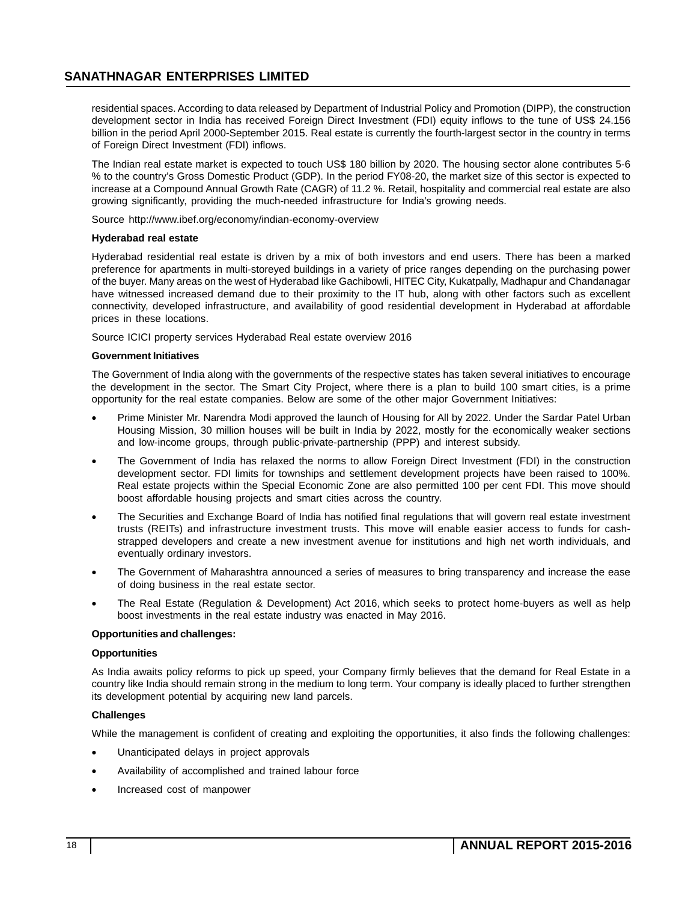residential spaces. According to data released by Department of Industrial Policy and Promotion (DIPP), the construction development sector in India has received Foreign Direct Investment (FDI) equity inflows to the tune of US$ 24.156 billion in the period April 2000-September 2015. Real estate is currently the fourth-largest sector in the country in terms of Foreign Direct Investment (FDI) inflows.

The Indian real estate market is expected to touch US$ 180 billion by 2020. The housing sector alone contributes 5-6 % to the country's Gross Domestic Product (GDP). In the period FY08-20, the market size of this sector is expected to increase at a Compound Annual Growth Rate (CAGR) of 11.2 %. Retail, hospitality and commercial real estate are also growing significantly, providing the much-needed infrastructure for India's growing needs.

Source http://www.ibef.org/economy/indian-economy-overview

**Hyderabad real estate**

Hyderabad residential real estate is driven by a mix of both investors and end users. There has been a marked preference for apartments in multi-storeyed buildings in a variety of price ranges depending on the purchasing power of the buyer. Many areas on the west of Hyderabad like Gachibowli, HITEC City, Kukatpally, Madhapur and Chandanagar have witnessed increased demand due to their proximity to the IT hub, along with other factors such as excellent connectivity, developed infrastructure, and availability of good residential development in Hyderabad at affordable prices in these locations.

Source ICICI property services Hyderabad Real estate overview 2016

**Government Initiatives**

The Government of India along with the governments of the respective states has taken several initiatives to encourage the development in the sector. The Smart City Project, where there is a plan to build 100 smart cities, is a prime opportunity for the real estate companies. Below are some of the other major Government Initiatives:

- Prime Minister Mr. Narendra Modi approved the launch of Housing for All by 2022. Under the Sardar Patel Urban Housing Mission, 30 million houses will be built in India by 2022, mostly for the economically weaker sections and low-income groups, through public-private-partnership (PPP) and interest subsidy.
- The Government of India has relaxed the norms to allow Foreign Direct Investment (FDI) in the construction development sector. FDI limits for townships and settlement development projects have been raised to 100%. Real estate projects within the Special Economic Zone are also permitted 100 per cent FDI. This move should boost affordable housing projects and smart cities across the country.
- The Securities and Exchange Board of India has notified final regulations that will govern real estate investment trusts (REITs) and infrastructure investment trusts. This move will enable easier access to funds for cash-strapped developers and create a new investment avenue for institutions and high net worth individuals, and eventually ordinary investors.
- The Government of Maharashtra announced a series of measures to bring transparency and increase the ease of doing business in the real estate sector.
- The Real Estate (Regulation & Development) Act 2016, which seeks to protect home-buyers as well as help boost investments in the real estate industry was enacted in May 2016.

**Opportunities and challenges:**

**Opportunities**

As India awaits policy reforms to pick up speed, your Company firmly believes that the demand for Real Estate in a country like India should remain strong in the medium to long term. Your company is ideally placed to further strengthen its development potential by acquiring new land parcels.

**Challenges**

While the management is confident of creating and exploiting the opportunities, it also finds the following challenges:

- Unanticipated delays in project approvals
- Availability of accomplished and trained labour force
- Increased cost of manpower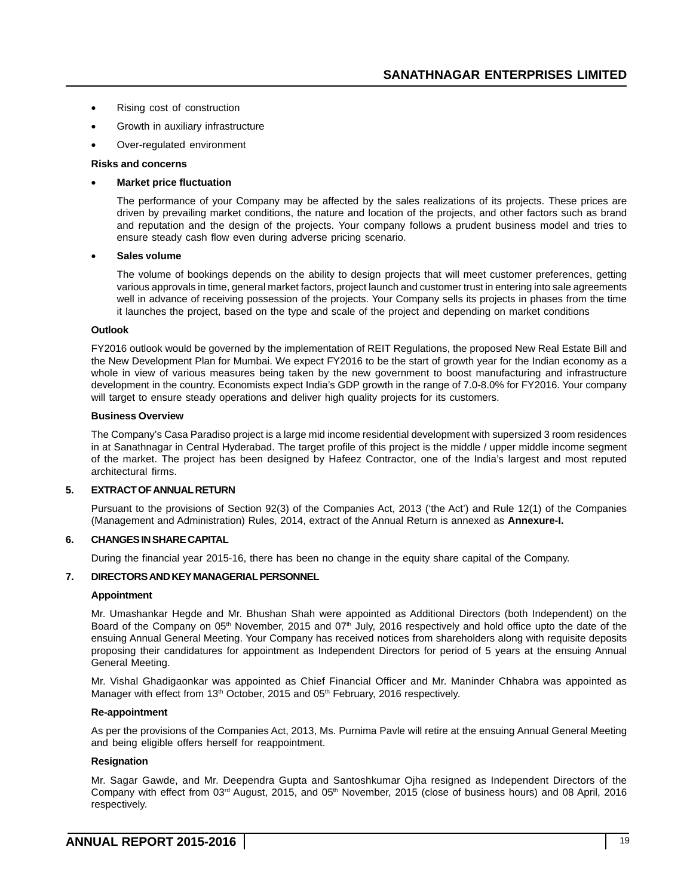- Rising cost of construction
- Growth in auxiliary infrastructure
- Over-regulated environment

**Risks and concerns**

- **Market price fluctuation**

  The performance of your Company may be affected by the sales realizations of its projects. These prices are driven by prevailing market conditions, the nature and location of the projects, and other factors such as brand and reputation and the design of the projects. Your company follows a prudent business model and tries to ensure steady cash flow even during adverse pricing scenario.

- **Sales volume**

  The volume of bookings depends on the ability to design projects that will meet customer preferences, getting various approvals in time, general market factors, project launch and customer trust in entering into sale agreements well in advance of receiving possession of the projects. Your Company sells its projects in phases from the time it launches the project, based on the type and scale of the project and depending on market conditions

**Outlook**

FY2016 outlook would be governed by the implementation of REIT Regulations, the proposed New Real Estate Bill and the New Development Plan for Mumbai. We expect FY2016 to be the start of growth year for the Indian economy as a whole in view of various measures being taken by the new government to boost manufacturing and infrastructure development in the country. Economists expect India's GDP growth in the range of 7.0-8.0% for FY2016. Your company will target to ensure steady operations and deliver high quality projects for its customers.

**Business Overview**

The Company's Casa Paradiso project is a large mid income residential development with supersized 3 room residences in at Sanathnagar in Central Hyderabad. The target profile of this project is the middle / upper middle income segment of the market. The project has been designed by Hafeez Contractor, one of the India's largest and most reputed architectural firms.

## 5. EXTRACT OF ANNUAL RETURN

Pursuant to the provisions of Section 92(3) of the Companies Act, 2013 ('the Act') and Rule 12(1) of the Companies (Management and Administration) Rules, 2014, extract of the Annual Return is annexed as **Annexure-I.**

## 6. CHANGES IN SHARE CAPITAL

During the financial year 2015-16, there has been no change in the equity share capital of the Company.

## 7. DIRECTORS AND KEY MANAGERIAL PERSONNEL

**Appointment**

Mr. Umashankar Hegde and Mr. Bhushan Shah were appointed as Additional Directors (both Independent) on the Board of the Company on 05th November, 2015 and 07th July, 2016 respectively and hold office upto the date of the ensuing Annual General Meeting. Your Company has received notices from shareholders along with requisite deposits proposing their candidatures for appointment as Independent Directors for period of 5 years at the ensuing Annual General Meeting.

Mr. Vishal Ghadigaonkar was appointed as Chief Financial Officer and Mr. Maninder Chhabra was appointed as Manager with effect from 13th October, 2015 and 05th February, 2016 respectively.

**Re-appointment**

As per the provisions of the Companies Act, 2013, Ms. Purnima Pavle will retire at the ensuing Annual General Meeting and being eligible offers herself for reappointment.

**Resignation**

Mr. Sagar Gawde, and Mr. Deependra Gupta and Santoshkumar Ojha resigned as Independent Directors of the Company with effect from 03rd August, 2015, and 05th November, 2015 (close of business hours) and 08 April, 2016 respectively.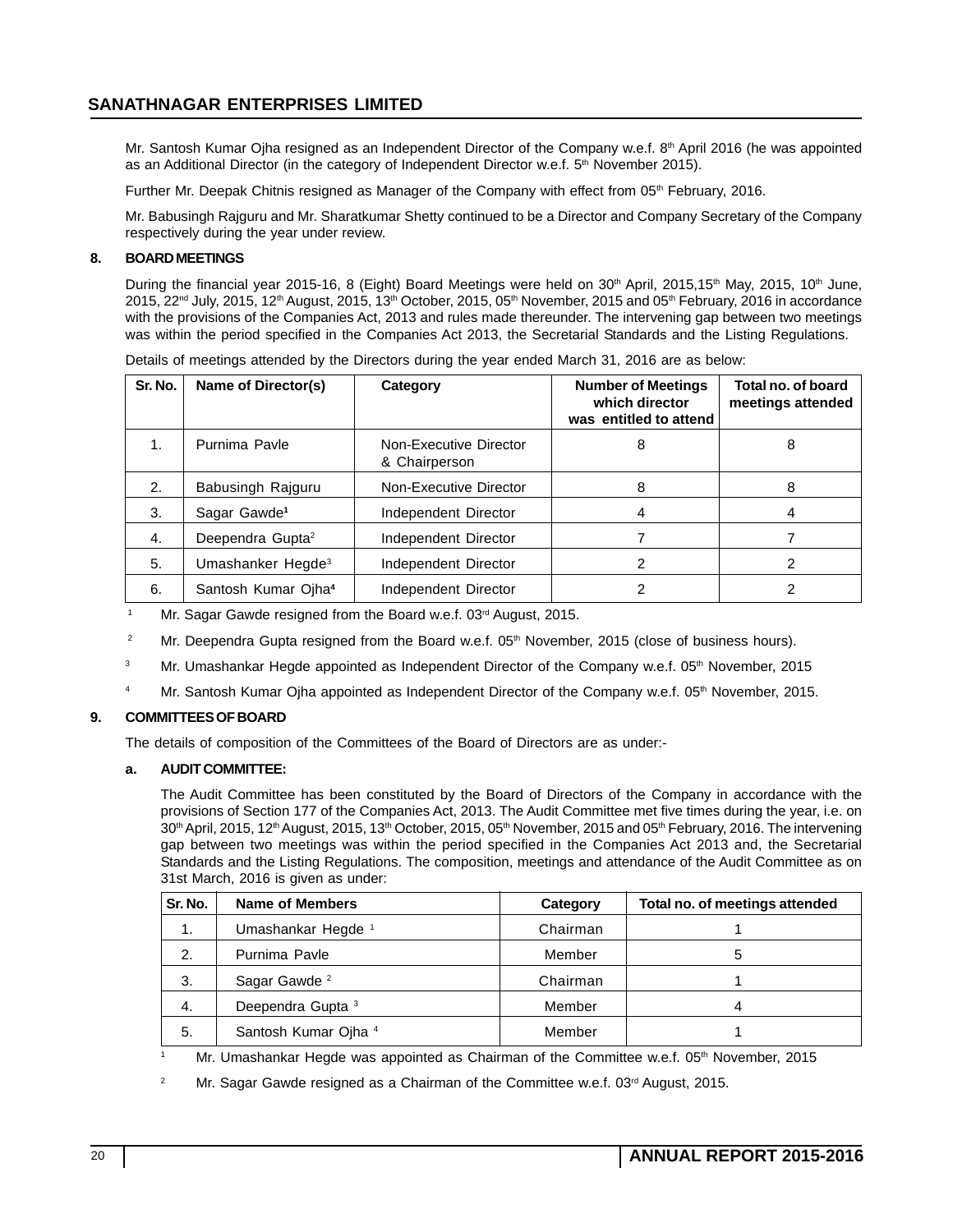Mr. Santosh Kumar Ojha resigned as an Independent Director of the Company w.e.f. 8th April 2016 (he was appointed as an Additional Director (in the category of Independent Director w.e.f. 5th November 2015).

Further Mr. Deepak Chitnis resigned as Manager of the Company with effect from 05th February, 2016.

Mr. Babusingh Rajguru and Mr. Sharatkumar Shetty continued to be a Director and Company Secretary of the Company respectively during the year under review.

## 8. BOARD MEETINGS

During the financial year 2015-16, 8 (Eight) Board Meetings were held on 30th April, 2015,15th May, 2015, 10th June, 2015, 22nd July, 2015, 12th August, 2015, 13th October, 2015, 05th November, 2015 and 05th February, 2016 in accordance with the provisions of the Companies Act, 2013 and rules made thereunder. The intervening gap between two meetings was within the period specified in the Companies Act 2013, the Secretarial Standards and the Listing Regulations.

Details of meetings attended by the Directors during the year ended March 31, 2016 are as below:

| Sr. No. | Name of Director(s) | Category | Number of Meetings which director was entitled to attend | Total no. of board meetings attended |
|---|---|---|---|---|
| 1. | Purnima Pavle | Non-Executive Director & Chairperson | 8 | 8 |
| 2. | Babusingh Rajguru | Non-Executive Director | 8 | 8 |
| 3. | Sagar Gawde[1] | Independent Director | 4 | 4 |
| 4. | Deependra Gupta[2] | Independent Director | 7 | 7 |
| 5. | Umashanker Hegde[3] | Independent Director | 2 | 2 |
| 6. | Santosh Kumar Ojha[4] | Independent Director | 2 | 2 |

[1] Mr. Sagar Gawde resigned from the Board w.e.f. 03rd August, 2015.

[2] Mr. Deependra Gupta resigned from the Board w.e.f. 05th November, 2015 (close of business hours).

[3] Mr. Umashankar Hegde appointed as Independent Director of the Company w.e.f. 05th November, 2015

[4] Mr. Santosh Kumar Ojha appointed as Independent Director of the Company w.e.f. 05th November, 2015.

## 9. COMMITTEES OF BOARD

The details of composition of the Committees of the Board of Directors are as under:-

### a. AUDIT COMMITTEE:

The Audit Committee has been constituted by the Board of Directors of the Company in accordance with the provisions of Section 177 of the Companies Act, 2013. The Audit Committee met five times during the year, i.e. on 30th April, 2015, 12th August, 2015, 13th October, 2015, 05th November, 2015 and 05th February, 2016. The intervening gap between two meetings was within the period specified in the Companies Act 2013 and, the Secretarial Standards and the Listing Regulations. The composition, meetings and attendance of the Audit Committee as on 31st March, 2016 is given as under:

| Sr. No. | Name of Members | Category | Total no. of meetings attended |
|---|---|---|---|
| 1. | Umashankar Hegde [1] | Chairman | 1 |
| 2. | Purnima Pavle | Member | 5 |
| 3. | Sagar Gawde [2] | Chairman | 1 |
| 4. | Deependra Gupta [3] | Member | 4 |
| 5. | Santosh Kumar Ojha [4] | Member | 1 |

[1] Mr. Umashankar Hegde was appointed as Chairman of the Committee w.e.f. 05th November, 2015

[2] Mr. Sagar Gawde resigned as a Chairman of the Committee w.e.f. 03rd August, 2015.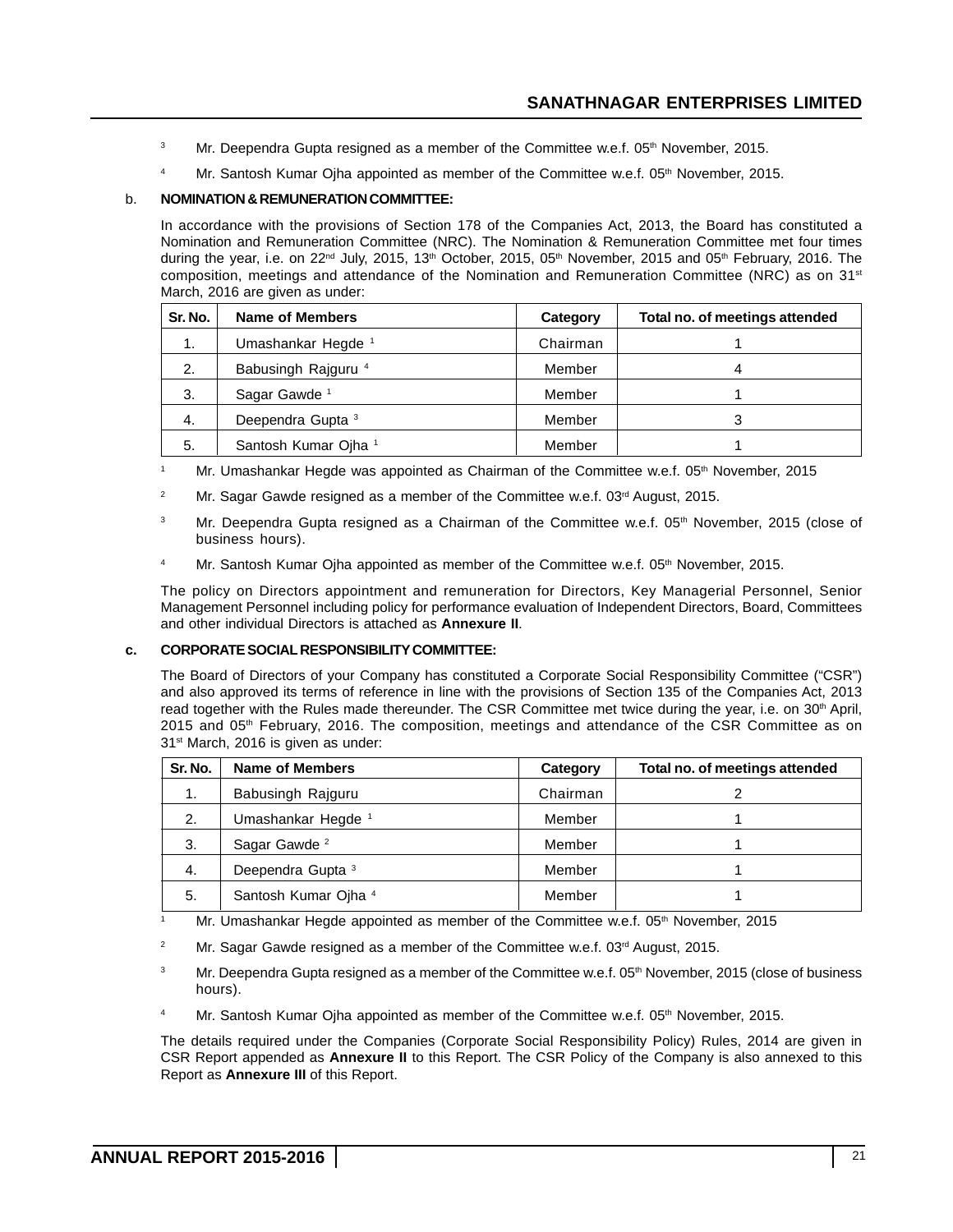[3] Mr. Deependra Gupta resigned as a member of the Committee w.e.f. 05th November, 2015.

[4] Mr. Santosh Kumar Ojha appointed as member of the Committee w.e.f. 05th November, 2015.

b. **NOMINATION & REMUNERATION COMMITTEE:**

In accordance with the provisions of Section 178 of the Companies Act, 2013, the Board has constituted a Nomination and Remuneration Committee (NRC). The Nomination & Remuneration Committee met four times during the year, i.e. on 22nd July, 2015, 13th October, 2015, 05th November, 2015 and 05th February, 2016. The composition, meetings and attendance of the Nomination and Remuneration Committee (NRC) as on 31st March, 2016 are given as under:

| Sr. No. | Name of Members | Category | Total no. of meetings attended |
|---|---|---|---|
| 1. | Umashankar Hegde [1] | Chairman | 1 |
| 2. | Babusingh Rajguru [4] | Member | 4 |
| 3. | Sagar Gawde [1] | Member | 1 |
| 4. | Deependra Gupta [3] | Member | 3 |
| 5. | Santosh Kumar Ojha [1] | Member | 1 |

[1] Mr. Umashankar Hegde was appointed as Chairman of the Committee w.e.f. 05th November, 2015

[2] Mr. Sagar Gawde resigned as a member of the Committee w.e.f. 03rd August, 2015.

[3] Mr. Deependra Gupta resigned as a Chairman of the Committee w.e.f. 05th November, 2015 (close of business hours).

[4] Mr. Santosh Kumar Ojha appointed as member of the Committee w.e.f. 05th November, 2015.

The policy on Directors appointment and remuneration for Directors, Key Managerial Personnel, Senior Management Personnel including policy for performance evaluation of Independent Directors, Board, Committees and other individual Directors is attached as **Annexure II**.

**c. CORPORATE SOCIAL RESPONSIBILITY COMMITTEE:**

The Board of Directors of your Company has constituted a Corporate Social Responsibility Committee ("CSR") and also approved its terms of reference in line with the provisions of Section 135 of the Companies Act, 2013 read together with the Rules made thereunder. The CSR Committee met twice during the year, i.e. on 30th April, 2015 and 05th February, 2016. The composition, meetings and attendance of the CSR Committee as on 31st March, 2016 is given as under:

| Sr. No. | Name of Members | Category | Total no. of meetings attended |
|---|---|---|---|
| 1. | Babusingh Rajguru | Chairman | 2 |
| 2. | Umashankar Hegde [1] | Member | 1 |
| 3. | Sagar Gawde [2] | Member | 1 |
| 4. | Deependra Gupta [3] | Member | 1 |
| 5. | Santosh Kumar Ojha [4] | Member | 1 |

[1] Mr. Umashankar Hegde appointed as member of the Committee w.e.f. 05th November, 2015

[2] Mr. Sagar Gawde resigned as a member of the Committee w.e.f. 03rd August, 2015.

[3] Mr. Deependra Gupta resigned as a member of the Committee w.e.f. 05th November, 2015 (close of business hours).

[4] Mr. Santosh Kumar Ojha appointed as member of the Committee w.e.f. 05th November, 2015.

The details required under the Companies (Corporate Social Responsibility Policy) Rules, 2014 are given in CSR Report appended as **Annexure II** to this Report. The CSR Policy of the Company is also annexed to this Report as **Annexure III** of this Report.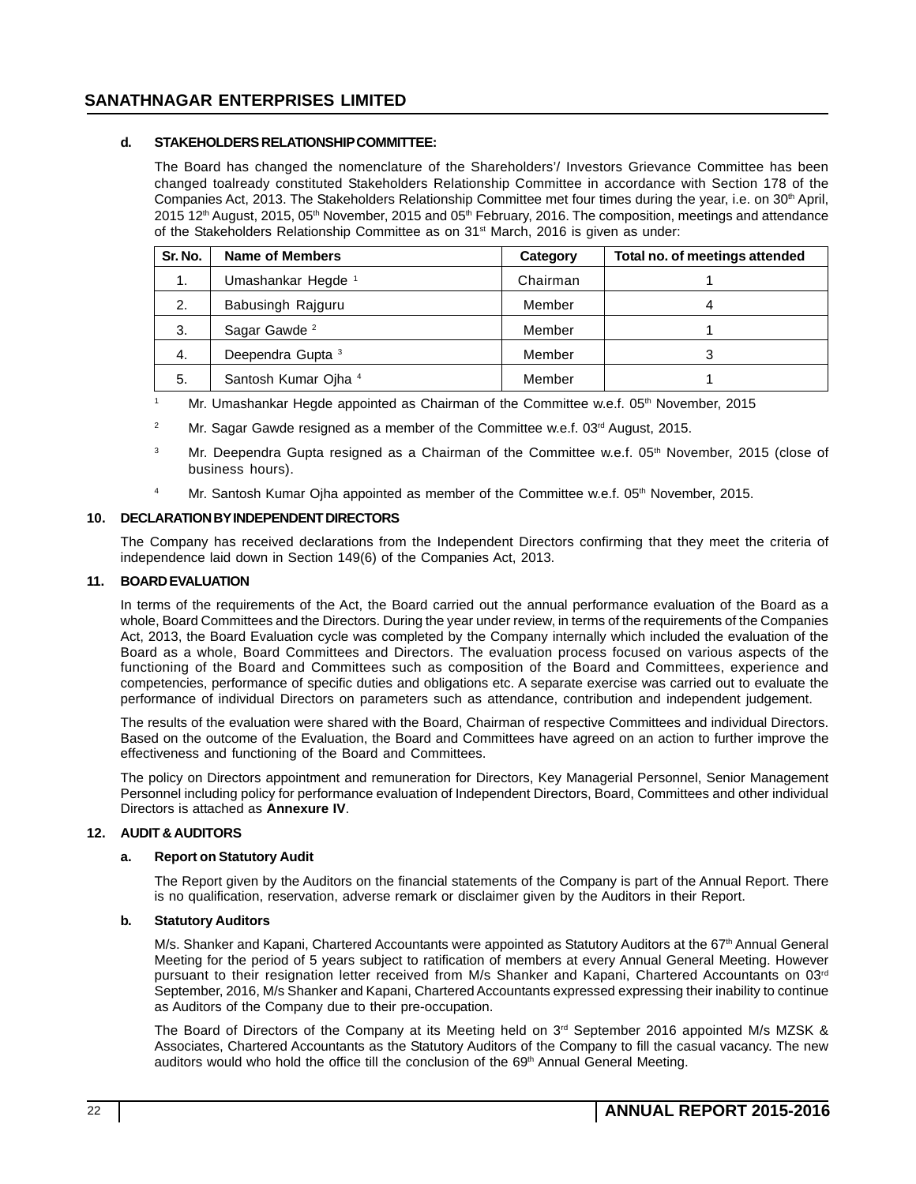### d. STAKEHOLDERS RELATIONSHIP COMMITTEE:

The Board has changed the nomenclature of the Shareholders'/ Investors Grievance Committee has been changed toalready constituted Stakeholders Relationship Committee in accordance with Section 178 of the Companies Act, 2013. The Stakeholders Relationship Committee met four times during the year, i.e. on 30th April, 2015 12th August, 2015, 05th November, 2015 and 05th February, 2016. The composition, meetings and attendance of the Stakeholders Relationship Committee as on 31st March, 2016 is given as under:

| Sr. No. | Name of Members | Category | Total no. of meetings attended |
|---|---|---|---|
| 1. | Umashankar Hegde [1] | Chairman | 1 |
| 2. | Babusingh Rajguru | Member | 4 |
| 3. | Sagar Gawde [2] | Member | 1 |
| 4. | Deependra Gupta [3] | Member | 3 |
| 5. | Santosh Kumar Ojha [4] | Member | 1 |

[1] Mr. Umashankar Hegde appointed as Chairman of the Committee w.e.f. 05th November, 2015

[2] Mr. Sagar Gawde resigned as a member of the Committee w.e.f. 03rd August, 2015.

[3] Mr. Deependra Gupta resigned as a Chairman of the Committee w.e.f. 05th November, 2015 (close of business hours).

[4] Mr. Santosh Kumar Ojha appointed as member of the Committee w.e.f. 05th November, 2015.

## 10. DECLARATION BY INDEPENDENT DIRECTORS

The Company has received declarations from the Independent Directors confirming that they meet the criteria of independence laid down in Section 149(6) of the Companies Act, 2013.

## 11. BOARD EVALUATION

In terms of the requirements of the Act, the Board carried out the annual performance evaluation of the Board as a whole, Board Committees and the Directors. During the year under review, in terms of the requirements of the Companies Act, 2013, the Board Evaluation cycle was completed by the Company internally which included the evaluation of the Board as a whole, Board Committees and Directors. The evaluation process focused on various aspects of the functioning of the Board and Committees such as composition of the Board and Committees, experience and competencies, performance of specific duties and obligations etc. A separate exercise was carried out to evaluate the performance of individual Directors on parameters such as attendance, contribution and independent judgement.

The results of the evaluation were shared with the Board, Chairman of respective Committees and individual Directors. Based on the outcome of the Evaluation, the Board and Committees have agreed on an action to further improve the effectiveness and functioning of the Board and Committees.

The policy on Directors appointment and remuneration for Directors, Key Managerial Personnel, Senior Management Personnel including policy for performance evaluation of Independent Directors, Board, Committees and other individual Directors is attached as **Annexure IV**.

## 12. AUDIT & AUDITORS

### a. Report on Statutory Audit

The Report given by the Auditors on the financial statements of the Company is part of the Annual Report. There is no qualification, reservation, adverse remark or disclaimer given by the Auditors in their Report.

### b. Statutory Auditors

M/s. Shanker and Kapani, Chartered Accountants were appointed as Statutory Auditors at the 67th Annual General Meeting for the period of 5 years subject to ratification of members at every Annual General Meeting. However pursuant to their resignation letter received from M/s Shanker and Kapani, Chartered Accountants on 03rd September, 2016, M/s Shanker and Kapani, Chartered Accountants expressed expressing their inability to continue as Auditors of the Company due to their pre-occupation.

The Board of Directors of the Company at its Meeting held on 3rd September 2016 appointed M/s MZSK & Associates, Chartered Accountants as the Statutory Auditors of the Company to fill the casual vacancy. The new auditors would who hold the office till the conclusion of the 69th Annual General Meeting.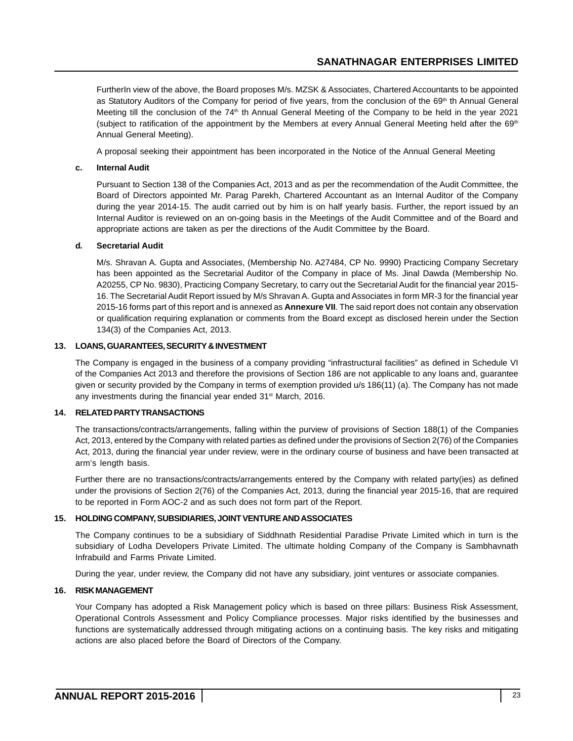FurtherIn view of the above, the Board proposes M/s. MZSK & Associates, Chartered Accountants to be appointed as Statutory Auditors of the Company for period of five years, from the conclusion of the 69th th Annual General Meeting till the conclusion of the 74th th Annual General Meeting of the Company to be held in the year 2021 (subject to ratification of the appointment by the Members at every Annual General Meeting held after the 69th Annual General Meeting).

A proposal seeking their appointment has been incorporated in the Notice of the Annual General Meeting

**c. Internal Audit**

Pursuant to Section 138 of the Companies Act, 2013 and as per the recommendation of the Audit Committee, the Board of Directors appointed Mr. Parag Parekh, Chartered Accountant as an Internal Auditor of the Company during the year 2014-15. The audit carried out by him is on half yearly basis. Further, the report issued by an Internal Auditor is reviewed on an on-going basis in the Meetings of the Audit Committee and of the Board and appropriate actions are taken as per the directions of the Audit Committee by the Board.

**d. Secretarial Audit**

M/s. Shravan A. Gupta and Associates, (Membership No. A27484, CP No. 9990) Practicing Company Secretary has been appointed as the Secretarial Auditor of the Company in place of Ms. Jinal Dawda (Membership No. A20255, CP No. 9830), Practicing Company Secretary, to carry out the Secretarial Audit for the financial year 2015-16. The Secretarial Audit Report issued by M/s Shravan A. Gupta and Associates in form MR-3 for the financial year 2015-16 forms part of this report and is annexed as **Annexure VII**. The said report does not contain any observation or qualification requiring explanation or comments from the Board except as disclosed herein under the Section 134(3) of the Companies Act, 2013.

## 13. LOANS, GUARANTEES, SECURITY & INVESTMENT

The Company is engaged in the business of a company providing "infrastructural facilities" as defined in Schedule VI of the Companies Act 2013 and therefore the provisions of Section 186 are not applicable to any loans and, guarantee given or security provided by the Company in terms of exemption provided u/s 186(11) (a). The Company has not made any investments during the financial year ended 31st March, 2016.

## 14. RELATED PARTY TRANSACTIONS

The transactions/contracts/arrangements, falling within the purview of provisions of Section 188(1) of the Companies Act, 2013, entered by the Company with related parties as defined under the provisions of Section 2(76) of the Companies Act, 2013, during the financial year under review, were in the ordinary course of business and have been transacted at arm's length basis.

Further there are no transactions/contracts/arrangements entered by the Company with related party(ies) as defined under the provisions of Section 2(76) of the Companies Act, 2013, during the financial year 2015-16, that are required to be reported in Form AOC-2 and as such does not form part of the Report.

## 15. HOLDING COMPANY, SUBSIDIARIES, JOINT VENTURE AND ASSOCIATES

The Company continues to be a subsidiary of Siddhnath Residential Paradise Private Limited which in turn is the subsidiary of Lodha Developers Private Limited. The ultimate holding Company of the Company is Sambhavnath Infrabuild and Farms Private Limited.

During the year, under review, the Company did not have any subsidiary, joint ventures or associate companies.

## 16. RISK MANAGEMENT

Your Company has adopted a Risk Management policy which is based on three pillars: Business Risk Assessment, Operational Controls Assessment and Policy Compliance processes. Major risks identified by the businesses and functions are systematically addressed through mitigating actions on a continuing basis. The key risks and mitigating actions are also placed before the Board of Directors of the Company.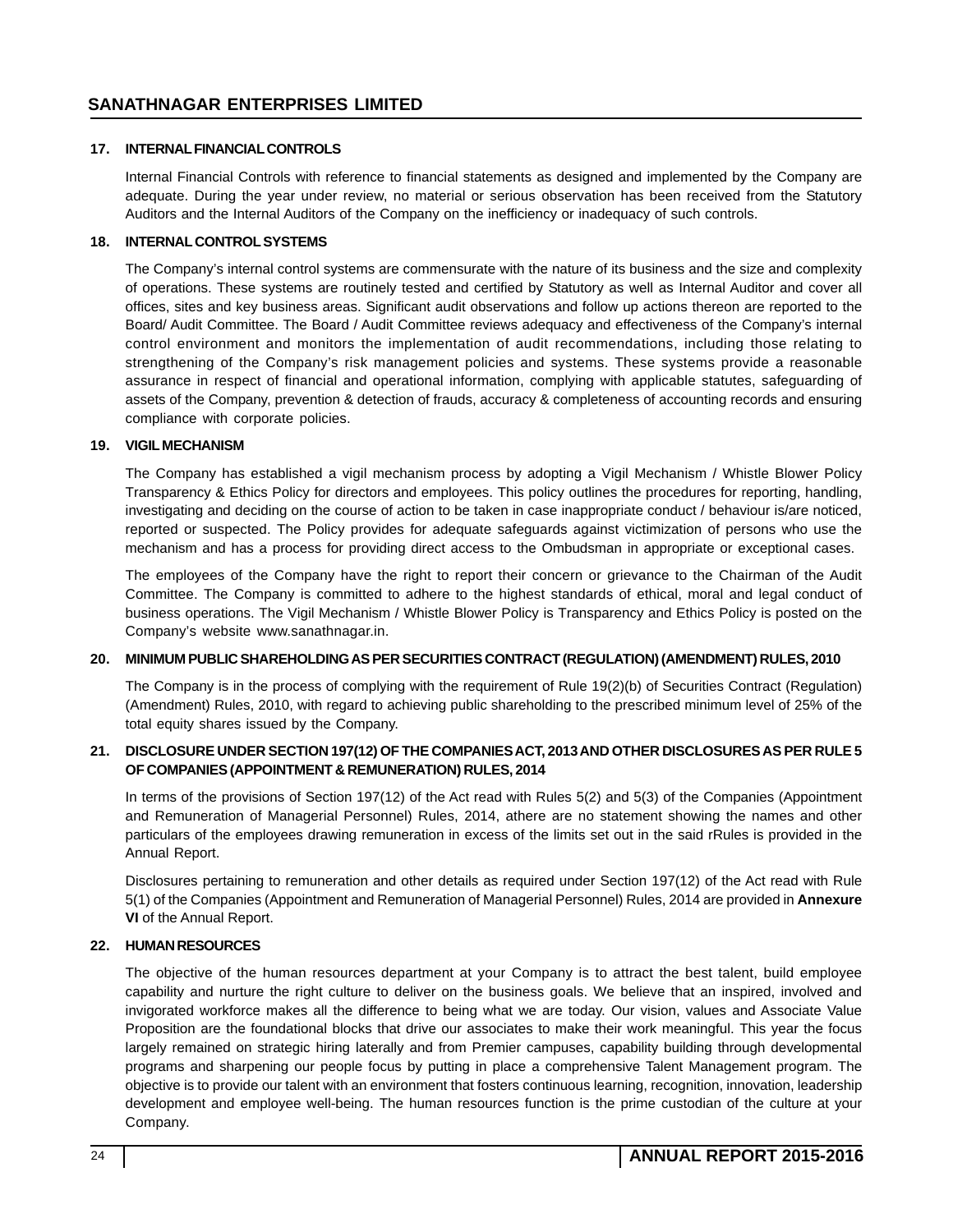## 17. INTERNAL FINANCIAL CONTROLS

Internal Financial Controls with reference to financial statements as designed and implemented by the Company are adequate. During the year under review, no material or serious observation has been received from the Statutory Auditors and the Internal Auditors of the Company on the inefficiency or inadequacy of such controls.

## 18. INTERNAL CONTROL SYSTEMS

The Company's internal control systems are commensurate with the nature of its business and the size and complexity of operations. These systems are routinely tested and certified by Statutory as well as Internal Auditor and cover all offices, sites and key business areas. Significant audit observations and follow up actions thereon are reported to the Board/ Audit Committee. The Board / Audit Committee reviews adequacy and effectiveness of the Company's internal control environment and monitors the implementation of audit recommendations, including those relating to strengthening of the Company's risk management policies and systems. These systems provide a reasonable assurance in respect of financial and operational information, complying with applicable statutes, safeguarding of assets of the Company, prevention & detection of frauds, accuracy & completeness of accounting records and ensuring compliance with corporate policies.

## 19. VIGIL MECHANISM

The Company has established a vigil mechanism process by adopting a Vigil Mechanism / Whistle Blower Policy Transparency & Ethics Policy for directors and employees. This policy outlines the procedures for reporting, handling, investigating and deciding on the course of action to be taken in case inappropriate conduct / behaviour is/are noticed, reported or suspected. The Policy provides for adequate safeguards against victimization of persons who use the mechanism and has a process for providing direct access to the Ombudsman in appropriate or exceptional cases.

The employees of the Company have the right to report their concern or grievance to the Chairman of the Audit Committee. The Company is committed to adhere to the highest standards of ethical, moral and legal conduct of business operations. The Vigil Mechanism / Whistle Blower Policy is Transparency and Ethics Policy is posted on the Company's website www.sanathnagar.in.

## 20. MINIMUM PUBLIC SHAREHOLDING AS PER SECURITIES CONTRACT (REGULATION) (AMENDMENT) RULES, 2010

The Company is in the process of complying with the requirement of Rule 19(2)(b) of Securities Contract (Regulation) (Amendment) Rules, 2010, with regard to achieving public shareholding to the prescribed minimum level of 25% of the total equity shares issued by the Company.

## 21. DISCLOSURE UNDER SECTION 197(12) OF THE COMPANIES ACT, 2013 AND OTHER DISCLOSURES AS PER RULE 5 OF COMPANIES (APPOINTMENT & REMUNERATION) RULES, 2014

In terms of the provisions of Section 197(12) of the Act read with Rules 5(2) and 5(3) of the Companies (Appointment and Remuneration of Managerial Personnel) Rules, 2014, athere are no statement showing the names and other particulars of the employees drawing remuneration in excess of the limits set out in the said rRules is provided in the Annual Report.

Disclosures pertaining to remuneration and other details as required under Section 197(12) of the Act read with Rule 5(1) of the Companies (Appointment and Remuneration of Managerial Personnel) Rules, 2014 are provided in **Annexure VI** of the Annual Report.

## 22. HUMAN RESOURCES

The objective of the human resources department at your Company is to attract the best talent, build employee capability and nurture the right culture to deliver on the business goals. We believe that an inspired, involved and invigorated workforce makes all the difference to being what we are today. Our vision, values and Associate Value Proposition are the foundational blocks that drive our associates to make their work meaningful. This year the focus largely remained on strategic hiring laterally and from Premier campuses, capability building through developmental programs and sharpening our people focus by putting in place a comprehensive Talent Management program. The objective is to provide our talent with an environment that fosters continuous learning, recognition, innovation, leadership development and employee well-being. The human resources function is the prime custodian of the culture at your Company.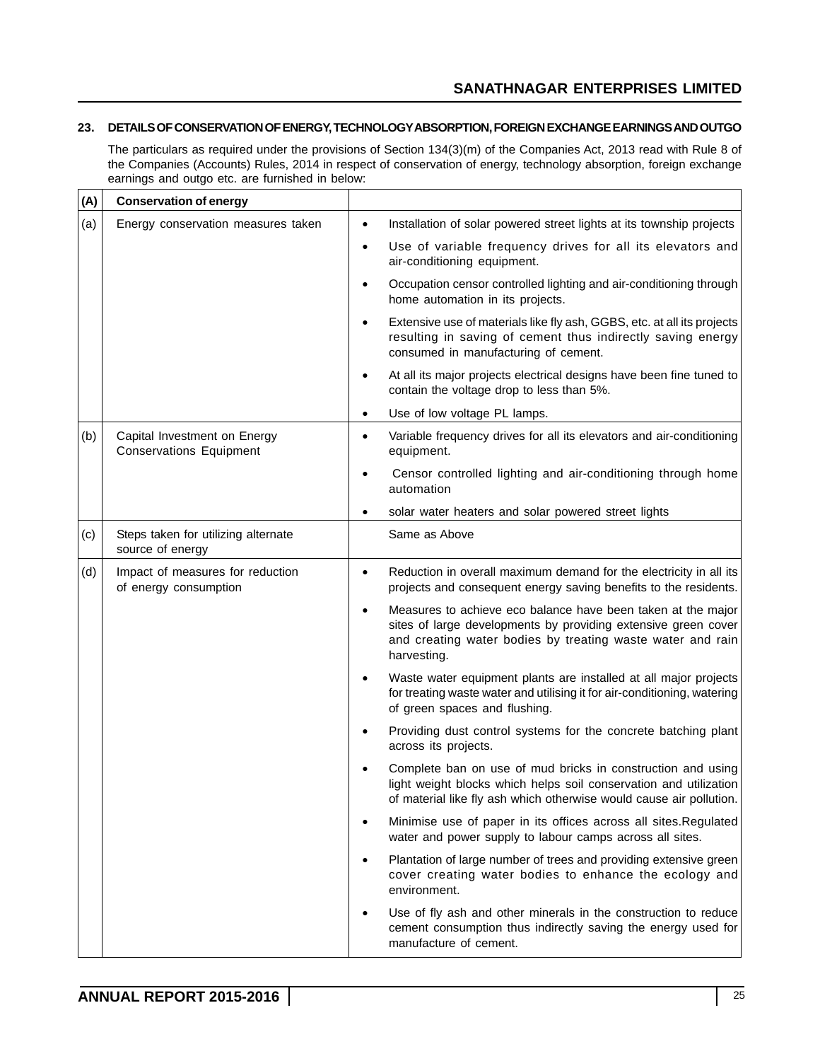## 23. DETAILS OF CONSERVATION OF ENERGY, TECHNOLOGY ABSORPTION, FOREIGN EXCHANGE EARNINGS AND OUTGO

The particulars as required under the provisions of Section 134(3)(m) of the Companies Act, 2013 read with Rule 8 of the Companies (Accounts) Rules, 2014 in respect of conservation of energy, technology absorption, foreign exchange earnings and outgo etc. are furnished in below:

| (A) | Conservation of energy | |
|---|---|---|
| (a) | Energy conservation measures taken | • Installation of solar powered street lights at its township projects<br>• Use of variable frequency drives for all its elevators and air-conditioning equipment.<br>• Occupation censor controlled lighting and air-conditioning through home automation in its projects.<br>• Extensive use of materials like fly ash, GGBS, etc. at all its projects resulting in saving of cement thus indirectly saving energy consumed in manufacturing of cement.<br>• At all its major projects electrical designs have been fine tuned to contain the voltage drop to less than 5%.<br>• Use of low voltage PL lamps. |
| (b) | Capital Investment on Energy Conservations Equipment | • Variable frequency drives for all its elevators and air-conditioning equipment.<br>• Censor controlled lighting and air-conditioning through home automation<br>• solar water heaters and solar powered street lights |
| (c) | Steps taken for utilizing alternate source of energy | Same as Above |
| (d) | Impact of measures for reduction of energy consumption | • Reduction in overall maximum demand for the electricity in all its projects and consequent energy saving benefits to the residents.<br>• Measures to achieve eco balance have been taken at the major sites of large developments by providing extensive green cover and creating water bodies by treating waste water and rain harvesting.<br>• Waste water equipment plants are installed at all major projects for treating waste water and utilising it for air-conditioning, watering of green spaces and flushing.<br>• Providing dust control systems for the concrete batching plant across its projects.<br>• Complete ban on use of mud bricks in construction and using light weight blocks which helps soil conservation and utilization of material like fly ash which otherwise would cause air pollution.<br>• Minimise use of paper in its offices across all sites.Regulated water and power supply to labour camps across all sites.<br>• Plantation of large number of trees and providing extensive green cover creating water bodies to enhance the ecology and environment.<br>• Use of fly ash and other minerals in the construction to reduce cement consumption thus indirectly saving the energy used for manufacture of cement. |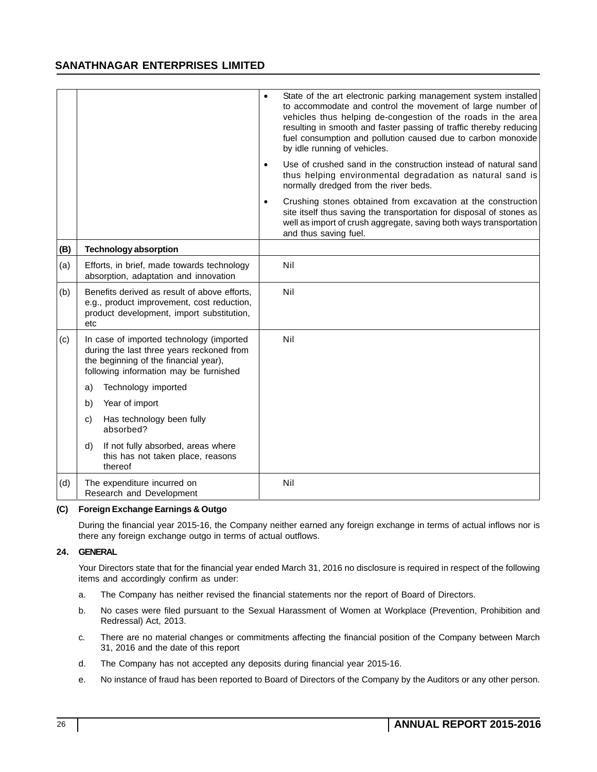| | | |
|---|---|---|
| | | • State of the art electronic parking management system installed to accommodate and control the movement of large number of vehicles thus helping de-congestion of the roads in the area resulting in smooth and faster passing of traffic thereby reducing fuel consumption and pollution caused due to carbon monoxide by idle running of vehicles.<br>• Use of crushed sand in the construction instead of natural sand thus helping environmental degradation as natural sand is normally dredged from the river beds.<br>• Crushing stones obtained from excavation at the construction site itself thus saving the transportation for disposal of stones as well as import of crush aggregate, saving both ways transportation and thus saving fuel. |
| **(B)** | **Technology absorption** | |
| (a) | Efforts, in brief, made towards technology absorption, adaptation and innovation | Nil |
| (b) | Benefits derived as result of above efforts, e.g., product improvement, cost reduction, product development, import substitution, etc | Nil |
| (c) | In case of imported technology (imported during the last three years reckoned from the beginning of the financial year), following information may be furnished<br>a) Technology imported<br>b) Year of import<br>c) Has technology been fully absorbed?<br>d) If not fully absorbed, areas where this has not taken place, reasons thereof | Nil |
| (d) | The expenditure incurred on Research and Development | Nil |

**(C) Foreign Exchange Earnings & Outgo**

During the financial year 2015-16, the Company neither earned any foreign exchange in terms of actual inflows nor is there any foreign exchange outgo in terms of actual outflows.

**24. GENERAL**

Your Directors state that for the financial year ended March 31, 2016 no disclosure is required in respect of the following items and accordingly confirm as under:

a. The Company has neither revised the financial statements nor the report of Board of Directors.

b. No cases were filed pursuant to the Sexual Harassment of Women at Workplace (Prevention, Prohibition and Redressal) Act, 2013.

c. There are no material changes or commitments affecting the financial position of the Company between March 31, 2016 and the date of this report

d. The Company has not accepted any deposits during financial year 2015-16.

e. No instance of fraud has been reported to Board of Directors of the Company by the Auditors or any other person.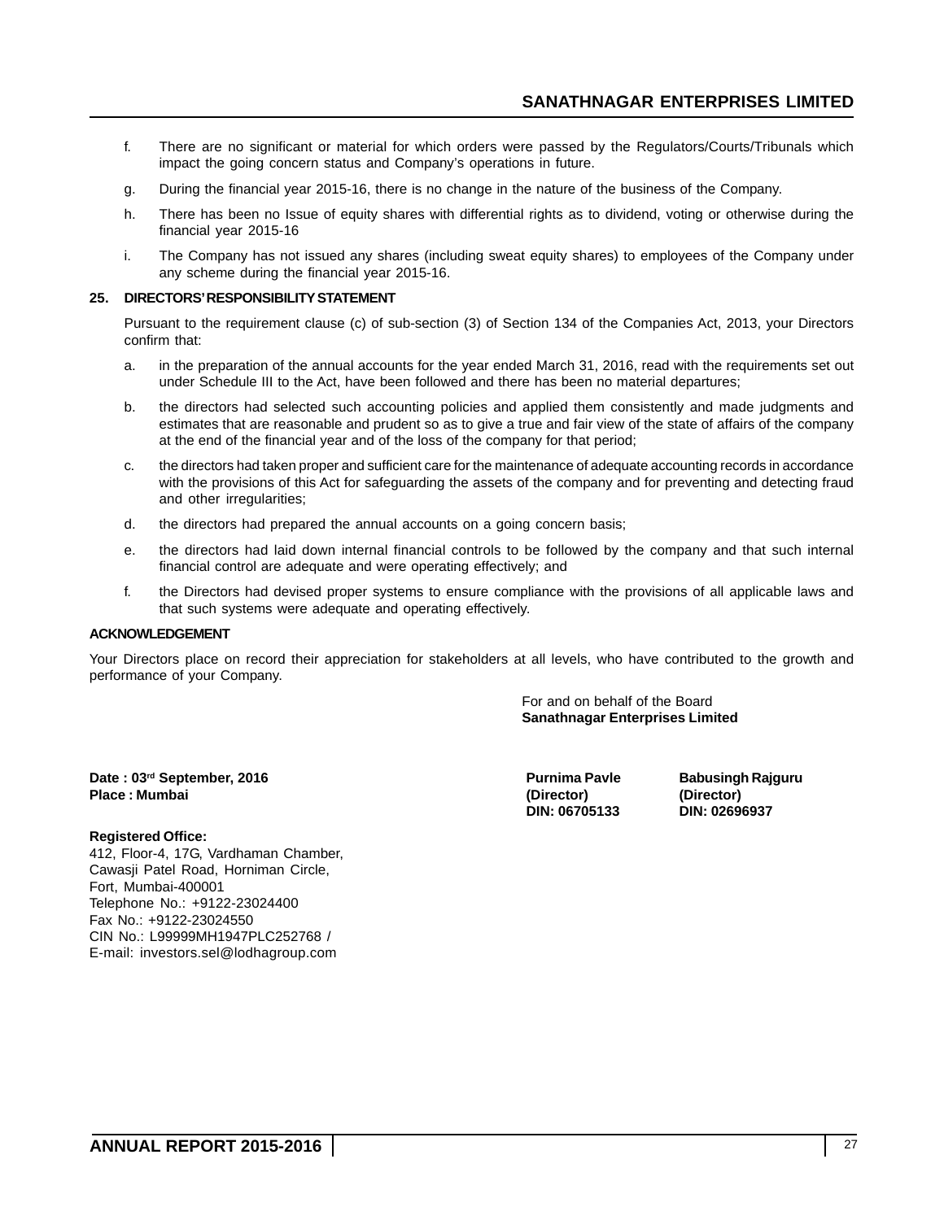f. There are no significant or material for which orders were passed by the Regulators/Courts/Tribunals which impact the going concern status and Company's operations in future.

g. During the financial year 2015-16, there is no change in the nature of the business of the Company.

h. There has been no Issue of equity shares with differential rights as to dividend, voting or otherwise during the financial year 2015-16

i. The Company has not issued any shares (including sweat equity shares) to employees of the Company under any scheme during the financial year 2015-16.

## 25. DIRECTORS' RESPONSIBILITY STATEMENT

Pursuant to the requirement clause (c) of sub-section (3) of Section 134 of the Companies Act, 2013, your Directors confirm that:

a. in the preparation of the annual accounts for the year ended March 31, 2016, read with the requirements set out under Schedule III to the Act, have been followed and there has been no material departures;

b. the directors had selected such accounting policies and applied them consistently and made judgments and estimates that are reasonable and prudent so as to give a true and fair view of the state of affairs of the company at the end of the financial year and of the loss of the company for that period;

c. the directors had taken proper and sufficient care for the maintenance of adequate accounting records in accordance with the provisions of this Act for safeguarding the assets of the company and for preventing and detecting fraud and other irregularities;

d. the directors had prepared the annual accounts on a going concern basis;

e. the directors had laid down internal financial controls to be followed by the company and that such internal financial control are adequate and were operating effectively; and

f. the Directors had devised proper systems to ensure compliance with the provisions of all applicable laws and that such systems were adequate and operating effectively.

## ACKNOWLEDGEMENT

Your Directors place on record their appreciation for stakeholders at all levels, who have contributed to the growth and performance of your Company.

For and on behalf of the Board
**Sanathnagar Enterprises Limited**

**Date : 03rd September, 2016**
**Place : Mumbai**

**Purnima Pavle**
**(Director)**
**DIN: 06705133**

**Babusingh Rajguru**
**(Director)**
**DIN: 02696937**

**Registered Office:**
412, Floor-4, 17G, Vardhaman Chamber,
Cawasji Patel Road, Horniman Circle,
Fort, Mumbai-400001
Telephone No.: +9122-23024400
Fax No.: +9122-23024550
CIN No.: L99999MH1947PLC252768 /
E-mail: investors.sel@lodhagroup.com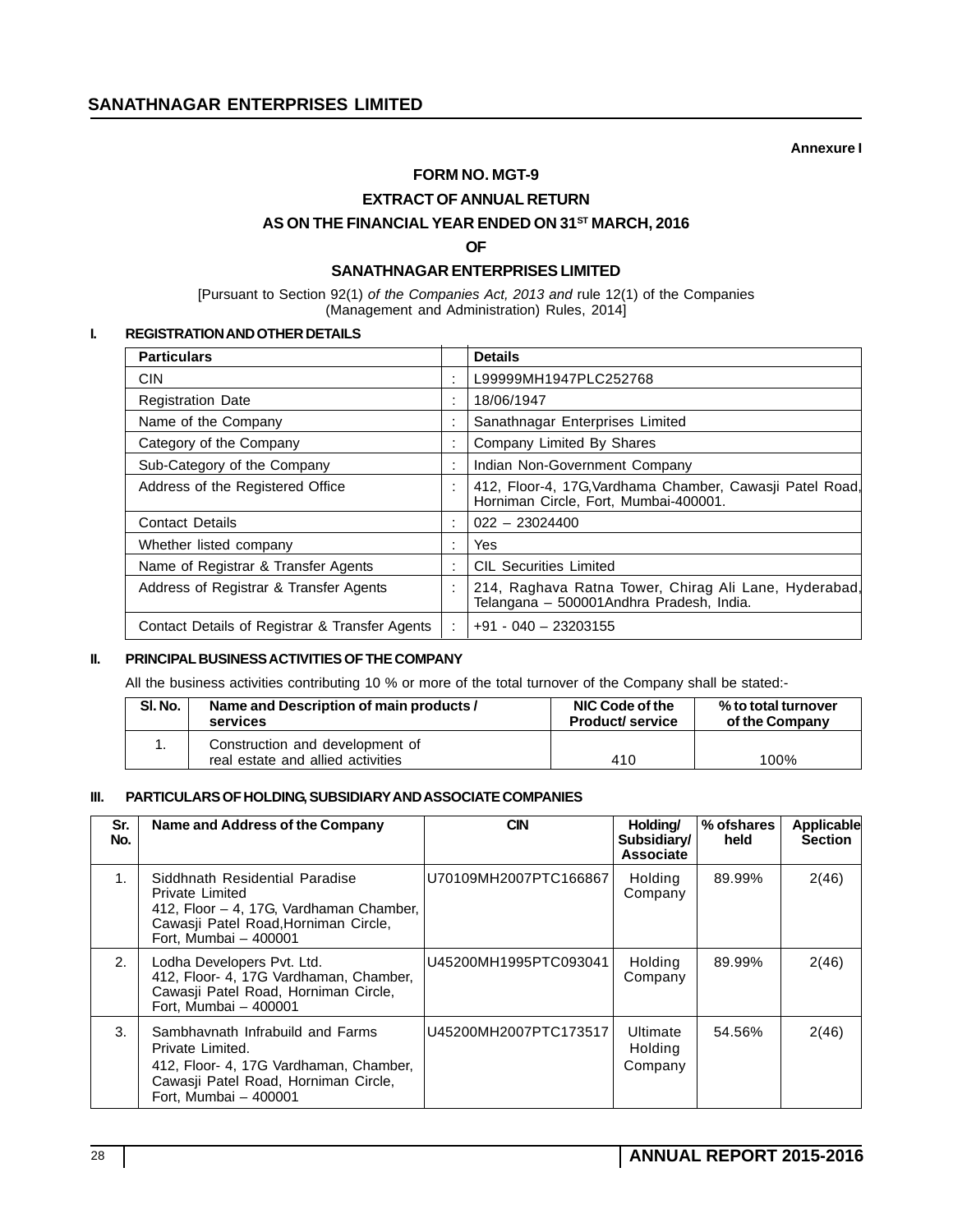Annexure I

# FORM NO. MGT-9

## EXTRACT OF ANNUAL RETURN

## AS ON THE FINANCIAL YEAR ENDED ON 31ST MARCH, 2016

## OF

## SANATHNAGAR ENTERPRISES LIMITED

[Pursuant to Section 92(1) *of the Companies Act, 2013 and* rule 12(1) of the Companies (Management and Administration) Rules, 2014]

### I. REGISTRATION AND OTHER DETAILS

| Particulars | | Details |
|---|---|---|
| CIN | : | L99999MH1947PLC252768 |
| Registration Date | : | 18/06/1947 |
| Name of the Company | : | Sanathnagar Enterprises Limited |
| Category of the Company | : | Company Limited By Shares |
| Sub-Category of the Company | : | Indian Non-Government Company |
| Address of the Registered Office | : | 412, Floor-4, 17G,Vardhama Chamber, Cawasji Patel Road, Horniman Circle, Fort, Mumbai-400001. |
| Contact Details | : | 022 – 23024400 |
| Whether listed company | : | Yes |
| Name of Registrar & Transfer Agents | : | CIL Securities Limited |
| Address of Registrar & Transfer Agents | : | 214, Raghava Ratna Tower, Chirag Ali Lane, Hyderabad, Telangana – 500001Andhra Pradesh, India. |
| Contact Details of Registrar & Transfer Agents | : | +91 - 040 – 23203155 |

### II. PRINCIPAL BUSINESS ACTIVITIES OF THE COMPANY

All the business activities contributing 10 % or more of the total turnover of the Company shall be stated:-

| Sl. No. | Name and Description of main products / services | NIC Code of the Product/ service | % to total turnover of the Company |
|---|---|---|---|
| 1. | Construction and development of real estate and allied activities | 410 | 100% |

### III. PARTICULARS OF HOLDING, SUBSIDIARY AND ASSOCIATE COMPANIES

| Sr. No. | Name and Address of the Company | CIN | Holding/ Subsidiary/ Associate | % ofshares held | Applicable Section |
|---|---|---|---|---|---|
| 1. | Siddhnath Residential Paradise Private Limited 412, Floor – 4, 17G, Vardhaman Chamber, Cawasji Patel Road,Horniman Circle, Fort, Mumbai – 400001 | U70109MH2007PTC166867 | Holding Company | 89.99% | 2(46) |
| 2. | Lodha Developers Pvt. Ltd. 412, Floor- 4, 17G Vardhaman, Chamber, Cawasji Patel Road, Horniman Circle, Fort, Mumbai – 400001 | U45200MH1995PTC093041 | Holding Company | 89.99% | 2(46) |
| 3. | Sambhavnath Infrabuild and Farms Private Limited. 412, Floor- 4, 17G Vardhaman, Chamber, Cawasji Patel Road, Horniman Circle, Fort, Mumbai – 400001 | U45200MH2007PTC173517 | Ultimate Holding Company | 54.56% | 2(46) |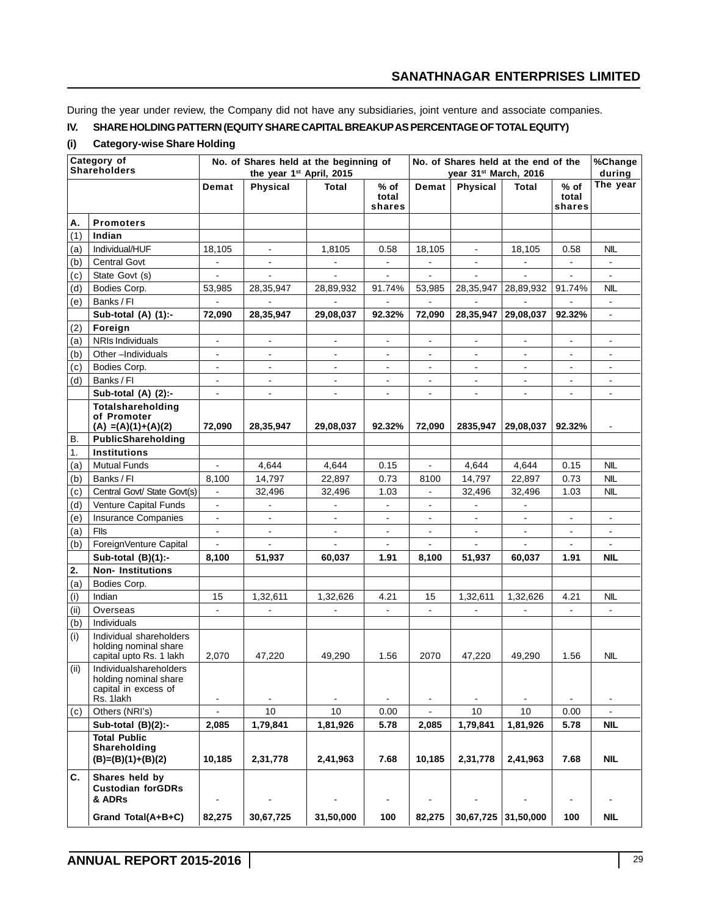During the year under review, the Company did not have any subsidiaries, joint venture and associate companies.

**IV. SHARE HOLDING PATTERN (EQUITY SHARE CAPITAL BREAKUP AS PERCENTAGE OF TOTAL EQUITY)**

**(i) Category-wise Share Holding**

| Category of Shareholders | | No. of Shares held at the beginning of the year 1st April, 2015 | | | | No. of Shares held at the end of the year 31st March, 2016 | | | | %Change during The year |
|---|---|---|---|---|---|---|---|---|---|---|
| | | Demat | Physical | Total | % of total shares | Demat | Physical | Total | % of total shares | |
| A. | **Promoters** | | | | | | | | | |
| (1) | **Indian** | | | | | | | | | |
| (a) | Individual/HUF | 18,105 | - | 1,8105 | 0.58 | 18,105 | - | 18,105 | 0.58 | NIL |
| (b) | Central Govt | - | - | - | - | - | - | - | - | - |
| (c) | State Govt (s) | - | - | - | - | - | - | - | - | - |
| (d) | Bodies Corp. | 53,985 | 28,35,947 | 28,89,932 | 91.74% | 53,985 | 28,35,947 | 28,89,932 | 91.74% | NIL |
| (e) | Banks / FI | - | - | - | - | - | - | - | - | - |
| | **Sub-total (A) (1):-** | **72,090** | **28,35,947** | **29,08,037** | **92.32%** | **72,090** | **28,35,947** | **29,08,037** | **92.32%** | - |
| (2) | **Foreign** | | | | | | | | | |
| (a) | NRIs Individuals | - | - | - | - | - | - | - | - | - |
| (b) | Other –Individuals | - | - | - | - | - | - | - | - | - |
| (c) | Bodies Corp. | - | - | - | - | - | - | - | - | - |
| (d) | Banks / FI | - | - | - | - | - | - | - | - | - |
| | **Sub-total (A) (2):-** | - | - | - | - | - | - | - | - | - |
| | **Totalshareholding of Promoter (A) =(A)(1)+(A)(2)** | **72,090** | **28,35,947** | **29,08,037** | **92.32%** | **72,090** | **2835,947** | **29,08,037** | **92.32%** | - |
| B. | **PublicShareholding** | | | | | | | | | |
| 1. | **Institutions** | | | | | | | | | |
| (a) | Mutual Funds | - | 4,644 | 4,644 | 0.15 | - | 4,644 | 4,644 | 0.15 | NIL |
| (b) | Banks / FI | 8,100 | 14,797 | 22,897 | 0.73 | 8100 | 14,797 | 22,897 | 0.73 | NIL |
| (c) | Central Govt/ State Govt(s) | - | 32,496 | 32,496 | 1.03 | - | 32,496 | 32,496 | 1.03 | NIL |
| (d) | Venture Capital Funds | - | - | - | - | - | - | - | | |
| (e) | Insurance Companies | - | - | - | - | - | - | - | - | - |
| (a) | FIIs | - | - | - | - | - | - | - | - | - |
| (b) | ForeignVenture Capital | - | - | - | - | - | - | - | - | - |
| | **Sub-total (B)(1):-** | **8,100** | **51,937** | **60,037** | **1.91** | **8,100** | **51,937** | **60,037** | **1.91** | **NIL** |
| **2.** | **Non- Institutions** | | | | | | | | | |
| (a) | Bodies Corp. | | | | | | | | | |
| (i) | Indian | 15 | 1,32,611 | 1,32,626 | 4.21 | 15 | 1,32,611 | 1,32,626 | 4.21 | NIL |
| (ii) | Overseas | - | - | - | - | - | - | - | - | - |
| (b) | Individuals | | | | | | | | | |
| (i) | Individual shareholders holding nominal share capital upto Rs. 1 lakh | 2,070 | 47,220 | 49,290 | 1.56 | 2070 | 47,220 | 49,290 | 1.56 | NIL |
| (ii) | Individualshareholders holding nominal share capital in excess of Rs. 1lakh | - | - | - | - | - | - | - | - | - |
| (c) | Others (NRI's) | - | 10 | 10 | 0.00 | - | 10 | 10 | 0.00 | - |
| | **Sub-total (B)(2):-** | **2,085** | **1,79,841** | **1,81,926** | **5.78** | **2,085** | **1,79,841** | **1,81,926** | **5.78** | **NIL** |
| | **Total Public Shareholding (B)=(B)(1)+(B)(2)** | **10,185** | **2,31,778** | **2,41,963** | **7.68** | **10,185** | **2,31,778** | **2,41,963** | **7.68** | **NIL** |
| **C.** | **Shares held by Custodian forGDRs & ADRs** | - | - | - | - | - | - | - | - | - |
| | **Grand Total(A+B+C)** | **82,275** | **30,67,725** | **31,50,000** | **100** | **82,275** | **30,67,725** | **31,50,000** | **100** | **NIL** |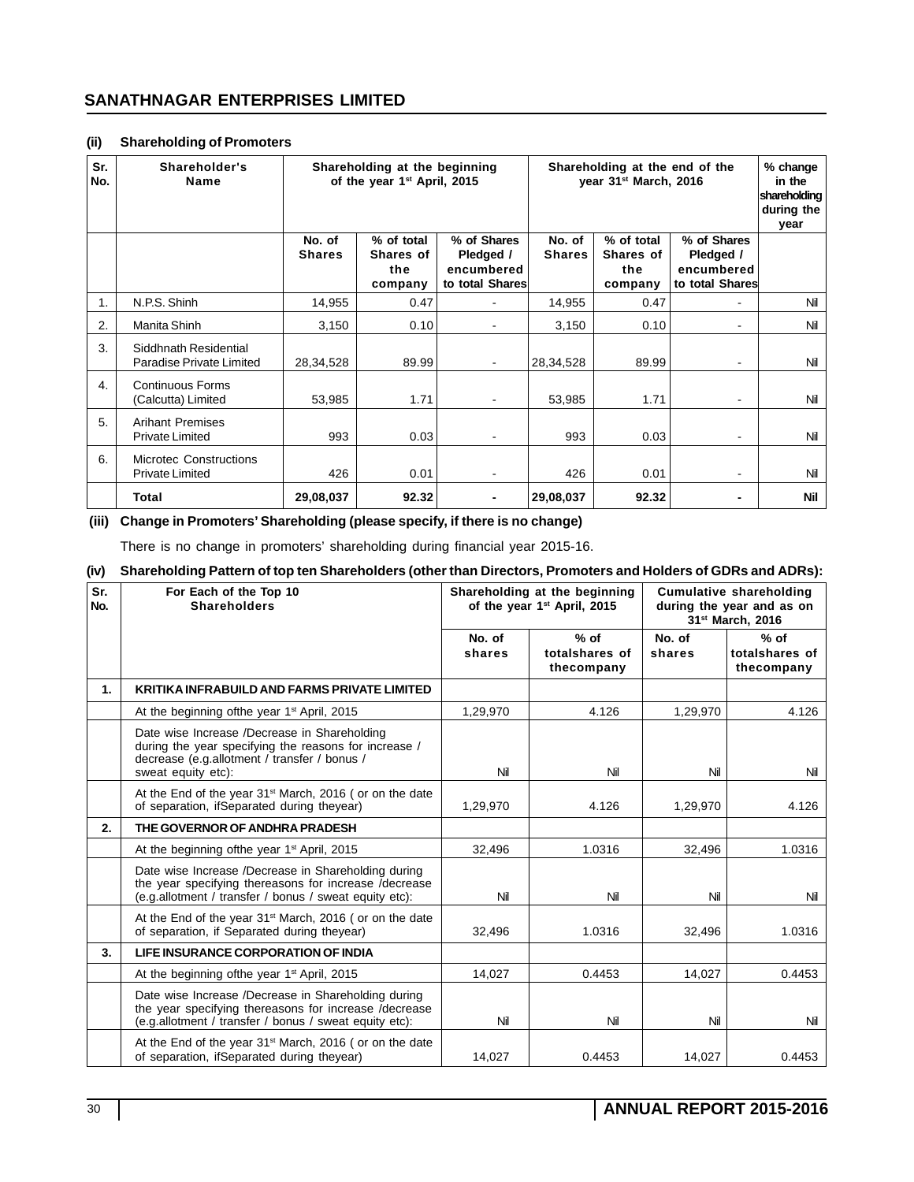### (ii) Shareholding of Promoters

| Sr. No. | Shareholder's Name | Shareholding at the beginning of the year 1st April, 2015 | | | Shareholding at the end of the year 31st March, 2016 | | | % change in the shareholding during the year |
|---|---|---|---|---|---|---|---|---|
| | | No. of Shares | % of total Shares of the company | % of Shares Pledged / encumbered to total Shares | No. of Shares | % of total Shares of the company | % of Shares Pledged / encumbered to total Shares | |
| 1. | N.P.S. Shinh | 14,955 | 0.47 | - | 14,955 | 0.47 | - | Nil |
| 2. | Manita Shinh | 3,150 | 0.10 | - | 3,150 | 0.10 | - | Nil |
| 3. | Siddhnath Residential Paradise Private Limited | 28,34,528 | 89.99 | - | 28,34,528 | 89.99 | - | Nil |
| 4. | Continuous Forms (Calcutta) Limited | 53,985 | 1.71 | - | 53,985 | 1.71 | - | Nil |
| 5. | Arihant Premises Private Limited | 993 | 0.03 | - | 993 | 0.03 | - | Nil |
| 6. | Microtec Constructions Private Limited | 426 | 0.01 | - | 426 | 0.01 | - | Nil |
| | **Total** | **29,08,037** | **92.32** | **-** | **29,08,037** | **92.32** | **-** | **Nil** |

### (iii) Change in Promoters' Shareholding (please specify, if there is no change)

There is no change in promoters' shareholding during financial year 2015-16.

### (iv) Shareholding Pattern of top ten Shareholders (other than Directors, Promoters and Holders of GDRs and ADRs):

| Sr. No. | For Each of the Top 10 Shareholders | Shareholding at the beginning of the year 1st April, 2015 | | Cumulative shareholding during the year and as on 31st March, 2016 | |
|---|---|---|---|---|---|
| | | No. of shares | % of totalshares of thecompany | No. of shares | % of totalshares of thecompany |
| **1.** | **KRITIKA INFRABUILD AND FARMS PRIVATE LIMITED** | | | | |
| | At the beginning ofthe year 1st April, 2015 | 1,29,970 | 4.126 | 1,29,970 | 4.126 |
| | Date wise Increase /Decrease in Shareholding during the year specifying the reasons for increase / decrease (e.g.allotment / transfer / bonus / sweat equity etc): | Nil | Nil | Nil | Nil |
| | At the End of the year 31st March, 2016 ( or on the date of separation, ifSeparated during theyear) | 1,29,970 | 4.126 | 1,29,970 | 4.126 |
| **2.** | **THE GOVERNOR OF ANDHRA PRADESH** | | | | |
| | At the beginning ofthe year 1st April, 2015 | 32,496 | 1.0316 | 32,496 | 1.0316 |
| | Date wise Increase /Decrease in Shareholding during the year specifying thereasons for increase /decrease (e.g.allotment / transfer / bonus / sweat equity etc): | Nil | Nil | Nil | Nil |
| | At the End of the year 31st March, 2016 ( or on the date of separation, if Separated during theyear) | 32,496 | 1.0316 | 32,496 | 1.0316 |
| **3.** | **LIFE INSURANCE CORPORATION OF INDIA** | | | | |
| | At the beginning ofthe year 1st April, 2015 | 14,027 | 0.4453 | 14,027 | 0.4453 |
| | Date wise Increase /Decrease in Shareholding during the year specifying thereasons for increase /decrease (e.g.allotment / transfer / bonus / sweat equity etc): | Nil | Nil | Nil | Nil |
| | At the End of the year 31st March, 2016 ( or on the date of separation, ifSeparated during theyear) | 14,027 | 0.4453 | 14,027 | 0.4453 |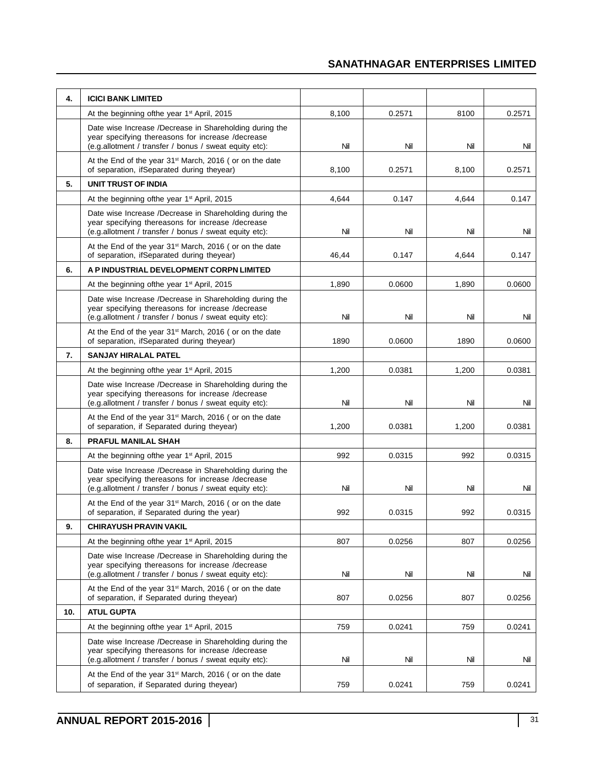| 4. | ICICI BANK LIMITED | | | | |
|---|---|---|---|---|---|
| | At the beginning ofthe year 1st April, 2015 | 8,100 | 0.2571 | 8100 | 0.2571 |
| | Date wise Increase /Decrease in Shareholding during the year specifying thereasons for increase /decrease (e.g.allotment / transfer / bonus / sweat equity etc): | Nil | Nil | Nil | Nil |
| | At the End of the year 31st March, 2016 ( or on the date of separation, ifSeparated during theyear) | 8,100 | 0.2571 | 8,100 | 0.2571 |
| 5. | UNIT TRUST OF INDIA | | | | |
| | At the beginning ofthe year 1st April, 2015 | 4,644 | 0.147 | 4,644 | 0.147 |
| | Date wise Increase /Decrease in Shareholding during the year specifying thereasons for increase /decrease (e.g.allotment / transfer / bonus / sweat equity etc): | Nil | Nil | Nil | Nil |
| | At the End of the year 31st March, 2016 ( or on the date of separation, ifSeparated during theyear) | 46,44 | 0.147 | 4,644 | 0.147 |
| 6. | A P INDUSTRIAL DEVELOPMENT CORPN LIMITED | | | | |
| | At the beginning ofthe year 1st April, 2015 | 1,890 | 0.0600 | 1,890 | 0.0600 |
| | Date wise Increase /Decrease in Shareholding during the year specifying thereasons for increase /decrease (e.g.allotment / transfer / bonus / sweat equity etc): | Nil | Nil | Nil | Nil |
| | At the End of the year 31st March, 2016 ( or on the date of separation, ifSeparated during theyear) | 1890 | 0.0600 | 1890 | 0.0600 |
| 7. | SANJAY HIRALAL PATEL | | | | |
| | At the beginning ofthe year 1st April, 2015 | 1,200 | 0.0381 | 1,200 | 0.0381 |
| | Date wise Increase /Decrease in Shareholding during the year specifying thereasons for increase /decrease (e.g.allotment / transfer / bonus / sweat equity etc): | Nil | Nil | Nil | Nil |
| | At the End of the year 31st March, 2016 ( or on the date of separation, if Separated during theyear) | 1,200 | 0.0381 | 1,200 | 0.0381 |
| 8. | PRAFUL MANILAL SHAH | | | | |
| | At the beginning ofthe year 1st April, 2015 | 992 | 0.0315 | 992 | 0.0315 |
| | Date wise Increase /Decrease in Shareholding during the year specifying thereasons for increase /decrease (e.g.allotment / transfer / bonus / sweat equity etc): | Nil | Nil | Nil | Nil |
| | At the End of the year 31st March, 2016 ( or on the date of separation, if Separated during the year) | 992 | 0.0315 | 992 | 0.0315 |
| 9. | CHIRAYUSH PRAVIN VAKIL | | | | |
| | At the beginning ofthe year 1st April, 2015 | 807 | 0.0256 | 807 | 0.0256 |
| | Date wise Increase /Decrease in Shareholding during the year specifying thereasons for increase /decrease (e.g.allotment / transfer / bonus / sweat equity etc): | Nil | Nil | Nil | Nil |
| | At the End of the year 31st March, 2016 ( or on the date of separation, if Separated during theyear) | 807 | 0.0256 | 807 | 0.0256 |
| 10. | ATUL GUPTA | | | | |
| | At the beginning ofthe year 1st April, 2015 | 759 | 0.0241 | 759 | 0.0241 |
| | Date wise Increase /Decrease in Shareholding during the year specifying thereasons for increase /decrease (e.g.allotment / transfer / bonus / sweat equity etc): | Nil | Nil | Nil | Nil |
| | At the End of the year 31st March, 2016 ( or on the date of separation, if Separated during theyear) | 759 | 0.0241 | 759 | 0.0241 |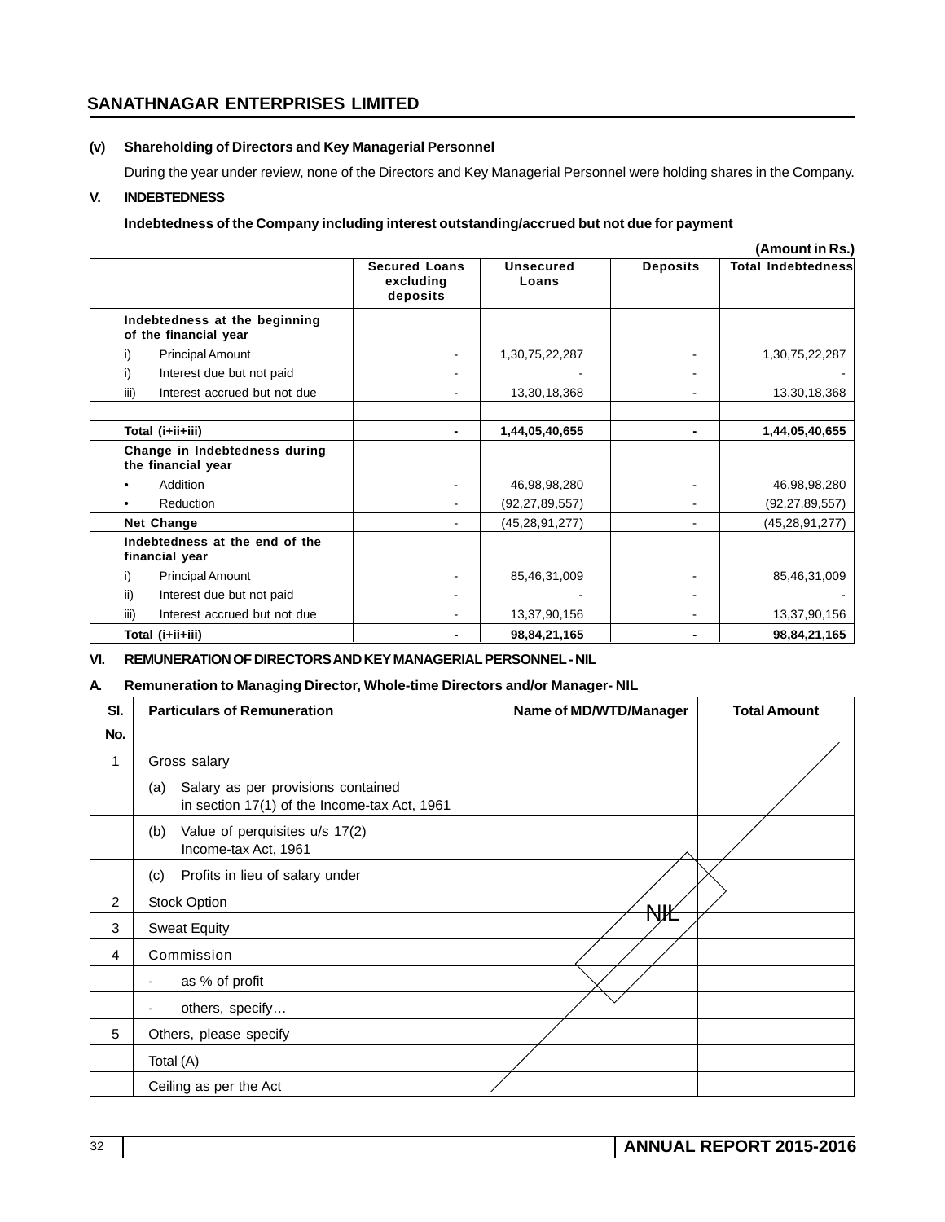**(v) Shareholding of Directors and Key Managerial Personnel**

During the year under review, none of the Directors and Key Managerial Personnel were holding shares in the Company.

**V. INDEBTEDNESS**

**Indebtedness of the Company including interest outstanding/accrued but not due for payment**

**(Amount in Rs.)**

| | Secured Loans excluding deposits | Unsecured Loans | Deposits | Total Indebtedness |
|---|---|---|---|---|
| **Indebtedness at the beginning of the financial year** | | | | |
| i) Principal Amount | - | 1,30,75,22,287 | - | 1,30,75,22,287 |
| i) Interest due but not paid | - | - | - | - |
| iii) Interest accrued but not due | - | 13,30,18,368 | - | 13,30,18,368 |
| | | | | |
| **Total (i+ii+iii)** | **-** | **1,44,05,40,655** | **-** | **1,44,05,40,655** |
| **Change in Indebtedness during the financial year** | | | | |
| • Addition | - | 46,98,98,280 | - | 46,98,98,280 |
| • Reduction | - | (92,27,89,557) | - | (92,27,89,557) |
| **Net Change** | - | (45,28,91,277) | - | (45,28,91,277) |
| **Indebtedness at the end of the financial year** | | | | |
| i) Principal Amount | - | 85,46,31,009 | - | 85,46,31,009 |
| ii) Interest due but not paid | - | - | - | - |
| iii) Interest accrued but not due | - | 13,37,90,156 | - | 13,37,90,156 |
| **Total (i+ii+iii)** | **-** | **98,84,21,165** | **-** | **98,84,21,165** |

**VI. REMUNERATION OF DIRECTORS AND KEY MANAGERIAL PERSONNEL - NIL**

**A. Remuneration to Managing Director, Whole-time Directors and/or Manager- NIL**

| Sl. No. | Particulars of Remuneration | Name of MD/WTD/Manager | Total Amount |
|---|---|---|---|
| 1 | Gross salary | | |
| | (a) Salary as per provisions contained in section 17(1) of the Income-tax Act, 1961 | | |
| | (b) Value of perquisites u/s 17(2) Income-tax Act, 1961 | | |
| | (c) Profits in lieu of salary under | | |
| 2 | Stock Option | NIL | |
| 3 | Sweat Equity | | |
| 4 | Commission | | |
| | - as % of profit | | |
| | - others, specify… | | |
| 5 | Others, please specify | | |
| | Total (A) | | |
| | Ceiling as per the Act | | |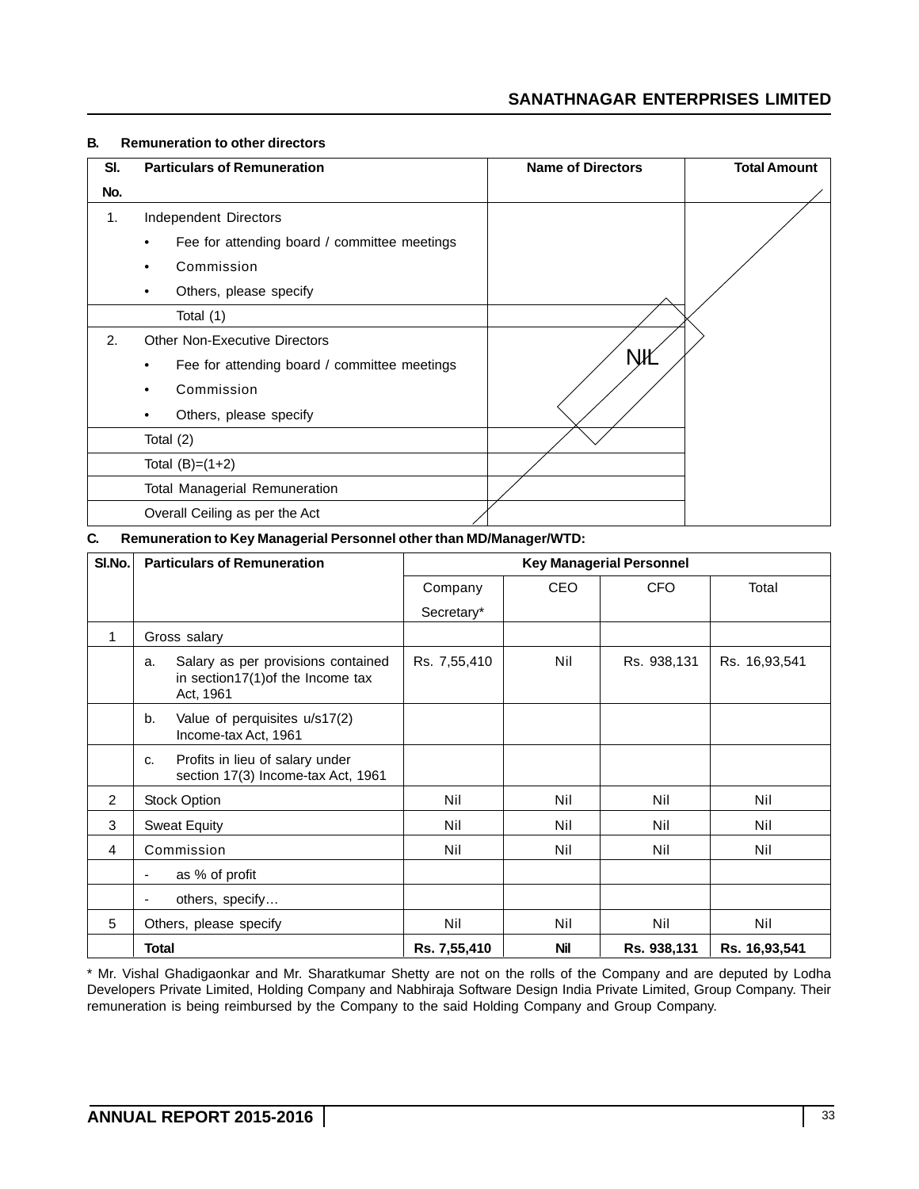## B. Remuneration to other directors

| Sl. No. | Particulars of Remuneration | Name of Directors | Total Amount |
|---|---|---|---|
| 1. | Independent Directors | | |
| | • Fee for attending board / committee meetings | | |
| | • Commission | | |
| | • Others, please specify | | |
| | Total (1) | | |
| 2. | Other Non-Executive Directors | | |
| | • Fee for attending board / committee meetings | NIL | |
| | • Commission | | |
| | • Others, please specify | | |
| | Total (2) | | |
| | Total (B)=(1+2) | | |
| | Total Managerial Remuneration | | |
| | Overall Ceiling as per the Act | | |

## C. Remuneration to Key Managerial Personnel other than MD/Manager/WTD:

| Sl.No. | Particulars of Remuneration | Key Managerial Personnel | | | |
|---|---|---|---|---|---|
| | | Company Secretary* | CEO | CFO | Total |
| 1 | Gross salary | | | | |
| | a. Salary as per provisions contained in section17(1)of the Income tax Act, 1961 | Rs. 7,55,410 | Nil | Rs. 938,131 | Rs. 16,93,541 |
| | b. Value of perquisites u/s17(2) Income-tax Act, 1961 | | | | |
| | c. Profits in lieu of salary under section 17(3) Income-tax Act, 1961 | | | | |
| 2 | Stock Option | Nil | Nil | Nil | Nil |
| 3 | Sweat Equity | Nil | Nil | Nil | Nil |
| 4 | Commission | Nil | Nil | Nil | Nil |
| | - as % of profit | | | | |
| | - others, specify… | | | | |
| 5 | Others, please specify | Nil | Nil | Nil | Nil |
| | **Total** | **Rs. 7,55,410** | **Nil** | **Rs. 938,131** | **Rs. 16,93,541** |

* Mr. Vishal Ghadigaonkar and Mr. Sharatkumar Shetty are not on the rolls of the Company and are deputed by Lodha Developers Private Limited, Holding Company and Nabhiraja Software Design India Private Limited, Group Company. Their remuneration is being reimbursed by the Company to the said Holding Company and Group Company.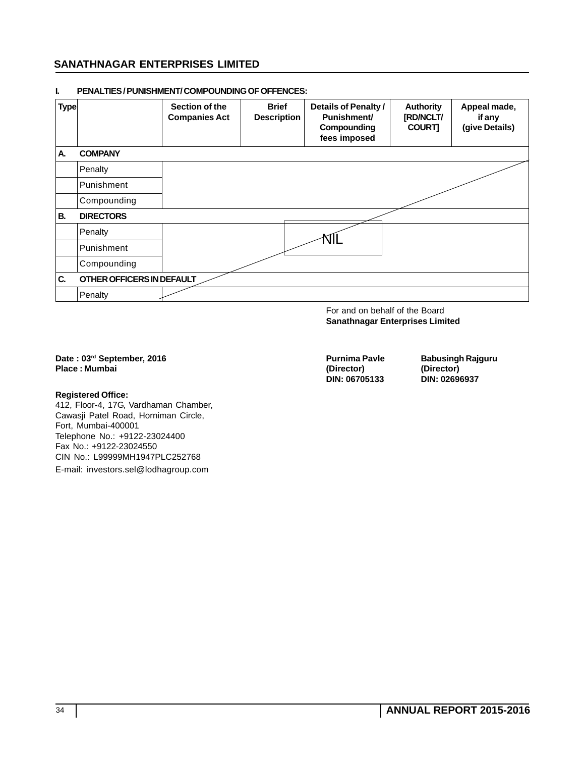## I. PENALTIES / PUNISHMENT/ COMPOUNDING OF OFFENCES:

| Type | | Section of the Companies Act | Brief Description | Details of Penalty / Punishment/ Compounding fees imposed | Authority [RD/NCLT/ COURT] | Appeal made, if any (give Details) |
|---|---|---|---|---|---|---|
| A. | COMPANY | | | | | |
| | Penalty | | | | | |
| | Punishment | | | | | |
| | Compounding | | | | | |
| B. | DIRECTORS | | | | | |
| | Penalty | | | NIL | | |
| | Punishment | | | | | |
| | Compounding | | | | | |
| C. | OTHER OFFICERS IN DEFAULT | | | | | |
| | Penalty | | | | | |

For and on behalf of the Board
**Sanathnagar Enterprises Limited**

**Date : 03rd September, 2016**
**Place : Mumbai**

**Purnima Pavle**
**(Director)**
**DIN: 06705133**

**Babusingh Rajguru**
**(Director)**
**DIN: 02696937**

**Registered Office:**
412, Floor-4, 17G, Vardhaman Chamber,
Cawasji Patel Road, Horniman Circle,
Fort, Mumbai-400001
Telephone No.: +9122-23024400
Fax No.: +9122-23024550
CIN No.: L99999MH1947PLC252768
E-mail: investors.sel@lodhagroup.com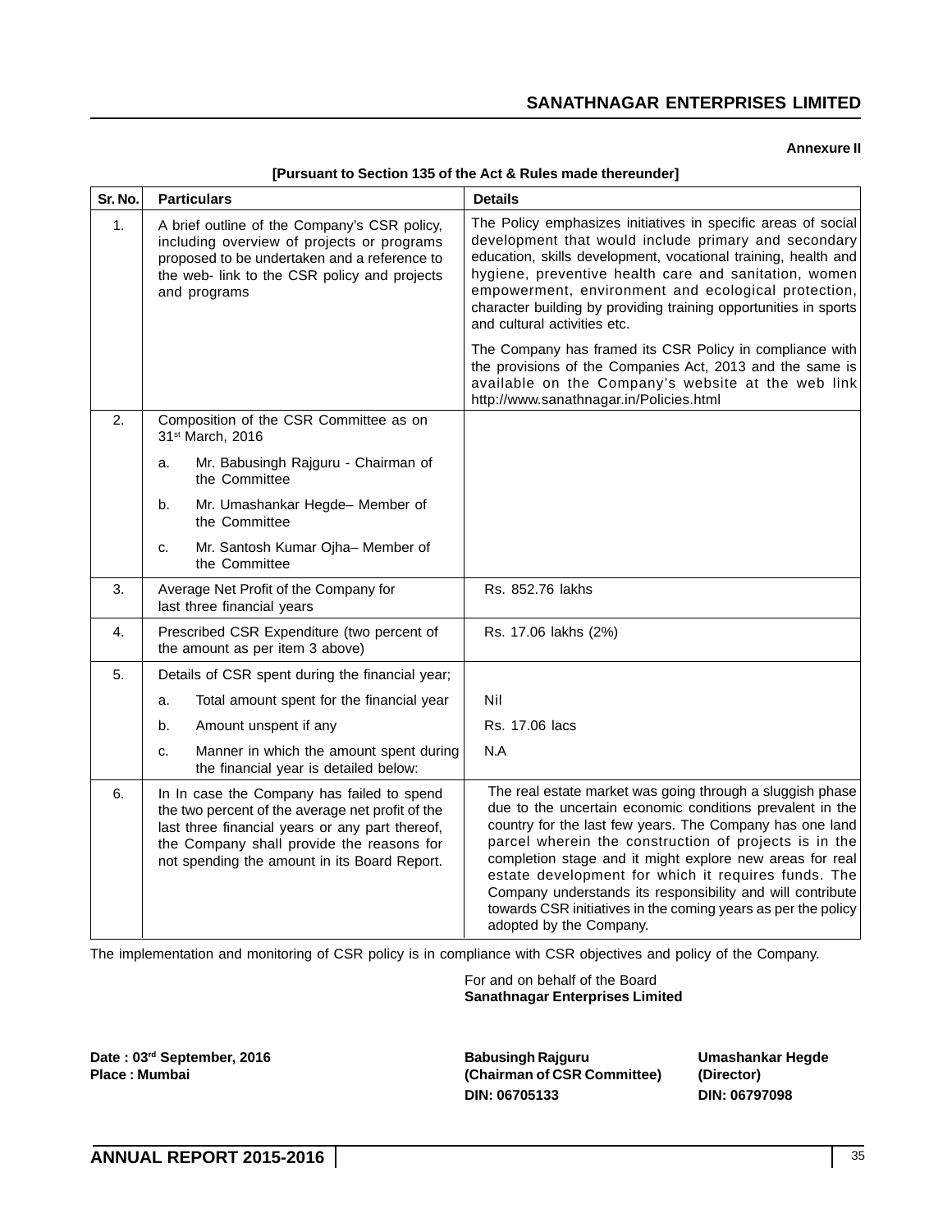**Annexure II**

**[Pursuant to Section 135 of the Act & Rules made thereunder]**

| Sr. No. | Particulars | Details |
|---|---|---|
| 1. | A brief outline of the Company's CSR policy, including overview of projects or programs proposed to be undertaken and a reference to the web- link to the CSR policy and projects and programs | The Policy emphasizes initiatives in specific areas of social development that would include primary and secondary education, skills development, vocational training, health and hygiene, preventive health care and sanitation, women empowerment, environment and ecological protection, character building by providing training opportunities in sports and cultural activities etc.<br><br>The Company has framed its CSR Policy in compliance with the provisions of the Companies Act, 2013 and the same is available on the Company's website at the web link http://www.sanathnagar.in/Policies.html |
| 2. | Composition of the CSR Committee as on 31st March, 2016<br>a. Mr. Babusingh Rajguru - Chairman of the Committee<br>b. Mr. Umashankar Hegde– Member of the Committee<br>c. Mr. Santosh Kumar Ojha– Member of the Committee | |
| 3. | Average Net Profit of the Company for last three financial years | Rs. 852.76 lakhs |
| 4. | Prescribed CSR Expenditure (two percent of the amount as per item 3 above) | Rs. 17.06 lakhs (2%) |
| 5. | Details of CSR spent during the financial year; | |
| | a. Total amount spent for the financial year | Nil |
| | b. Amount unspent if any | Rs. 17.06 lacs |
| | c. Manner in which the amount spent during the financial year is detailed below: | N.A |
| 6. | In In case the Company has failed to spend the two percent of the average net profit of the last three financial years or any part thereof, the Company shall provide the reasons for not spending the amount in its Board Report. | The real estate market was going through a sluggish phase due to the uncertain economic conditions prevalent in the country for the last few years. The Company has one land parcel wherein the construction of projects is in the completion stage and it might explore new areas for real estate development for which it requires funds. The Company understands its responsibility and will contribute towards CSR initiatives in the coming years as per the policy adopted by the Company. |

The implementation and monitoring of CSR policy is in compliance with CSR objectives and policy of the Company.

For and on behalf of the Board
**Sanathnagar Enterprises Limited**

**Date : 03rd September, 2016**
**Place : Mumbai**

**Babusingh Rajguru**
**(Chairman of CSR Committee)**
**DIN: 06705133**

**Umashankar Hegde**
**(Director)**
**DIN: 06797098**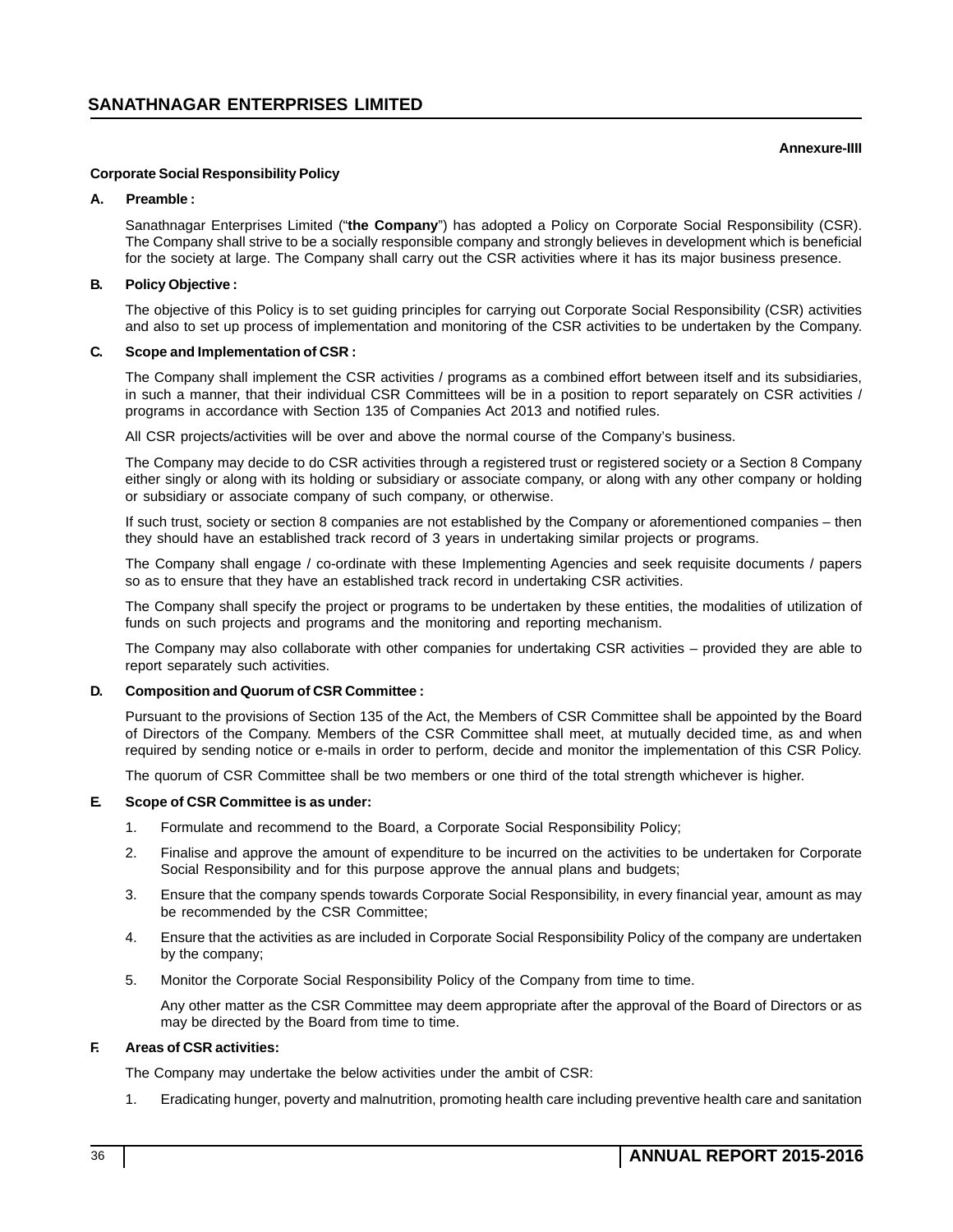**Annexure-IIII**

**Corporate Social Responsibility Policy**

**A. Preamble :**

Sanathnagar Enterprises Limited ("**the Company**") has adopted a Policy on Corporate Social Responsibility (CSR). The Company shall strive to be a socially responsible company and strongly believes in development which is beneficial for the society at large. The Company shall carry out the CSR activities where it has its major business presence.

**B. Policy Objective :**

The objective of this Policy is to set guiding principles for carrying out Corporate Social Responsibility (CSR) activities and also to set up process of implementation and monitoring of the CSR activities to be undertaken by the Company.

**C. Scope and Implementation of CSR :**

The Company shall implement the CSR activities / programs as a combined effort between itself and its subsidiaries, in such a manner, that their individual CSR Committees will be in a position to report separately on CSR activities / programs in accordance with Section 135 of Companies Act 2013 and notified rules.

All CSR projects/activities will be over and above the normal course of the Company's business.

The Company may decide to do CSR activities through a registered trust or registered society or a Section 8 Company either singly or along with its holding or subsidiary or associate company, or along with any other company or holding or subsidiary or associate company of such company, or otherwise.

If such trust, society or section 8 companies are not established by the Company or aforementioned companies – then they should have an established track record of 3 years in undertaking similar projects or programs.

The Company shall engage / co-ordinate with these Implementing Agencies and seek requisite documents / papers so as to ensure that they have an established track record in undertaking CSR activities.

The Company shall specify the project or programs to be undertaken by these entities, the modalities of utilization of funds on such projects and programs and the monitoring and reporting mechanism.

The Company may also collaborate with other companies for undertaking CSR activities – provided they are able to report separately such activities.

**D. Composition and Quorum of CSR Committee :**

Pursuant to the provisions of Section 135 of the Act, the Members of CSR Committee shall be appointed by the Board of Directors of the Company. Members of the CSR Committee shall meet, at mutually decided time, as and when required by sending notice or e-mails in order to perform, decide and monitor the implementation of this CSR Policy.

The quorum of CSR Committee shall be two members or one third of the total strength whichever is higher.

**E. Scope of CSR Committee is as under:**

1. Formulate and recommend to the Board, a Corporate Social Responsibility Policy;
2. Finalise and approve the amount of expenditure to be incurred on the activities to be undertaken for Corporate Social Responsibility and for this purpose approve the annual plans and budgets;
3. Ensure that the company spends towards Corporate Social Responsibility, in every financial year, amount as may be recommended by the CSR Committee;
4. Ensure that the activities as are included in Corporate Social Responsibility Policy of the company are undertaken by the company;
5. Monitor the Corporate Social Responsibility Policy of the Company from time to time.

   Any other matter as the CSR Committee may deem appropriate after the approval of the Board of Directors or as may be directed by the Board from time to time.

**F. Areas of CSR activities:**

The Company may undertake the below activities under the ambit of CSR:

1. Eradicating hunger, poverty and malnutrition, promoting health care including preventive health care and sanitation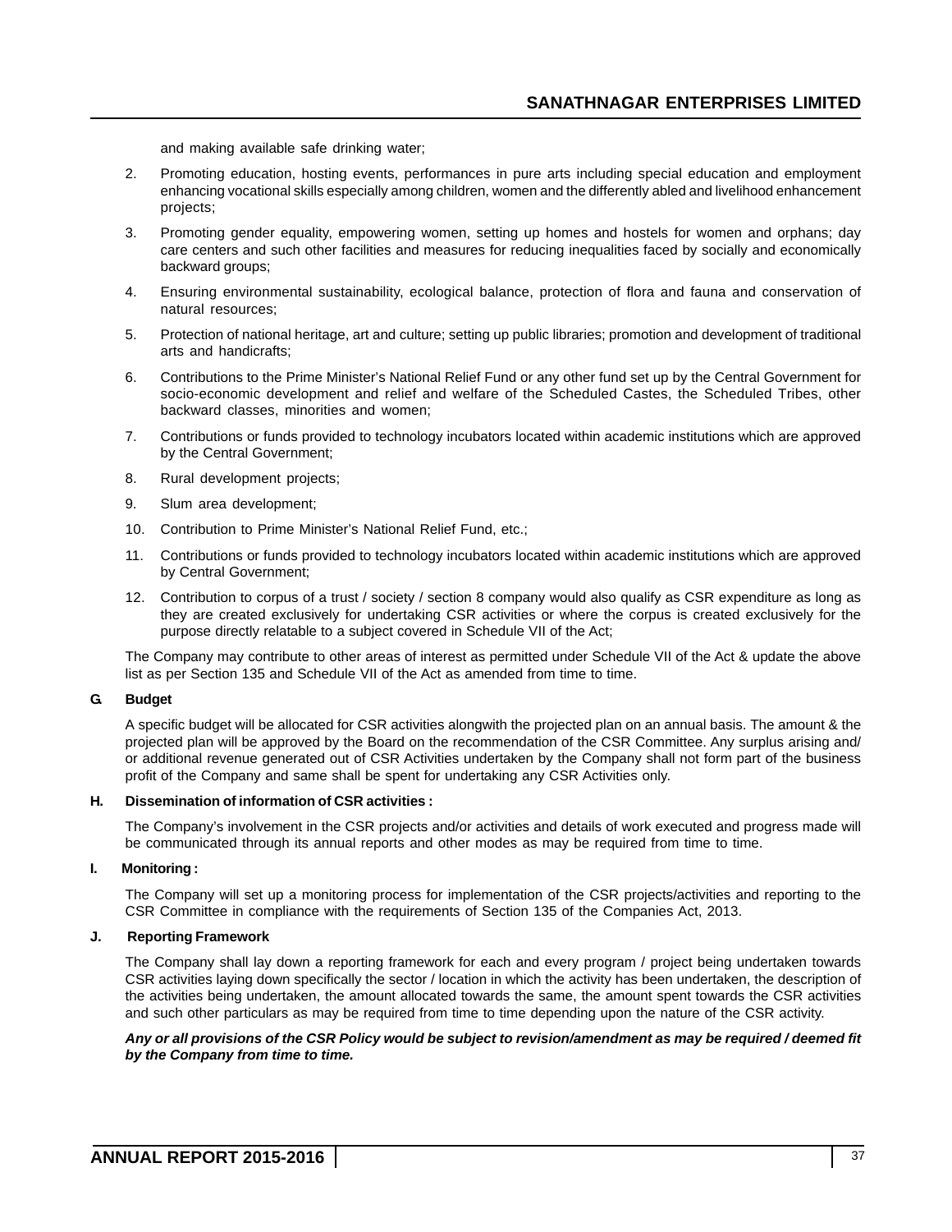and making available safe drinking water;

2. Promoting education, hosting events, performances in pure arts including special education and employment enhancing vocational skills especially among children, women and the differently abled and livelihood enhancement projects;

3. Promoting gender equality, empowering women, setting up homes and hostels for women and orphans; day care centers and such other facilities and measures for reducing inequalities faced by socially and economically backward groups;

4. Ensuring environmental sustainability, ecological balance, protection of flora and fauna and conservation of natural resources;

5. Protection of national heritage, art and culture; setting up public libraries; promotion and development of traditional arts and handicrafts;

6. Contributions to the Prime Minister's National Relief Fund or any other fund set up by the Central Government for socio-economic development and relief and welfare of the Scheduled Castes, the Scheduled Tribes, other backward classes, minorities and women;

7. Contributions or funds provided to technology incubators located within academic institutions which are approved by the Central Government;

8. Rural development projects;

9. Slum area development;

10. Contribution to Prime Minister's National Relief Fund, etc.;

11. Contributions or funds provided to technology incubators located within academic institutions which are approved by Central Government;

12. Contribution to corpus of a trust / society / section 8 company would also qualify as CSR expenditure as long as they are created exclusively for undertaking CSR activities or where the corpus is created exclusively for the purpose directly relatable to a subject covered in Schedule VII of the Act;

The Company may contribute to other areas of interest as permitted under Schedule VII of the Act & update the above list as per Section 135 and Schedule VII of the Act as amended from time to time.

**G. Budget**

A specific budget will be allocated for CSR activities alongwith the projected plan on an annual basis. The amount & the projected plan will be approved by the Board on the recommendation of the CSR Committee. Any surplus arising and/ or additional revenue generated out of CSR Activities undertaken by the Company shall not form part of the business profit of the Company and same shall be spent for undertaking any CSR Activities only.

**H. Dissemination of information of CSR activities :**

The Company's involvement in the CSR projects and/or activities and details of work executed and progress made will be communicated through its annual reports and other modes as may be required from time to time.

**I. Monitoring :**

The Company will set up a monitoring process for implementation of the CSR projects/activities and reporting to the CSR Committee in compliance with the requirements of Section 135 of the Companies Act, 2013.

**J. Reporting Framework**

The Company shall lay down a reporting framework for each and every program / project being undertaken towards CSR activities laying down specifically the sector / location in which the activity has been undertaken, the description of the activities being undertaken, the amount allocated towards the same, the amount spent towards the CSR activities and such other particulars as may be required from time to time depending upon the nature of the CSR activity.

***Any or all provisions of the CSR Policy would be subject to revision/amendment as may be required / deemed fit by the Company from time to time.***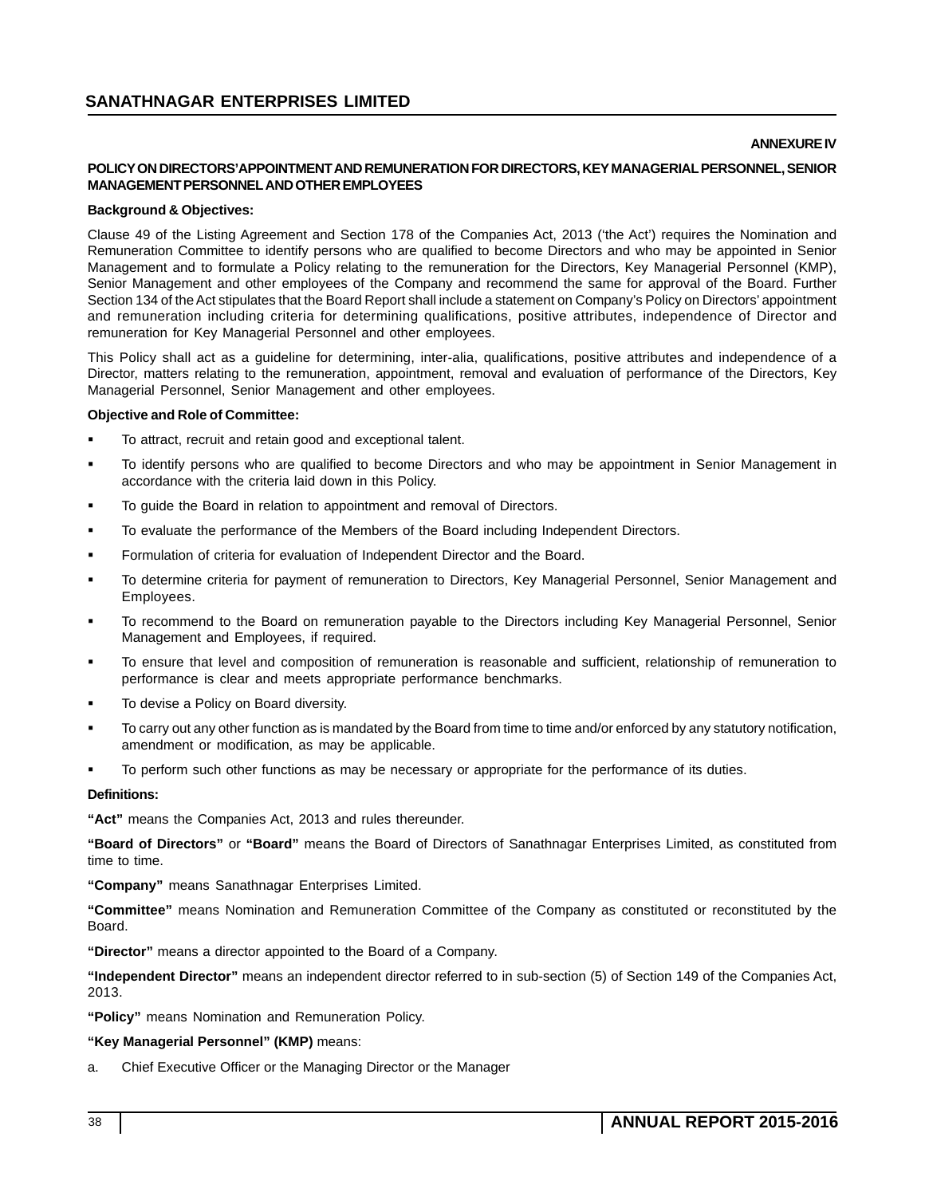**ANNEXURE IV**

## POLICY ON DIRECTORS'APPOINTMENT AND REMUNERATION FOR DIRECTORS, KEY MANAGERIAL PERSONNEL, SENIOR MANAGEMENT PERSONNEL AND OTHER EMPLOYEES

**Background & Objectives:**

Clause 49 of the Listing Agreement and Section 178 of the Companies Act, 2013 ('the Act') requires the Nomination and Remuneration Committee to identify persons who are qualified to become Directors and who may be appointed in Senior Management and to formulate a Policy relating to the remuneration for the Directors, Key Managerial Personnel (KMP), Senior Management and other employees of the Company and recommend the same for approval of the Board. Further Section 134 of the Act stipulates that the Board Report shall include a statement on Company's Policy on Directors' appointment and remuneration including criteria for determining qualifications, positive attributes, independence of Director and remuneration for Key Managerial Personnel and other employees.

This Policy shall act as a guideline for determining, inter-alia, qualifications, positive attributes and independence of a Director, matters relating to the remuneration, appointment, removal and evaluation of performance of the Directors, Key Managerial Personnel, Senior Management and other employees.

**Objective and Role of Committee:**

- To attract, recruit and retain good and exceptional talent.
- To identify persons who are qualified to become Directors and who may be appointment in Senior Management in accordance with the criteria laid down in this Policy.
- To guide the Board in relation to appointment and removal of Directors.
- To evaluate the performance of the Members of the Board including Independent Directors.
- Formulation of criteria for evaluation of Independent Director and the Board.
- To determine criteria for payment of remuneration to Directors, Key Managerial Personnel, Senior Management and Employees.
- To recommend to the Board on remuneration payable to the Directors including Key Managerial Personnel, Senior Management and Employees, if required.
- To ensure that level and composition of remuneration is reasonable and sufficient, relationship of remuneration to performance is clear and meets appropriate performance benchmarks.
- To devise a Policy on Board diversity.
- To carry out any other function as is mandated by the Board from time to time and/or enforced by any statutory notification, amendment or modification, as may be applicable.
- To perform such other functions as may be necessary or appropriate for the performance of its duties.

**Definitions:**

**"Act"** means the Companies Act, 2013 and rules thereunder.

**"Board of Directors"** or **"Board"** means the Board of Directors of Sanathnagar Enterprises Limited, as constituted from time to time.

**"Company"** means Sanathnagar Enterprises Limited.

**"Committee"** means Nomination and Remuneration Committee of the Company as constituted or reconstituted by the Board.

**"Director"** means a director appointed to the Board of a Company.

**"Independent Director"** means an independent director referred to in sub-section (5) of Section 149 of the Companies Act, 2013.

**"Policy"** means Nomination and Remuneration Policy.

**"Key Managerial Personnel" (KMP)** means:

a. Chief Executive Officer or the Managing Director or the Manager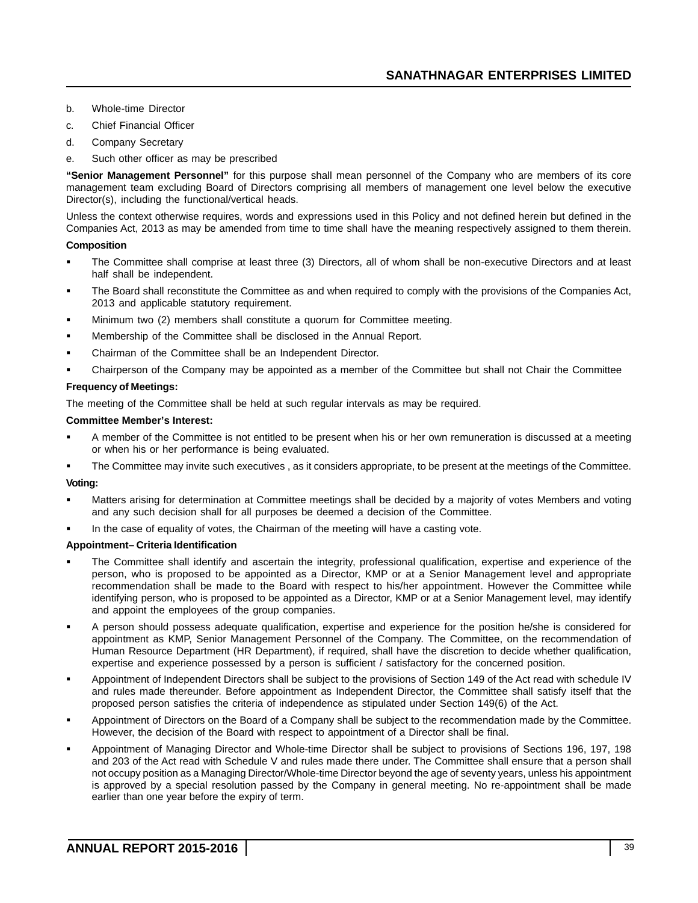b. Whole-time Director

c. Chief Financial Officer

d. Company Secretary

e. Such other officer as may be prescribed

**"Senior Management Personnel"** for this purpose shall mean personnel of the Company who are members of its core management team excluding Board of Directors comprising all members of management one level below the executive Director(s), including the functional/vertical heads.

Unless the context otherwise requires, words and expressions used in this Policy and not defined herein but defined in the Companies Act, 2013 as may be amended from time to time shall have the meaning respectively assigned to them therein.

**Composition**

- The Committee shall comprise at least three (3) Directors, all of whom shall be non-executive Directors and at least half shall be independent.
- The Board shall reconstitute the Committee as and when required to comply with the provisions of the Companies Act, 2013 and applicable statutory requirement.
- Minimum two (2) members shall constitute a quorum for Committee meeting.
- Membership of the Committee shall be disclosed in the Annual Report.
- Chairman of the Committee shall be an Independent Director.
- Chairperson of the Company may be appointed as a member of the Committee but shall not Chair the Committee

**Frequency of Meetings:**

The meeting of the Committee shall be held at such regular intervals as may be required.

**Committee Member's Interest:**

- A member of the Committee is not entitled to be present when his or her own remuneration is discussed at a meeting or when his or her performance is being evaluated.
- The Committee may invite such executives , as it considers appropriate, to be present at the meetings of the Committee.

**Voting:**

- Matters arising for determination at Committee meetings shall be decided by a majority of votes Members and voting and any such decision shall for all purposes be deemed a decision of the Committee.
- In the case of equality of votes, the Chairman of the meeting will have a casting vote.

**Appointment– Criteria Identification**

- The Committee shall identify and ascertain the integrity, professional qualification, expertise and experience of the person, who is proposed to be appointed as a Director, KMP or at a Senior Management level and appropriate recommendation shall be made to the Board with respect to his/her appointment. However the Committee while identifying person, who is proposed to be appointed as a Director, KMP or at a Senior Management level, may identify and appoint the employees of the group companies.
- A person should possess adequate qualification, expertise and experience for the position he/she is considered for appointment as KMP, Senior Management Personnel of the Company. The Committee, on the recommendation of Human Resource Department (HR Department), if required, shall have the discretion to decide whether qualification, expertise and experience possessed by a person is sufficient / satisfactory for the concerned position.
- Appointment of Independent Directors shall be subject to the provisions of Section 149 of the Act read with schedule IV and rules made thereunder. Before appointment as Independent Director, the Committee shall satisfy itself that the proposed person satisfies the criteria of independence as stipulated under Section 149(6) of the Act.
- Appointment of Directors on the Board of a Company shall be subject to the recommendation made by the Committee. However, the decision of the Board with respect to appointment of a Director shall be final.
- Appointment of Managing Director and Whole-time Director shall be subject to provisions of Sections 196, 197, 198 and 203 of the Act read with Schedule V and rules made there under. The Committee shall ensure that a person shall not occupy position as a Managing Director/Whole-time Director beyond the age of seventy years, unless his appointment is approved by a special resolution passed by the Company in general meeting. No re-appointment shall be made earlier than one year before the expiry of term.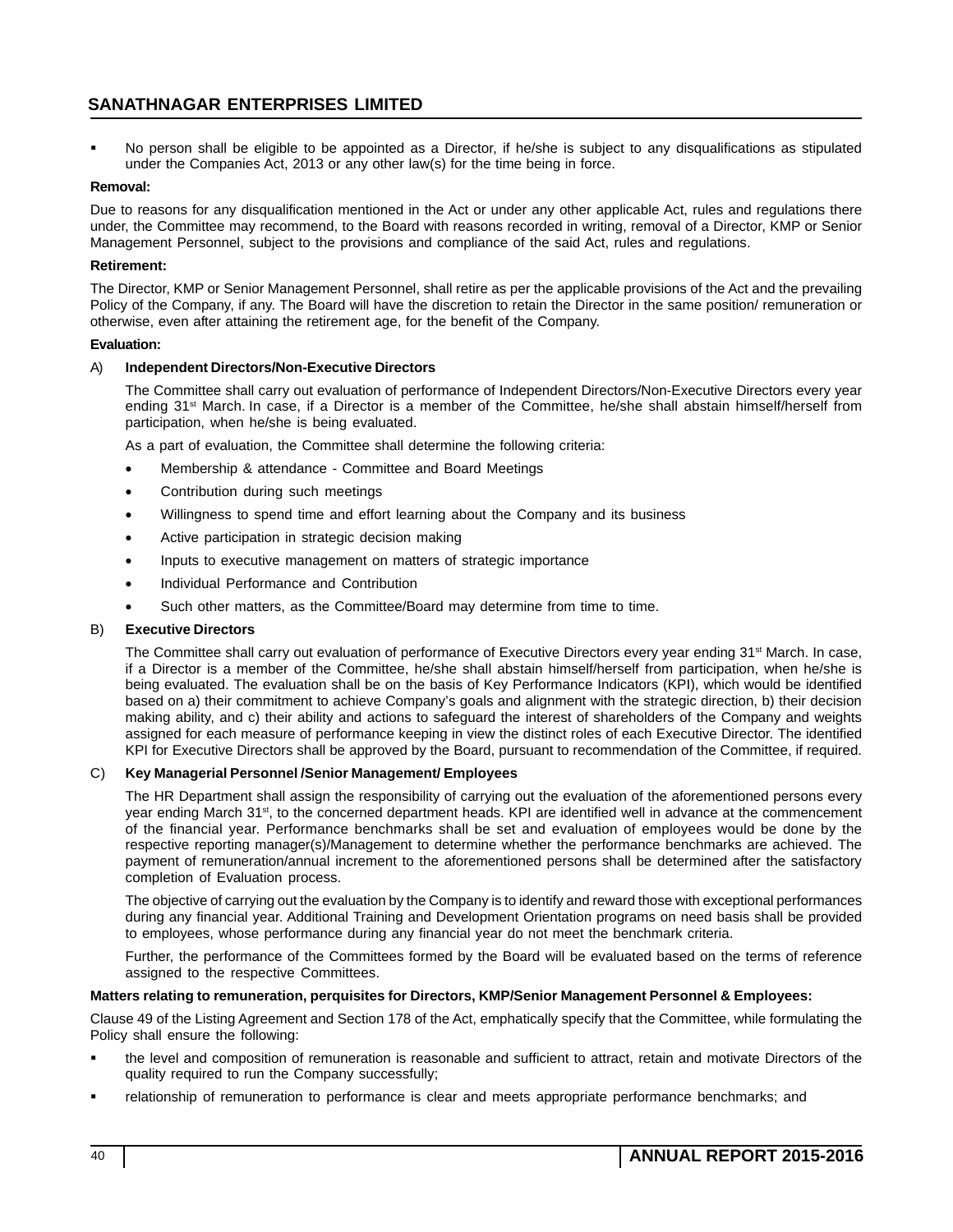- No person shall be eligible to be appointed as a Director, if he/she is subject to any disqualifications as stipulated under the Companies Act, 2013 or any other law(s) for the time being in force.

**Removal:**

Due to reasons for any disqualification mentioned in the Act or under any other applicable Act, rules and regulations there under, the Committee may recommend, to the Board with reasons recorded in writing, removal of a Director, KMP or Senior Management Personnel, subject to the provisions and compliance of the said Act, rules and regulations.

**Retirement:**

The Director, KMP or Senior Management Personnel, shall retire as per the applicable provisions of the Act and the prevailing Policy of the Company, if any. The Board will have the discretion to retain the Director in the same position/ remuneration or otherwise, even after attaining the retirement age, for the benefit of the Company.

**Evaluation:**

A) **Independent Directors/Non-Executive Directors**

The Committee shall carry out evaluation of performance of Independent Directors/Non-Executive Directors every year ending 31st March. In case, if a Director is a member of the Committee, he/she shall abstain himself/herself from participation, when he/she is being evaluated.

As a part of evaluation, the Committee shall determine the following criteria:

- Membership & attendance - Committee and Board Meetings
- Contribution during such meetings
- Willingness to spend time and effort learning about the Company and its business
- Active participation in strategic decision making
- Inputs to executive management on matters of strategic importance
- Individual Performance and Contribution
- Such other matters, as the Committee/Board may determine from time to time.

B) **Executive Directors**

The Committee shall carry out evaluation of performance of Executive Directors every year ending 31st March. In case, if a Director is a member of the Committee, he/she shall abstain himself/herself from participation, when he/she is being evaluated. The evaluation shall be on the basis of Key Performance Indicators (KPI), which would be identified based on a) their commitment to achieve Company's goals and alignment with the strategic direction, b) their decision making ability, and c) their ability and actions to safeguard the interest of shareholders of the Company and weights assigned for each measure of performance keeping in view the distinct roles of each Executive Director. The identified KPI for Executive Directors shall be approved by the Board, pursuant to recommendation of the Committee, if required.

C) **Key Managerial Personnel /Senior Management/ Employees**

The HR Department shall assign the responsibility of carrying out the evaluation of the aforementioned persons every year ending March 31st, to the concerned department heads. KPI are identified well in advance at the commencement of the financial year. Performance benchmarks shall be set and evaluation of employees would be done by the respective reporting manager(s)/Management to determine whether the performance benchmarks are achieved. The payment of remuneration/annual increment to the aforementioned persons shall be determined after the satisfactory completion of Evaluation process.

The objective of carrying out the evaluation by the Company is to identify and reward those with exceptional performances during any financial year. Additional Training and Development Orientation programs on need basis shall be provided to employees, whose performance during any financial year do not meet the benchmark criteria.

Further, the performance of the Committees formed by the Board will be evaluated based on the terms of reference assigned to the respective Committees.

**Matters relating to remuneration, perquisites for Directors, KMP/Senior Management Personnel & Employees:**

Clause 49 of the Listing Agreement and Section 178 of the Act, emphatically specify that the Committee, while formulating the Policy shall ensure the following:

- the level and composition of remuneration is reasonable and sufficient to attract, retain and motivate Directors of the quality required to run the Company successfully;
- relationship of remuneration to performance is clear and meets appropriate performance benchmarks; and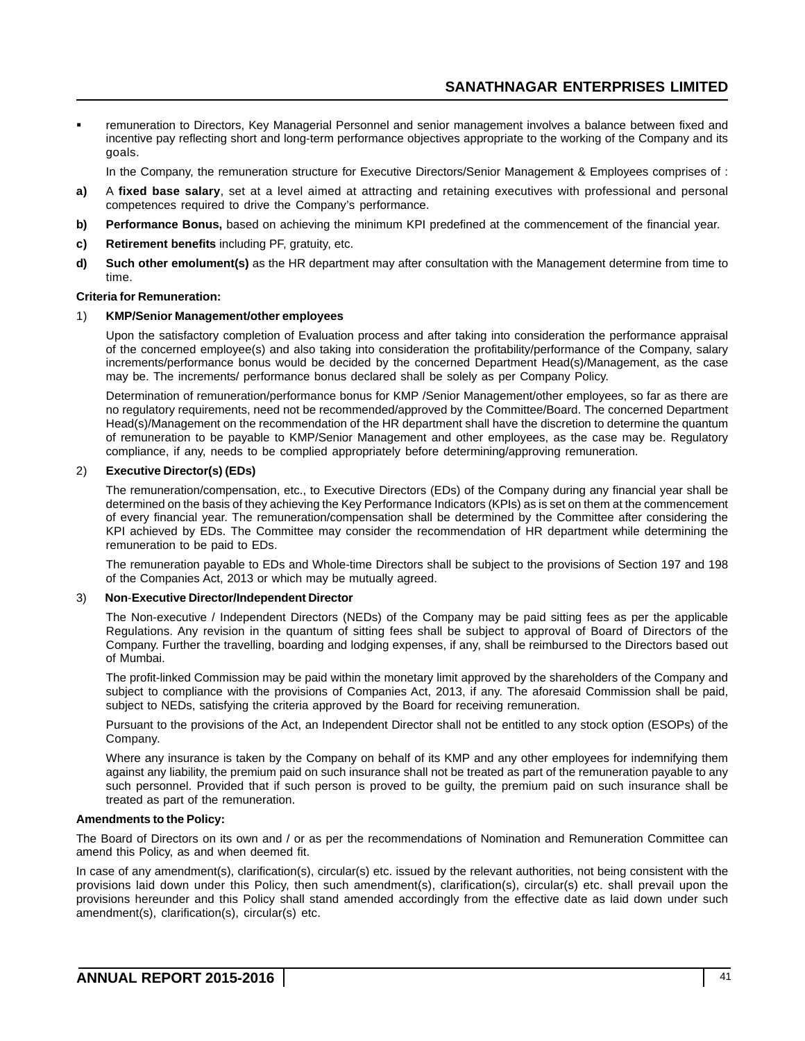- remuneration to Directors, Key Managerial Personnel and senior management involves a balance between fixed and incentive pay reflecting short and long-term performance objectives appropriate to the working of the Company and its goals.

  In the Company, the remuneration structure for Executive Directors/Senior Management & Employees comprises of :

**a)** A **fixed base salary**, set at a level aimed at attracting and retaining executives with professional and personal competences required to drive the Company's performance.

**b)** **Performance Bonus,** based on achieving the minimum KPI predefined at the commencement of the financial year.

**c)** **Retirement benefits** including PF, gratuity, etc.

**d)** **Such other emolument(s)** as the HR department may after consultation with the Management determine from time to time.

**Criteria for Remuneration:**

1) **KMP/Senior Management/other employees**

Upon the satisfactory completion of Evaluation process and after taking into consideration the performance appraisal of the concerned employee(s) and also taking into consideration the profitability/performance of the Company, salary increments/performance bonus would be decided by the concerned Department Head(s)/Management, as the case may be. The increments/ performance bonus declared shall be solely as per Company Policy.

Determination of remuneration/performance bonus for KMP /Senior Management/other employees, so far as there are no regulatory requirements, need not be recommended/approved by the Committee/Board. The concerned Department Head(s)/Management on the recommendation of the HR department shall have the discretion to determine the quantum of remuneration to be payable to KMP/Senior Management and other employees, as the case may be. Regulatory compliance, if any, needs to be complied appropriately before determining/approving remuneration.

2) **Executive Director(s) (EDs)**

The remuneration/compensation, etc., to Executive Directors (EDs) of the Company during any financial year shall be determined on the basis of they achieving the Key Performance Indicators (KPIs) as is set on them at the commencement of every financial year. The remuneration/compensation shall be determined by the Committee after considering the KPI achieved by EDs. The Committee may consider the recommendation of HR department while determining the remuneration to be paid to EDs.

The remuneration payable to EDs and Whole-time Directors shall be subject to the provisions of Section 197 and 198 of the Companies Act, 2013 or which may be mutually agreed.

3) **Non-Executive Director/Independent Director**

The Non-executive / Independent Directors (NEDs) of the Company may be paid sitting fees as per the applicable Regulations. Any revision in the quantum of sitting fees shall be subject to approval of Board of Directors of the Company. Further the travelling, boarding and lodging expenses, if any, shall be reimbursed to the Directors based out of Mumbai.

The profit-linked Commission may be paid within the monetary limit approved by the shareholders of the Company and subject to compliance with the provisions of Companies Act, 2013, if any. The aforesaid Commission shall be paid, subject to NEDs, satisfying the criteria approved by the Board for receiving remuneration.

Pursuant to the provisions of the Act, an Independent Director shall not be entitled to any stock option (ESOPs) of the Company.

Where any insurance is taken by the Company on behalf of its KMP and any other employees for indemnifying them against any liability, the premium paid on such insurance shall not be treated as part of the remuneration payable to any such personnel. Provided that if such person is proved to be guilty, the premium paid on such insurance shall be treated as part of the remuneration.

**Amendments to the Policy:**

The Board of Directors on its own and / or as per the recommendations of Nomination and Remuneration Committee can amend this Policy, as and when deemed fit.

In case of any amendment(s), clarification(s), circular(s) etc. issued by the relevant authorities, not being consistent with the provisions laid down under this Policy, then such amendment(s), clarification(s), circular(s) etc. shall prevail upon the provisions hereunder and this Policy shall stand amended accordingly from the effective date as laid down under such amendment(s), clarification(s), circular(s) etc.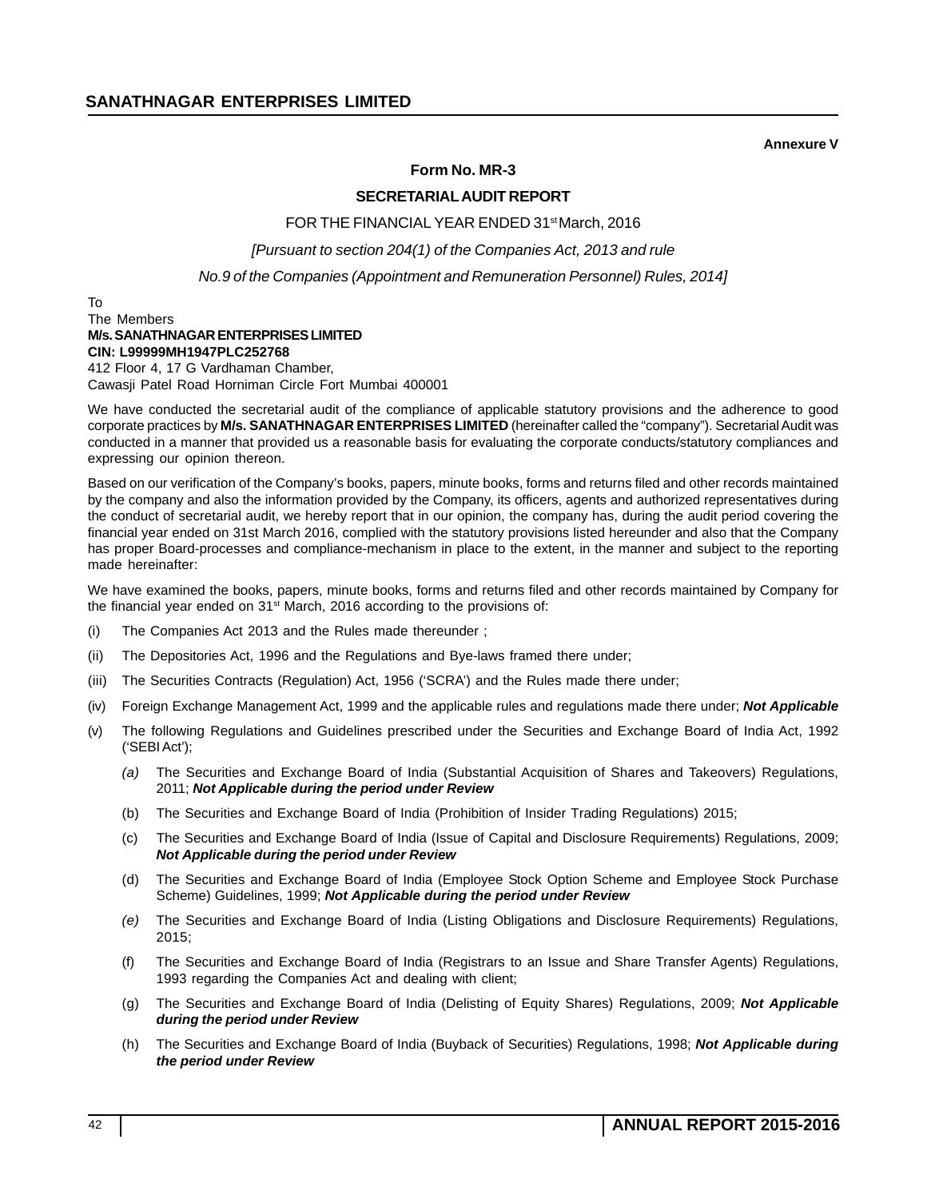**Annexure V**

**Form No. MR-3**

**SECRETARIAL AUDIT REPORT**

FOR THE FINANCIAL YEAR ENDED 31st March, 2016

*[Pursuant to section 204(1) of the Companies Act, 2013 and rule*

*No.9 of the Companies (Appointment and Remuneration Personnel) Rules, 2014]*

To
The Members
**M/s. SANATHNAGAR ENTERPRISES LIMITED**
**CIN: L99999MH1947PLC252768**
412 Floor 4, 17 G Vardhaman Chamber,
Cawasji Patel Road Horniman Circle Fort Mumbai 400001

We have conducted the secretarial audit of the compliance of applicable statutory provisions and the adherence to good corporate practices by **M/s. SANATHNAGAR ENTERPRISES LIMITED** (hereinafter called the "company"). Secretarial Audit was conducted in a manner that provided us a reasonable basis for evaluating the corporate conducts/statutory compliances and expressing our opinion thereon.

Based on our verification of the Company's books, papers, minute books, forms and returns filed and other records maintained by the company and also the information provided by the Company, its officers, agents and authorized representatives during the conduct of secretarial audit, we hereby report that in our opinion, the company has, during the audit period covering the financial year ended on 31st March 2016, complied with the statutory provisions listed hereunder and also that the Company has proper Board-processes and compliance-mechanism in place to the extent, in the manner and subject to the reporting made hereinafter:

We have examined the books, papers, minute books, forms and returns filed and other records maintained by Company for the financial year ended on 31st March, 2016 according to the provisions of:

(i) The Companies Act 2013 and the Rules made thereunder ;

(ii) The Depositories Act, 1996 and the Regulations and Bye-laws framed there under;

(iii) The Securities Contracts (Regulation) Act, 1956 ('SCRA') and the Rules made there under;

(iv) Foreign Exchange Management Act, 1999 and the applicable rules and regulations made there under; ***Not Applicable***

(v) The following Regulations and Guidelines prescribed under the Securities and Exchange Board of India Act, 1992 ('SEBI Act');

  *(a)* The Securities and Exchange Board of India (Substantial Acquisition of Shares and Takeovers) Regulations, 2011; ***Not Applicable during the period under Review***

  (b) The Securities and Exchange Board of India (Prohibition of Insider Trading Regulations) 2015;

  (c) The Securities and Exchange Board of India (Issue of Capital and Disclosure Requirements) Regulations, 2009; ***Not Applicable during the period under Review***

  (d) The Securities and Exchange Board of India (Employee Stock Option Scheme and Employee Stock Purchase Scheme) Guidelines, 1999; ***Not Applicable during the period under Review***

  *(e)* The Securities and Exchange Board of India (Listing Obligations and Disclosure Requirements) Regulations, 2015;

  (f) The Securities and Exchange Board of India (Registrars to an Issue and Share Transfer Agents) Regulations, 1993 regarding the Companies Act and dealing with client;

  (g) The Securities and Exchange Board of India (Delisting of Equity Shares) Regulations, 2009; ***Not Applicable during the period under Review***

  (h) The Securities and Exchange Board of India (Buyback of Securities) Regulations, 1998; ***Not Applicable during the period under Review***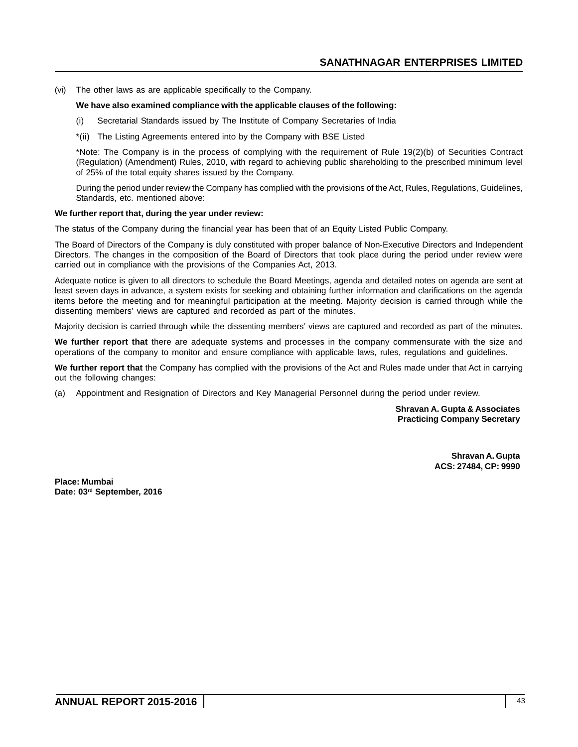(vi) The other laws as are applicable specifically to the Company.

**We have also examined compliance with the applicable clauses of the following:**

(i) Secretarial Standards issued by The Institute of Company Secretaries of India

*(ii) The Listing Agreements entered into by the Company with BSE Listed

*Note: The Company is in the process of complying with the requirement of Rule 19(2)(b) of Securities Contract (Regulation) (Amendment) Rules, 2010, with regard to achieving public shareholding to the prescribed minimum level of 25% of the total equity shares issued by the Company.

During the period under review the Company has complied with the provisions of the Act, Rules, Regulations, Guidelines, Standards, etc. mentioned above:

**We further report that, during the year under review:**

The status of the Company during the financial year has been that of an Equity Listed Public Company.

The Board of Directors of the Company is duly constituted with proper balance of Non-Executive Directors and Independent Directors. The changes in the composition of the Board of Directors that took place during the period under review were carried out in compliance with the provisions of the Companies Act, 2013.

Adequate notice is given to all directors to schedule the Board Meetings, agenda and detailed notes on agenda are sent at least seven days in advance, a system exists for seeking and obtaining further information and clarifications on the agenda items before the meeting and for meaningful participation at the meeting. Majority decision is carried through while the dissenting members' views are captured and recorded as part of the minutes.

Majority decision is carried through while the dissenting members' views are captured and recorded as part of the minutes.

**We further report that** there are adequate systems and processes in the company commensurate with the size and operations of the company to monitor and ensure compliance with applicable laws, rules, regulations and guidelines.

**We further report that** the Company has complied with the provisions of the Act and Rules made under that Act in carrying out the following changes:

(a) Appointment and Resignation of Directors and Key Managerial Personnel during the period under review.

**Shravan A. Gupta & Associates**
**Practicing Company Secretary**

**Shravan A. Gupta**
**ACS: 27484, CP: 9990**

**Place: Mumbai**
**Date: 03rd September, 2016**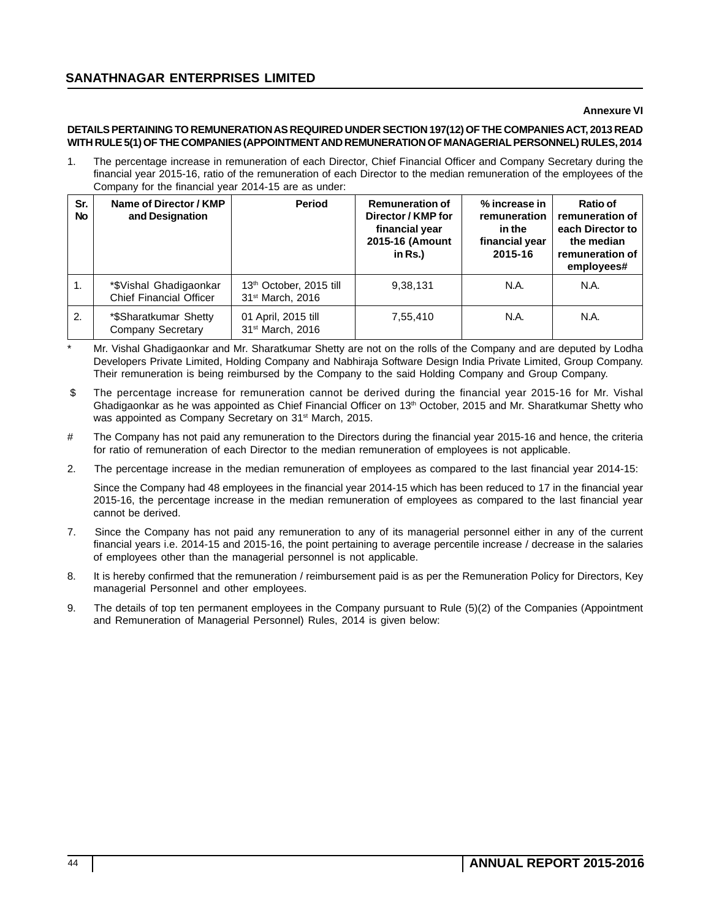**Annexure VI**

**DETAILS PERTAINING TO REMUNERATION AS REQUIRED UNDER SECTION 197(12) OF THE COMPANIES ACT, 2013 READ WITH RULE 5(1) OF THE COMPANIES (APPOINTMENT AND REMUNERATION OF MANAGERIAL PERSONNEL) RULES, 2014**

1. The percentage increase in remuneration of each Director, Chief Financial Officer and Company Secretary during the financial year 2015-16, ratio of the remuneration of each Director to the median remuneration of the employees of the Company for the financial year 2014-15 are as under:

| Sr. No | Name of Director / KMP and Designation | Period | Remuneration of Director / KMP for financial year 2015-16 (Amount in Rs.) | % increase in remuneration in the financial year 2015-16 | Ratio of remuneration of each Director to the median remuneration of employees# |
|---|---|---|---|---|---|
| 1. | *$Vishal Ghadigaonkar Chief Financial Officer | 13th October, 2015 till 31st March, 2016 | 9,38,131 | N.A. | N.A. |
| 2. | *$Sharatkumar Shetty Company Secretary | 01 April, 2015 till 31st March, 2016 | 7,55,410 | N.A. | N.A. |

\* Mr. Vishal Ghadigaonkar and Mr. Sharatkumar Shetty are not on the rolls of the Company and are deputed by Lodha Developers Private Limited, Holding Company and Nabhiraja Software Design India Private Limited, Group Company. Their remuneration is being reimbursed by the Company to the said Holding Company and Group Company.

$ The percentage increase for remuneration cannot be derived during the financial year 2015-16 for Mr. Vishal Ghadigaonkar as he was appointed as Chief Financial Officer on 13th October, 2015 and Mr. Sharatkumar Shetty who was appointed as Company Secretary on 31st March, 2015.

\# The Company has not paid any remuneration to the Directors during the financial year 2015-16 and hence, the criteria for ratio of remuneration of each Director to the median remuneration of employees is not applicable.

2. The percentage increase in the median remuneration of employees as compared to the last financial year 2014-15:

   Since the Company had 48 employees in the financial year 2014-15 which has been reduced to 17 in the financial year 2015-16, the percentage increase in the median remuneration of employees as compared to the last financial year cannot be derived.

7. Since the Company has not paid any remuneration to any of its managerial personnel either in any of the current financial years i.e. 2014-15 and 2015-16, the point pertaining to average percentile increase / decrease in the salaries of employees other than the managerial personnel is not applicable.

8. It is hereby confirmed that the remuneration / reimbursement paid is as per the Remuneration Policy for Directors, Key managerial Personnel and other employees.

9. The details of top ten permanent employees in the Company pursuant to Rule (5)(2) of the Companies (Appointment and Remuneration of Managerial Personnel) Rules, 2014 is given below: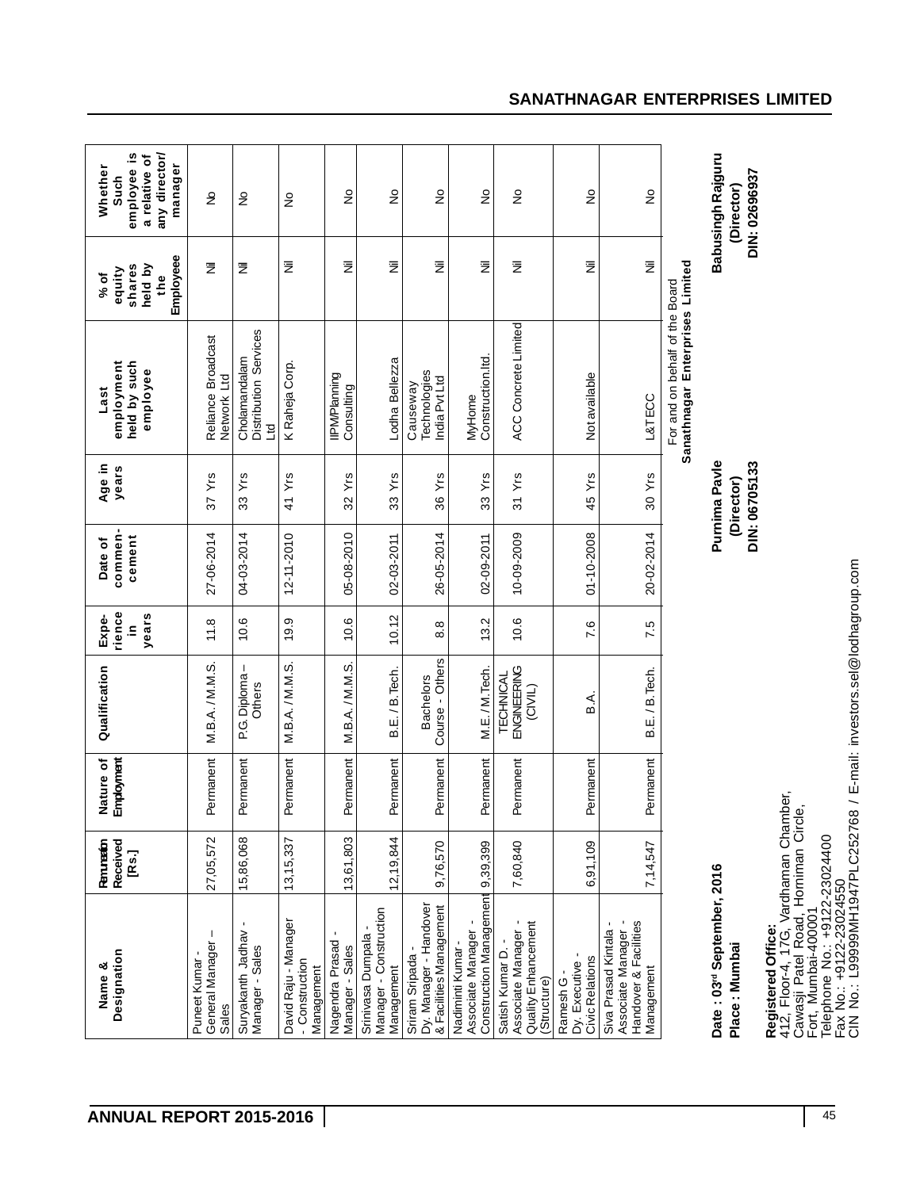| Name & Designation | Remuneration Received [Rs.] | Nature of Employment | Qualification | Experience in years | Date of commencement | Age in years | Last employment held by such employee | % of equity shares held by the Employeee | Whether Such employee is a relative of any director/ manager |
|---|---|---|---|---|---|---|---|---|---|
| Puneet Kumar - General Manager – Sales | 27,05,572 | Permanent | M.B.A. / M.M.S. | 11.8 | 27-06-2014 | 37 Yrs | Reliance Broadcast Network Ltd | Nil | No |
| Suryakanth Jadhav - Manager - Sales | 15,86,068 | Permanent | P.G. Diploma – Others | 10.6 | 04-03-2014 | 33 Yrs | Cholamandalam Distribution Services Ltd | Nil | No |
| David Raju - Manager - Construction Management | 13,15,337 | Permanent | M.B.A. / M.M.S. | 19.9 | 12-11-2010 | 41 Yrs | K Raheja Corp. | Nil | No |
| Nagendra Prasad - Manager - Sales | 13,61,803 | Permanent | M.B.A. / M.M.S. | 10.6 | 05-08-2010 | 32 Yrs | IIPM/Planning Consulting | Nil | No |
| Srinivasa Dumpala - Manager - Construction Management | 12,19,844 | Permanent | B.E. / B.Tech. | 10.12 | 02-03-2011 | 33 Yrs | Lodha Bellezza | Nil | No |
| Sriram Sripada - Dy. Manager - Handover & Facilities Management | 9,76,570 | Permanent | Bachelors Course - Others | 8.8 | 26-05-2014 | 36 Yrs | Causeway Technologies India Pvt Ltd | Nil | No |
| Nadiminti Kumar - Associate Manager - Construction Management | 9,39,399 | Permanent | M.E. / M.Tech. | 13.2 | 02-09-2011 | 33 Yrs | MyHome Construction.ltd. | Nil | No |
| Satish Kumar D. - Associate Manager - Quality Enhancement (Structure) | 7,60,840 | Permanent | TECHNICAL ENGINEERING (CIVIL) | 10.6 | 10-09-2009 | 31 Yrs | ACC Concrete Limited | Nil | No |
| Ramesh G - Dy. Executive - Civic Relations | 6,91,109 | Permanent | B.A. | 7.6 | 01-10-2008 | 45 Yrs | Not available | Nil | No |
| Siva Prasad Kintala - Associate Manager - Handover & Facilities Management | 7,14,547 | Permanent | B.E. / B.Tech. | 7.5 | 20-02-2014 | 30 Yrs | L&TECC | Nil | No |

For and on behalf of the Board
**Sanathnagar Enterprises Limited**

**Date : 03rd September, 2016**
**Place : Mumbai**

**Purnima Pavle**
**(Director)**
**DIN: 06705133**

**Babusingh Rajguru**
**(Director)**
**DIN: 02696937**

**Registered Office:**
412, Floor-4, 17G, Vardhaman Chamber,
Cawasji Patel Road, Horniman Circle,
Fort, Mumbai-400001
Telephone No.: +9122-23024400
Fax No.: +9122-23024550
CIN No.: L99999MH1947PLC252768 / E-mail: investors.sel@lodhagroup.com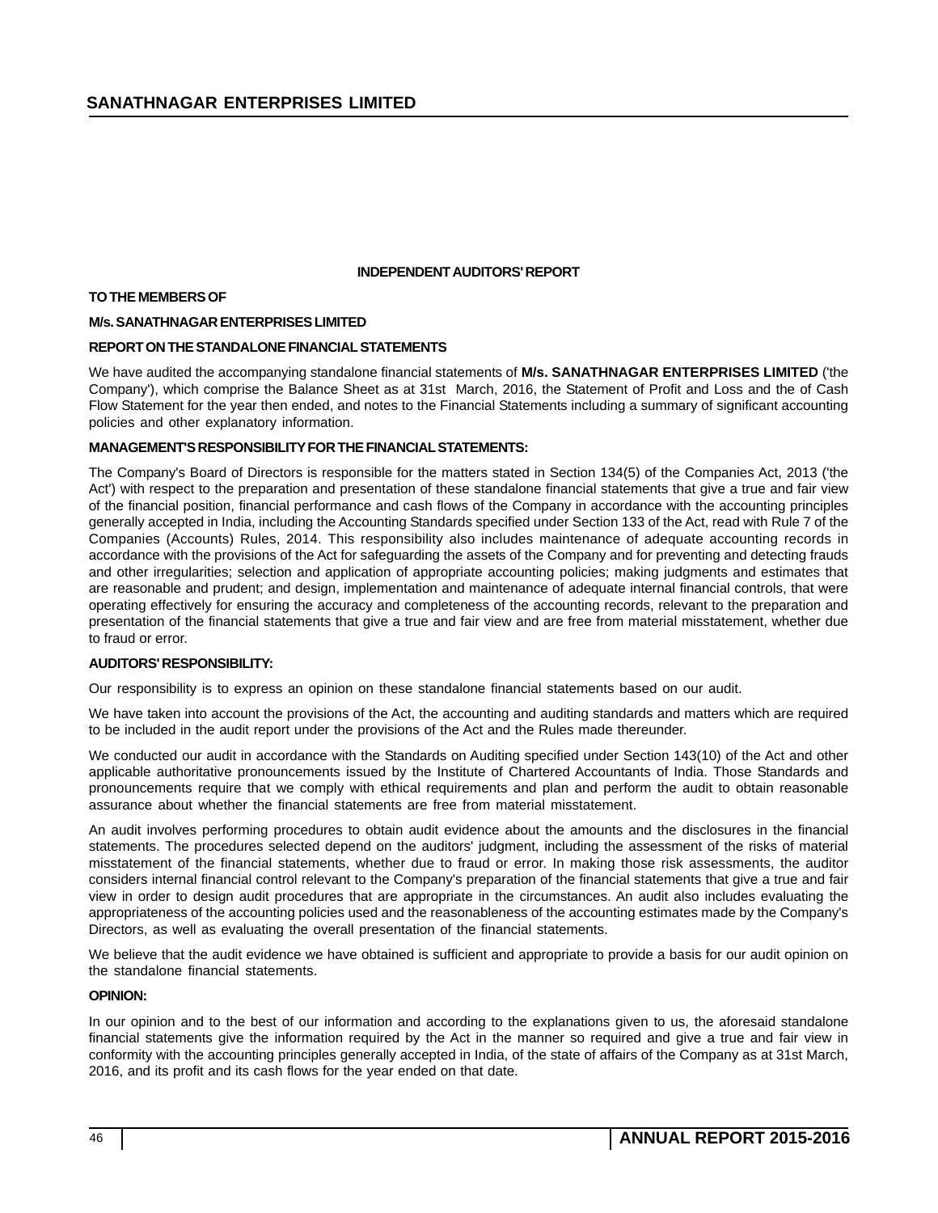## INDEPENDENT AUDITORS' REPORT

**TO THE MEMBERS OF**

**M/s. SANATHNAGAR ENTERPRISES LIMITED**

**REPORT ON THE STANDALONE FINANCIAL STATEMENTS**

We have audited the accompanying standalone financial statements of **M/s. SANATHNAGAR ENTERPRISES LIMITED** ('the Company'), which comprise the Balance Sheet as at 31st March, 2016, the Statement of Profit and Loss and the of Cash Flow Statement for the year then ended, and notes to the Financial Statements including a summary of significant accounting policies and other explanatory information.

**MANAGEMENT'S RESPONSIBILITY FOR THE FINANCIAL STATEMENTS:**

The Company's Board of Directors is responsible for the matters stated in Section 134(5) of the Companies Act, 2013 ('the Act') with respect to the preparation and presentation of these standalone financial statements that give a true and fair view of the financial position, financial performance and cash flows of the Company in accordance with the accounting principles generally accepted in India, including the Accounting Standards specified under Section 133 of the Act, read with Rule 7 of the Companies (Accounts) Rules, 2014. This responsibility also includes maintenance of adequate accounting records in accordance with the provisions of the Act for safeguarding the assets of the Company and for preventing and detecting frauds and other irregularities; selection and application of appropriate accounting policies; making judgments and estimates that are reasonable and prudent; and design, implementation and maintenance of adequate internal financial controls, that were operating effectively for ensuring the accuracy and completeness of the accounting records, relevant to the preparation and presentation of the financial statements that give a true and fair view and are free from material misstatement, whether due to fraud or error.

**AUDITORS' RESPONSIBILITY:**

Our responsibility is to express an opinion on these standalone financial statements based on our audit.

We have taken into account the provisions of the Act, the accounting and auditing standards and matters which are required to be included in the audit report under the provisions of the Act and the Rules made thereunder.

We conducted our audit in accordance with the Standards on Auditing specified under Section 143(10) of the Act and other applicable authoritative pronouncements issued by the Institute of Chartered Accountants of India. Those Standards and pronouncements require that we comply with ethical requirements and plan and perform the audit to obtain reasonable assurance about whether the financial statements are free from material misstatement.

An audit involves performing procedures to obtain audit evidence about the amounts and the disclosures in the financial statements. The procedures selected depend on the auditors' judgment, including the assessment of the risks of material misstatement of the financial statements, whether due to fraud or error. In making those risk assessments, the auditor considers internal financial control relevant to the Company's preparation of the financial statements that give a true and fair view in order to design audit procedures that are appropriate in the circumstances. An audit also includes evaluating the appropriateness of the accounting policies used and the reasonableness of the accounting estimates made by the Company's Directors, as well as evaluating the overall presentation of the financial statements.

We believe that the audit evidence we have obtained is sufficient and appropriate to provide a basis for our audit opinion on the standalone financial statements.

**OPINION:**

In our opinion and to the best of our information and according to the explanations given to us, the aforesaid standalone financial statements give the information required by the Act in the manner so required and give a true and fair view in conformity with the accounting principles generally accepted in India, of the state of affairs of the Company as at 31st March, 2016, and its profit and its cash flows for the year ended on that date.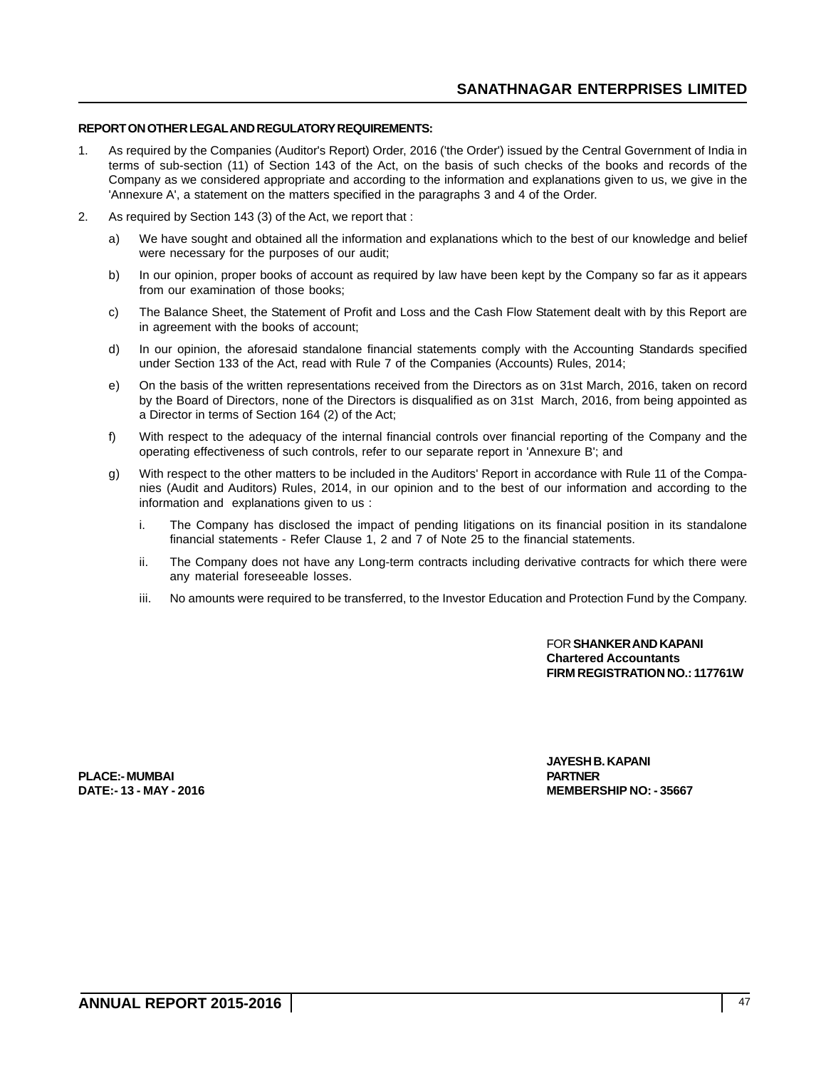**REPORT ON OTHER LEGAL AND REGULATORY REQUIREMENTS:**

1. As required by the Companies (Auditor's Report) Order, 2016 ('the Order') issued by the Central Government of India in terms of sub-section (11) of Section 143 of the Act, on the basis of such checks of the books and records of the Company as we considered appropriate and according to the information and explanations given to us, we give in the 'Annexure A', a statement on the matters specified in the paragraphs 3 and 4 of the Order.

2. As required by Section 143 (3) of the Act, we report that :

   a) We have sought and obtained all the information and explanations which to the best of our knowledge and belief were necessary for the purposes of our audit;

   b) In our opinion, proper books of account as required by law have been kept by the Company so far as it appears from our examination of those books;

   c) The Balance Sheet, the Statement of Profit and Loss and the Cash Flow Statement dealt with by this Report are in agreement with the books of account;

   d) In our opinion, the aforesaid standalone financial statements comply with the Accounting Standards specified under Section 133 of the Act, read with Rule 7 of the Companies (Accounts) Rules, 2014;

   e) On the basis of the written representations received from the Directors as on 31st March, 2016, taken on record by the Board of Directors, none of the Directors is disqualified as on 31st March, 2016, from being appointed as a Director in terms of Section 164 (2) of the Act;

   f) With respect to the adequacy of the internal financial controls over financial reporting of the Company and the operating effectiveness of such controls, refer to our separate report in 'Annexure B'; and

   g) With respect to the other matters to be included in the Auditors' Report in accordance with Rule 11 of the Companies (Audit and Auditors) Rules, 2014, in our opinion and to the best of our information and according to the information and explanations given to us :

      i. The Company has disclosed the impact of pending litigations on its financial position in its standalone financial statements - Refer Clause 1, 2 and 7 of Note 25 to the financial statements.

      ii. The Company does not have any Long-term contracts including derivative contracts for which there were any material foreseeable losses.

      iii. No amounts were required to be transferred, to the Investor Education and Protection Fund by the Company.

FOR **SHANKER AND KAPANI**
**Chartered Accountants**
**FIRM REGISTRATION NO.: 117761W**

**JAYESH B. KAPANI**
**PARTNER**
**MEMBERSHIP NO: - 35667**

**PLACE:- MUMBAI**
**DATE:- 13 - MAY - 2016**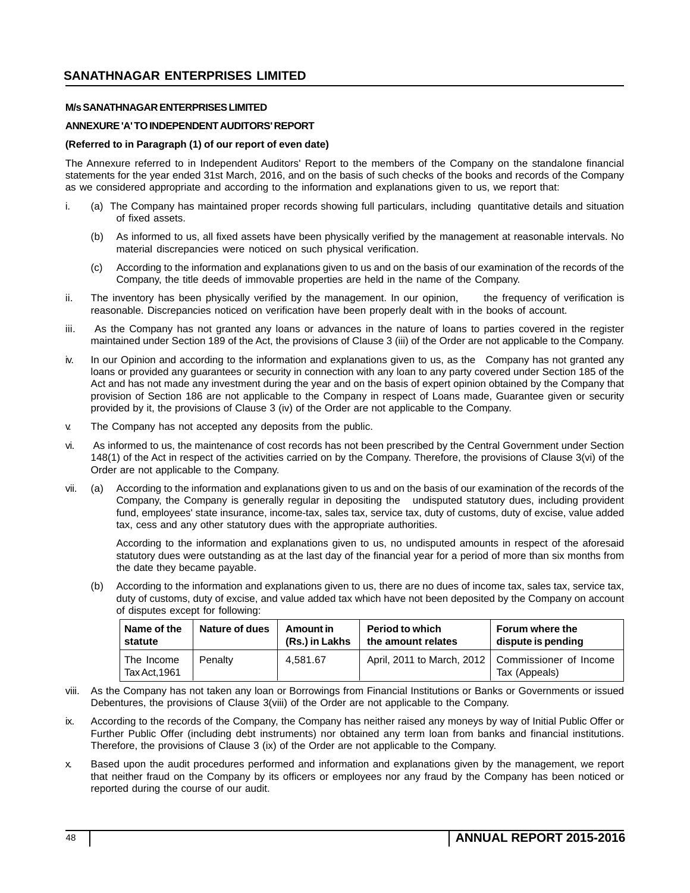**M/s SANATHNAGAR ENTERPRISES LIMITED**

**ANNEXURE 'A' TO INDEPENDENT AUDITORS' REPORT**

**(Referred to in Paragraph (1) of our report of even date)**

The Annexure referred to in Independent Auditors' Report to the members of the Company on the standalone financial statements for the year ended 31st March, 2016, and on the basis of such checks of the books and records of the Company as we considered appropriate and according to the information and explanations given to us, we report that:

i. (a) The Company has maintained proper records showing full particulars, including quantitative details and situation of fixed assets.

(b) As informed to us, all fixed assets have been physically verified by the management at reasonable intervals. No material discrepancies were noticed on such physical verification.

(c) According to the information and explanations given to us and on the basis of our examination of the records of the Company, the title deeds of immovable properties are held in the name of the Company.

ii. The inventory has been physically verified by the management. In our opinion, the frequency of verification is reasonable. Discrepancies noticed on verification have been properly dealt with in the books of account.

iii. As the Company has not granted any loans or advances in the nature of loans to parties covered in the register maintained under Section 189 of the Act, the provisions of Clause 3 (iii) of the Order are not applicable to the Company.

iv. In our Opinion and according to the information and explanations given to us, as the Company has not granted any loans or provided any guarantees or security in connection with any loan to any party covered under Section 185 of the Act and has not made any investment during the year and on the basis of expert opinion obtained by the Company that provision of Section 186 are not applicable to the Company in respect of Loans made, Guarantee given or security provided by it, the provisions of Clause 3 (iv) of the Order are not applicable to the Company.

v. The Company has not accepted any deposits from the public.

vi. As informed to us, the maintenance of cost records has not been prescribed by the Central Government under Section 148(1) of the Act in respect of the activities carried on by the Company. Therefore, the provisions of Clause 3(vi) of the Order are not applicable to the Company.

vii. (a) According to the information and explanations given to us and on the basis of our examination of the records of the Company, the Company is generally regular in depositing the undisputed statutory dues, including provident fund, employees' state insurance, income-tax, sales tax, service tax, duty of customs, duty of excise, value added tax, cess and any other statutory dues with the appropriate authorities.

According to the information and explanations given to us, no undisputed amounts in respect of the aforesaid statutory dues were outstanding as at the last day of the financial year for a period of more than six months from the date they became payable.

(b) According to the information and explanations given to us, there are no dues of income tax, sales tax, service tax, duty of customs, duty of excise, and value added tax which have not been deposited by the Company on account of disputes except for following:

| Name of the statute | Nature of dues | Amount in (Rs.) in Lakhs | Period to which the amount relates | Forum where the dispute is pending |
|---|---|---|---|---|
| The Income Tax Act,1961 | Penalty | 4,581.67 | April, 2011 to March, 2012 | Commissioner of Income Tax (Appeals) |

viii. As the Company has not taken any loan or Borrowings from Financial Institutions or Banks or Governments or issued Debentures, the provisions of Clause 3(viii) of the Order are not applicable to the Company.

ix. According to the records of the Company, the Company has neither raised any moneys by way of Initial Public Offer or Further Public Offer (including debt instruments) nor obtained any term loan from banks and financial institutions. Therefore, the provisions of Clause 3 (ix) of the Order are not applicable to the Company.

x. Based upon the audit procedures performed and information and explanations given by the management, we report that neither fraud on the Company by its officers or employees nor any fraud by the Company has been noticed or reported during the course of our audit.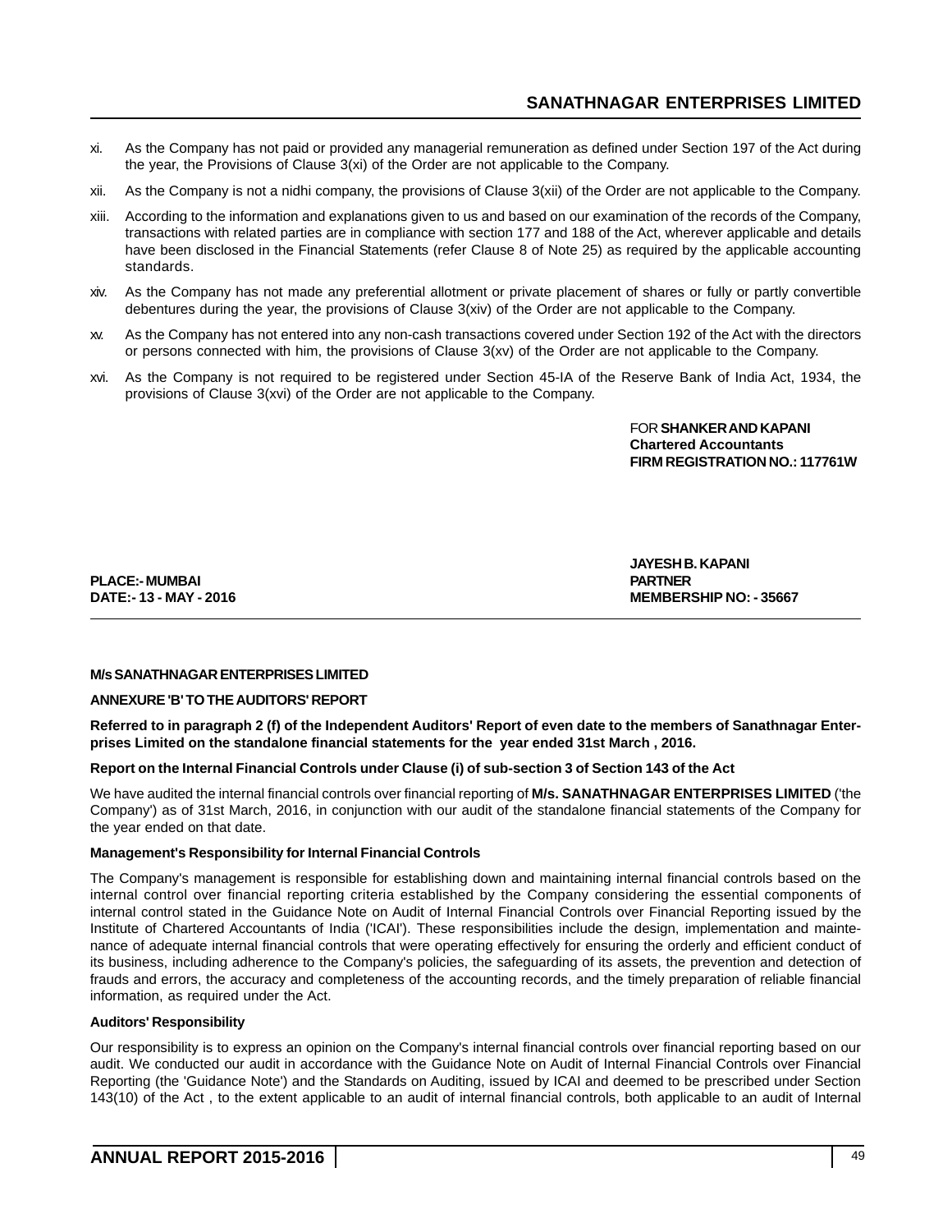xi. As the Company has not paid or provided any managerial remuneration as defined under Section 197 of the Act during the year, the Provisions of Clause 3(xi) of the Order are not applicable to the Company.

xii. As the Company is not a nidhi company, the provisions of Clause 3(xii) of the Order are not applicable to the Company.

xiii. According to the information and explanations given to us and based on our examination of the records of the Company, transactions with related parties are in compliance with section 177 and 188 of the Act, wherever applicable and details have been disclosed in the Financial Statements (refer Clause 8 of Note 25) as required by the applicable accounting standards.

xiv. As the Company has not made any preferential allotment or private placement of shares or fully or partly convertible debentures during the year, the provisions of Clause 3(xiv) of the Order are not applicable to the Company.

xv. As the Company has not entered into any non-cash transactions covered under Section 192 of the Act with the directors or persons connected with him, the provisions of Clause 3(xv) of the Order are not applicable to the Company.

xvi. As the Company is not required to be registered under Section 45-IA of the Reserve Bank of India Act, 1934, the provisions of Clause 3(xvi) of the Order are not applicable to the Company.

FOR **SHANKER AND KAPANI**
**Chartered Accountants**
**FIRM REGISTRATION NO.: 117761W**

**JAYESH B. KAPANI**
**PARTNER**
**MEMBERSHIP NO: - 35667**

**PLACE:- MUMBAI**
**DATE:- 13 - MAY - 2016**

---

**M/s SANATHNAGAR ENTERPRISES LIMITED**

**ANNEXURE 'B' TO THE AUDITORS' REPORT**

**Referred to in paragraph 2 (f) of the Independent Auditors' Report of even date to the members of Sanathnagar Enterprises Limited on the standalone financial statements for the year ended 31st March , 2016.**

**Report on the Internal Financial Controls under Clause (i) of sub-section 3 of Section 143 of the Act**

We have audited the internal financial controls over financial reporting of **M/s. SANATHNAGAR ENTERPRISES LIMITED** ('the Company') as of 31st March, 2016, in conjunction with our audit of the standalone financial statements of the Company for the year ended on that date.

**Management's Responsibility for Internal Financial Controls**

The Company's management is responsible for establishing down and maintaining internal financial controls based on the internal control over financial reporting criteria established by the Company considering the essential components of internal control stated in the Guidance Note on Audit of Internal Financial Controls over Financial Reporting issued by the Institute of Chartered Accountants of India ('ICAI'). These responsibilities include the design, implementation and maintenance of adequate internal financial controls that were operating effectively for ensuring the orderly and efficient conduct of its business, including adherence to the Company's policies, the safeguarding of its assets, the prevention and detection of frauds and errors, the accuracy and completeness of the accounting records, and the timely preparation of reliable financial information, as required under the Act.

**Auditors' Responsibility**

Our responsibility is to express an opinion on the Company's internal financial controls over financial reporting based on our audit. We conducted our audit in accordance with the Guidance Note on Audit of Internal Financial Controls over Financial Reporting (the 'Guidance Note') and the Standards on Auditing, issued by ICAI and deemed to be prescribed under Section 143(10) of the Act , to the extent applicable to an audit of internal financial controls, both applicable to an audit of Internal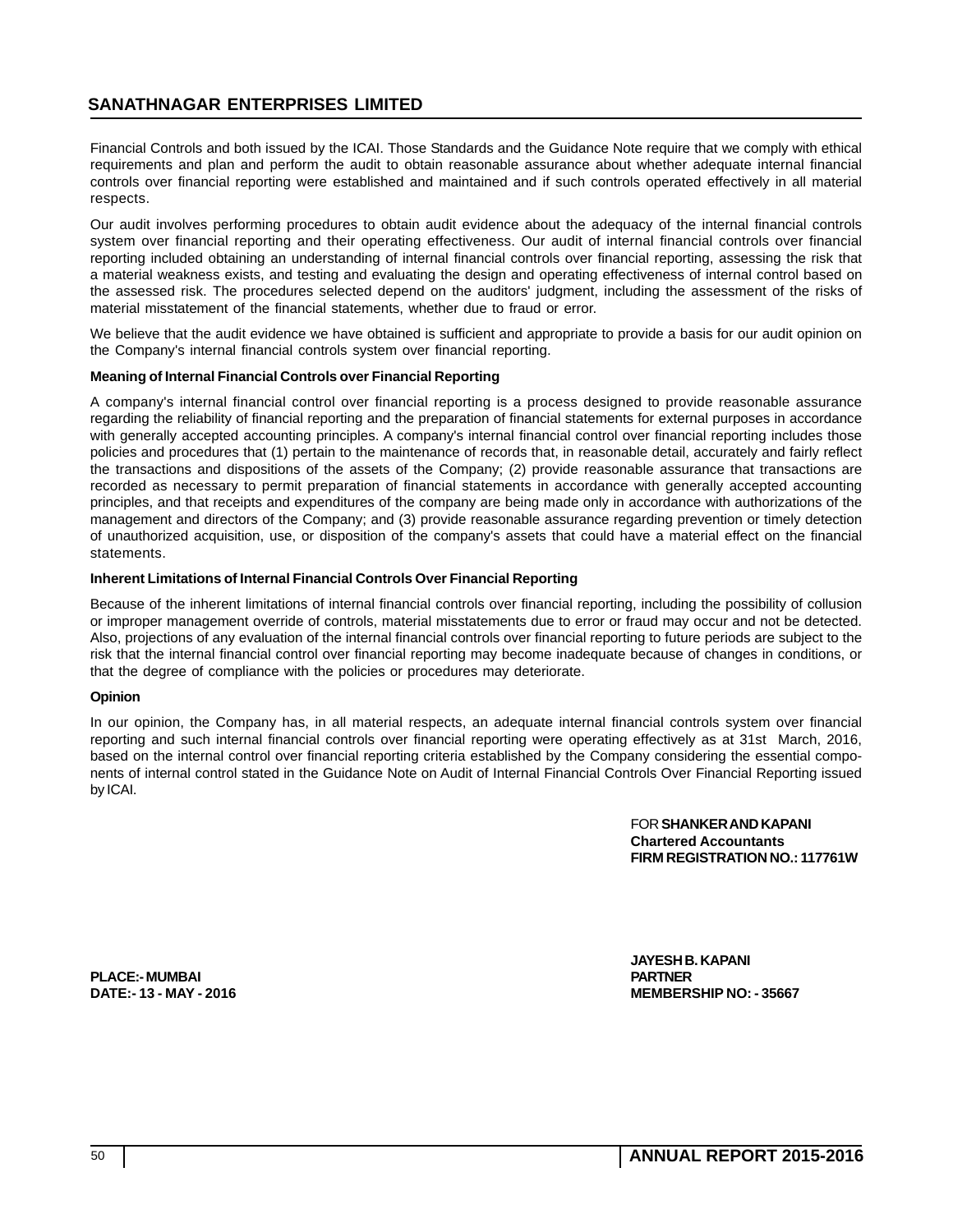Financial Controls and both issued by the ICAI. Those Standards and the Guidance Note require that we comply with ethical requirements and plan and perform the audit to obtain reasonable assurance about whether adequate internal financial controls over financial reporting were established and maintained and if such controls operated effectively in all material respects.

Our audit involves performing procedures to obtain audit evidence about the adequacy of the internal financial controls system over financial reporting and their operating effectiveness. Our audit of internal financial controls over financial reporting included obtaining an understanding of internal financial controls over financial reporting, assessing the risk that a material weakness exists, and testing and evaluating the design and operating effectiveness of internal control based on the assessed risk. The procedures selected depend on the auditors' judgment, including the assessment of the risks of material misstatement of the financial statements, whether due to fraud or error.

We believe that the audit evidence we have obtained is sufficient and appropriate to provide a basis for our audit opinion on the Company's internal financial controls system over financial reporting.

**Meaning of Internal Financial Controls over Financial Reporting**

A company's internal financial control over financial reporting is a process designed to provide reasonable assurance regarding the reliability of financial reporting and the preparation of financial statements for external purposes in accordance with generally accepted accounting principles. A company's internal financial control over financial reporting includes those policies and procedures that (1) pertain to the maintenance of records that, in reasonable detail, accurately and fairly reflect the transactions and dispositions of the assets of the Company; (2) provide reasonable assurance that transactions are recorded as necessary to permit preparation of financial statements in accordance with generally accepted accounting principles, and that receipts and expenditures of the company are being made only in accordance with authorizations of the management and directors of the Company; and (3) provide reasonable assurance regarding prevention or timely detection of unauthorized acquisition, use, or disposition of the company's assets that could have a material effect on the financial statements.

**Inherent Limitations of Internal Financial Controls Over Financial Reporting**

Because of the inherent limitations of internal financial controls over financial reporting, including the possibility of collusion or improper management override of controls, material misstatements due to error or fraud may occur and not be detected. Also, projections of any evaluation of the internal financial controls over financial reporting to future periods are subject to the risk that the internal financial control over financial reporting may become inadequate because of changes in conditions, or that the degree of compliance with the policies or procedures may deteriorate.

**Opinion**

In our opinion, the Company has, in all material respects, an adequate internal financial controls system over financial reporting and such internal financial controls over financial reporting were operating effectively as at 31st March, 2016, based on the internal control over financial reporting criteria established by the Company considering the essential components of internal control stated in the Guidance Note on Audit of Internal Financial Controls Over Financial Reporting issued by ICAI.

FOR **SHANKER AND KAPANI**
**Chartered Accountants**
**FIRM REGISTRATION NO.: 117761W**

**JAYESH B. KAPANI**
**PARTNER**
**MEMBERSHIP NO: - 35667**

**PLACE:- MUMBAI**
**DATE:- 13 - MAY - 2016**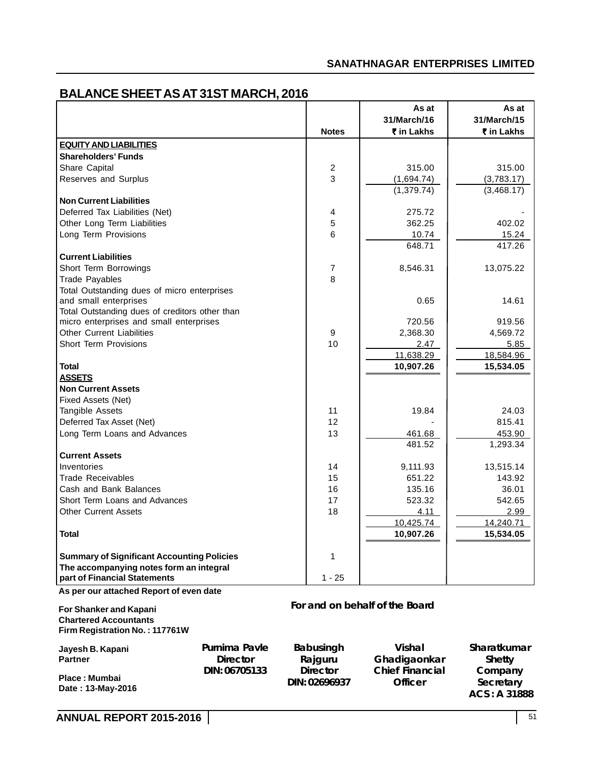# BALANCE SHEET AS AT 31ST MARCH, 2016

| | Notes | As at 31/March/16 ₹ in Lakhs | As at 31/March/15 ₹ in Lakhs |
|---|---|---|---|
| **EQUITY AND LIABILITIES** | | | |
| **Shareholders' Funds** | | | |
| Share Capital | 2 | 315.00 | 315.00 |
| Reserves and Surplus | 3 | (1,694.74) | (3,783.17) |
| | | (1,379.74) | (3,468.17) |
| **Non Current Liabilities** | | | |
| Deferred Tax Liabilities (Net) | 4 | 275.72 | - |
| Other Long Term Liabilities | 5 | 362.25 | 402.02 |
| Long Term Provisions | 6 | 10.74 | 15.24 |
| | | 648.71 | 417.26 |
| **Current Liabilities** | | | |
| Short Term Borrowings | 7 | 8,546.31 | 13,075.22 |
| Trade Payables | 8 | | |
| Total Outstanding dues of micro enterprises and small enterprises | | 0.65 | 14.61 |
| Total Outstanding dues of creditors other than micro enterprises and small enterprises | | 720.56 | 919.56 |
| Other Current Liabilities | 9 | 2,368.30 | 4,569.72 |
| Short Term Provisions | 10 | 2.47 | 5.85 |
| | | 11,638.29 | 18,584.96 |
| **Total** | | **10,907.26** | **15,534.05** |
| **ASSETS** | | | |
| **Non Current Assets** | | | |
| Fixed Assets (Net) | | | |
| Tangible Assets | 11 | 19.84 | 24.03 |
| Deferred Tax Asset (Net) | 12 | - | 815.41 |
| Long Term Loans and Advances | 13 | 461.68 | 453.90 |
| | | 481.52 | 1,293.34 |
| **Current Assets** | | | |
| Inventories | 14 | 9,111.93 | 13,515.14 |
| Trade Receivables | 15 | 651.22 | 143.92 |
| Cash and Bank Balances | 16 | 135.16 | 36.01 |
| Short Term Loans and Advances | 17 | 523.32 | 542.65 |
| Other Current Assets | 18 | 4.11 | 2.99 |
| | | 10,425.74 | 14,240.71 |
| **Total** | | **10,907.26** | **15,534.05** |
| **Summary of Significant Accounting Policies** | 1 | | |
| **The accompanying notes form an integral part of Financial Statements** | 1 - 25 | | |

**As per our attached Report of even date**

**For Shanker and Kapani**
**Chartered Accountants**
**Firm Registration No. : 117761W**

**Jayesh B. Kapani**
**Partner**

**Place : Mumbai**
**Date : 13-May-2016**

**For and on behalf of the Board**

**Purnima Pavle**
**Director**
**DIN: 06705133**

**Babusingh Rajguru**
**Director**
**DIN: 02696937**

**Vishal Ghadigaonkar**
**Chief Financial Officer**

**Sharatkumar Shetty**
**Company Secretary**
**ACS: A 31888**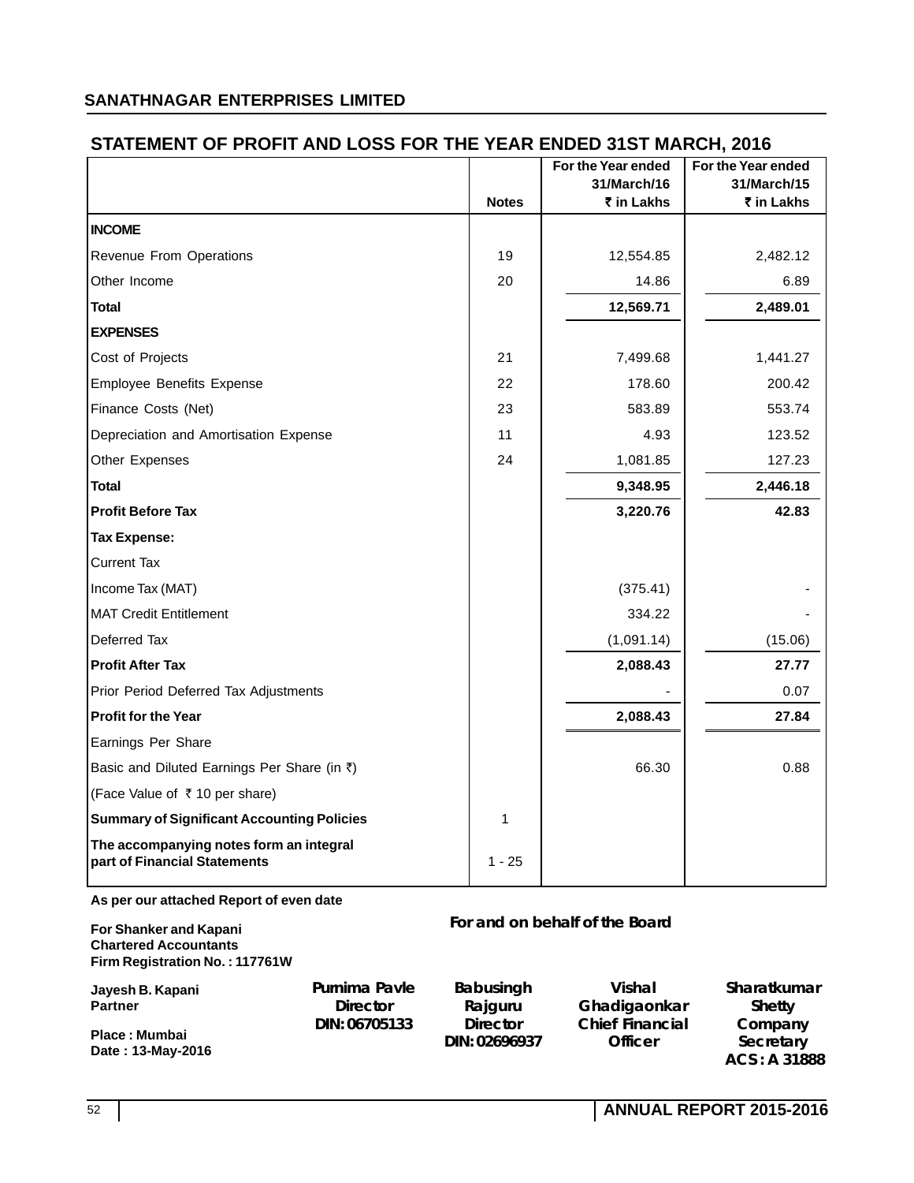## SANATHNAGAR ENTERPRISES LIMITED

# STATEMENT OF PROFIT AND LOSS FOR THE YEAR ENDED 31ST MARCH, 2016

| | Notes | For the Year ended 31/March/16 ₹ in Lakhs | For the Year ended 31/March/15 ₹ in Lakhs |
|---|---|---|---|
| **INCOME** | | | |
| Revenue From Operations | 19 | 12,554.85 | 2,482.12 |
| Other Income | 20 | 14.86 | 6.89 |
| **Total** | | **12,569.71** | **2,489.01** |
| **EXPENSES** | | | |
| Cost of Projects | 21 | 7,499.68 | 1,441.27 |
| Employee Benefits Expense | 22 | 178.60 | 200.42 |
| Finance Costs (Net) | 23 | 583.89 | 553.74 |
| Depreciation and Amortisation Expense | 11 | 4.93 | 123.52 |
| Other Expenses | 24 | 1,081.85 | 127.23 |
| **Total** | | **9,348.95** | **2,446.18** |
| **Profit Before Tax** | | **3,220.76** | **42.83** |
| **Tax Expense:** | | | |
| Current Tax | | | |
| Income Tax (MAT) | | (375.41) | - |
| MAT Credit Entitlement | | 334.22 | - |
| Deferred Tax | | (1,091.14) | (15.06) |
| **Profit After Tax** | | **2,088.43** | **27.77** |
| Prior Period Deferred Tax Adjustments | | - | 0.07 |
| **Profit for the Year** | | **2,088.43** | **27.84** |
| Earnings Per Share | | | |
| Basic and Diluted Earnings Per Share (in ₹) | | 66.30 | 0.88 |
| (Face Value of ₹ 10 per share) | | | |
| **Summary of Significant Accounting Policies** | 1 | | |
| **The accompanying notes form an integral part of Financial Statements** | 1 - 25 | | |

**As per our attached Report of even date**

**For Shanker and Kapani**
**Chartered Accountants**
**Firm Registration No. : 117761W**

**Jayesh B. Kapani**
**Partner**

**Place : Mumbai**
**Date : 13-May-2016**

**For and on behalf of the Board**

**Purnima Pavle**
**Director**
**DIN: 06705133**

**Babusingh Rajguru**
**Director**
**DIN: 02696937**

**Vishal Ghadigaonkar**
**Chief Financial Officer**

**Sharatkumar Shetty**
**Company Secretary**
**ACS : A 31888**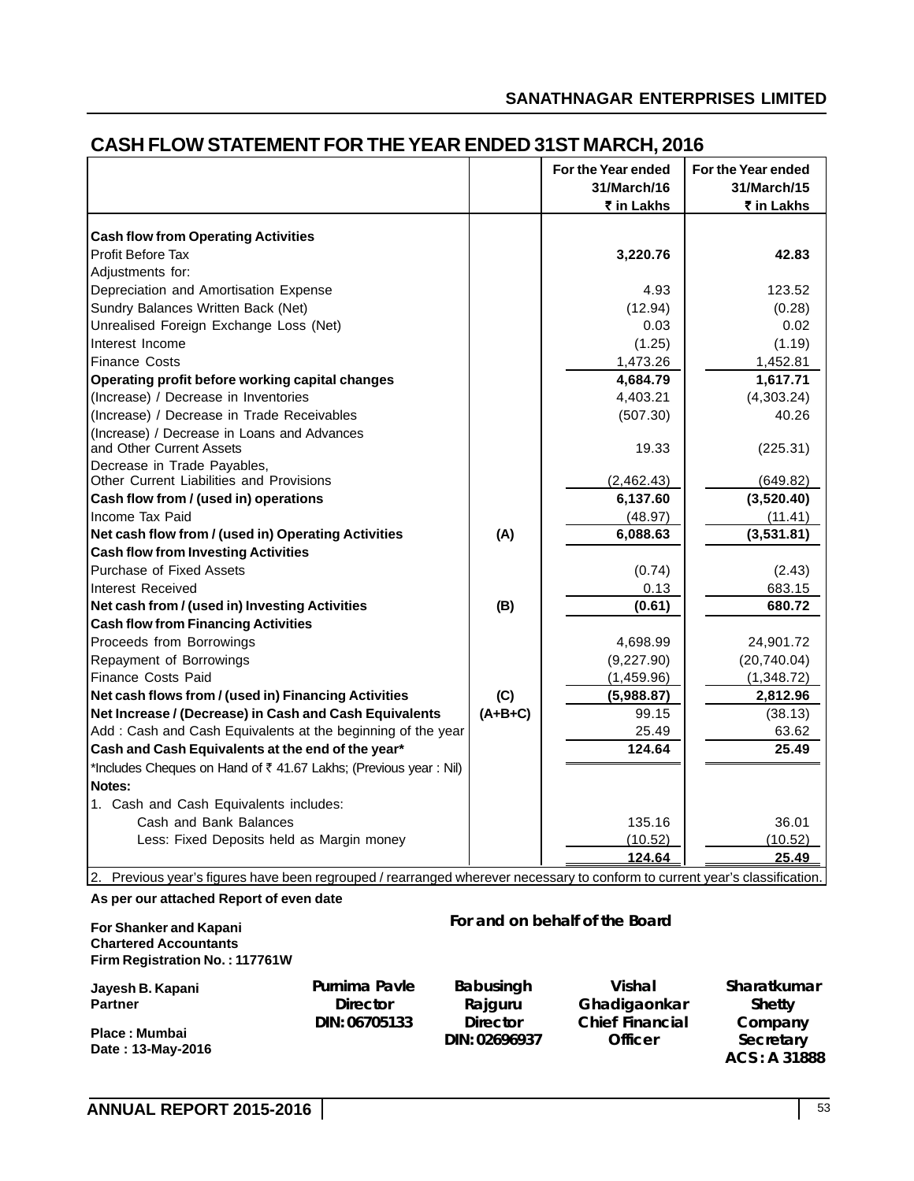## SANATHNAGAR ENTERPRISES LIMITED

# CASH FLOW STATEMENT FOR THE YEAR ENDED 31ST MARCH, 2016

| | | For the Year ended 31/March/16 ₹ in Lakhs | For the Year ended 31/March/15 ₹ in Lakhs |
|---|---|---|---|
| **Cash flow from Operating Activities** | | | |
| Profit Before Tax | | **3,220.76** | **42.83** |
| Adjustments for: | | | |
| Depreciation and Amortisation Expense | | 4.93 | 123.52 |
| Sundry Balances Written Back (Net) | | (12.94) | (0.28) |
| Unrealised Foreign Exchange Loss (Net) | | 0.03 | 0.02 |
| Interest Income | | (1.25) | (1.19) |
| Finance Costs | | 1,473.26 | 1,452.81 |
| **Operating profit before working capital changes** | | **4,684.79** | **1,617.71** |
| (Increase) / Decrease in Inventories | | 4,403.21 | (4,303.24) |
| (Increase) / Decrease in Trade Receivables | | (507.30) | 40.26 |
| (Increase) / Decrease in Loans and Advances and Other Current Assets | | 19.33 | (225.31) |
| Decrease in Trade Payables, Other Current Liabilities and Provisions | | (2,462.43) | (649.82) |
| **Cash flow from / (used in) operations** | | **6,137.60** | **(3,520.40)** |
| Income Tax Paid | | (48.97) | (11.41) |
| **Net cash flow from / (used in) Operating Activities** | **(A)** | **6,088.63** | **(3,531.81)** |
| **Cash flow from Investing Activities** | | | |
| Purchase of Fixed Assets | | (0.74) | (2.43) |
| Interest Received | | 0.13 | 683.15 |
| **Net cash from / (used in) Investing Activities** | **(B)** | **(0.61)** | **680.72** |
| **Cash flow from Financing Activities** | | | |
| Proceeds from Borrowings | | 4,698.99 | 24,901.72 |
| Repayment of Borrowings | | (9,227.90) | (20,740.04) |
| Finance Costs Paid | | (1,459.96) | (1,348.72) |
| **Net cash flows from / (used in) Financing Activities** | **(C)** | **(5,988.87)** | **2,812.96** |
| **Net Increase / (Decrease) in Cash and Cash Equivalents** | **(A+B+C)** | 99.15 | (38.13) |
| Add : Cash and Cash Equivalents at the beginning of the year | | 25.49 | 63.62 |
| **Cash and Cash Equivalents at the end of the year*** | | **124.64** | **25.49** |
| *Includes Cheques on Hand of ₹ 41.67 Lakhs; (Previous year : Nil) | | | |
| **Notes:** | | | |
| 1. Cash and Cash Equivalents includes: | | | |
| Cash and Bank Balances | | 135.16 | 36.01 |
| Less: Fixed Deposits held as Margin money | | (10.52) | (10.52) |
| | | **124.64** | **25.49** |

2. Previous year's figures have been regrouped / rearranged wherever necessary to conform to current year's classification.

**As per our attached Report of even date**

**For Shanker and Kapani**
**Chartered Accountants**
**Firm Registration No. : 117761W**

**Jayesh B. Kapani**
**Partner**

**Place : Mumbai**
**Date : 13-May-2016**

**For and on behalf of the Board**

**Purnima Pavle**
**Director**
**DIN: 06705133**

**Babusingh Rajguru**
**Director**
**DIN: 02696937**

**Vishal Ghadigaonkar**
**Chief Financial Officer**

**Sharatkumar Shetty**
**Company Secretary**
**ACS : A 31888**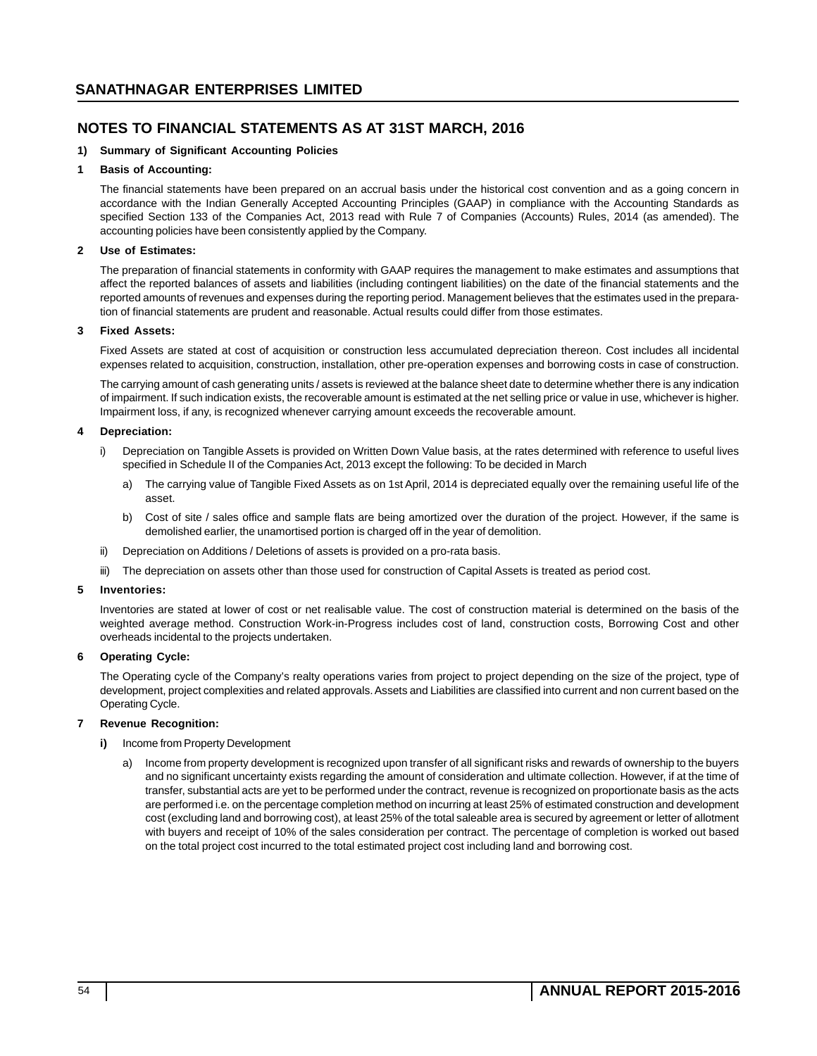## NOTES TO FINANCIAL STATEMENTS AS AT 31ST MARCH, 2016

**1) Summary of Significant Accounting Policies**

**1 Basis of Accounting:**

The financial statements have been prepared on an accrual basis under the historical cost convention and as a going concern in accordance with the Indian Generally Accepted Accounting Principles (GAAP) in compliance with the Accounting Standards as specified Section 133 of the Companies Act, 2013 read with Rule 7 of Companies (Accounts) Rules, 2014 (as amended). The accounting policies have been consistently applied by the Company.

**2 Use of Estimates:**

The preparation of financial statements in conformity with GAAP requires the management to make estimates and assumptions that affect the reported balances of assets and liabilities (including contingent liabilities) on the date of the financial statements and the reported amounts of revenues and expenses during the reporting period. Management believes that the estimates used in the preparation of financial statements are prudent and reasonable. Actual results could differ from those estimates.

**3 Fixed Assets:**

Fixed Assets are stated at cost of acquisition or construction less accumulated depreciation thereon. Cost includes all incidental expenses related to acquisition, construction, installation, other pre-operation expenses and borrowing costs in case of construction.

The carrying amount of cash generating units / assets is reviewed at the balance sheet date to determine whether there is any indication of impairment. If such indication exists, the recoverable amount is estimated at the net selling price or value in use, whichever is higher. Impairment loss, if any, is recognized whenever carrying amount exceeds the recoverable amount.

**4 Depreciation:**

i) Depreciation on Tangible Assets is provided on Written Down Value basis, at the rates determined with reference to useful lives specified in Schedule II of the Companies Act, 2013 except the following: To be decided in March

   a) The carrying value of Tangible Fixed Assets as on 1st April, 2014 is depreciated equally over the remaining useful life of the asset.

   b) Cost of site / sales office and sample flats are being amortized over the duration of the project. However, if the same is demolished earlier, the unamortised portion is charged off in the year of demolition.

ii) Depreciation on Additions / Deletions of assets is provided on a pro-rata basis.

iii) The depreciation on assets other than those used for construction of Capital Assets is treated as period cost.

**5 Inventories:**

Inventories are stated at lower of cost or net realisable value. The cost of construction material is determined on the basis of the weighted average method. Construction Work-in-Progress includes cost of land, construction costs, Borrowing Cost and other overheads incidental to the projects undertaken.

**6 Operating Cycle:**

The Operating cycle of the Company's realty operations varies from project to project depending on the size of the project, type of development, project complexities and related approvals. Assets and Liabilities are classified into current and non current based on the Operating Cycle.

**7 Revenue Recognition:**

**i)** Income from Property Development

   a) Income from property development is recognized upon transfer of all significant risks and rewards of ownership to the buyers and no significant uncertainty exists regarding the amount of consideration and ultimate collection. However, if at the time of transfer, substantial acts are yet to be performed under the contract, revenue is recognized on proportionate basis as the acts are performed i.e. on the percentage completion method on incurring at least 25% of estimated construction and development cost (excluding land and borrowing cost), at least 25% of the total saleable area is secured by agreement or letter of allotment with buyers and receipt of 10% of the sales consideration per contract. The percentage of completion is worked out based on the total project cost incurred to the total estimated project cost including land and borrowing cost.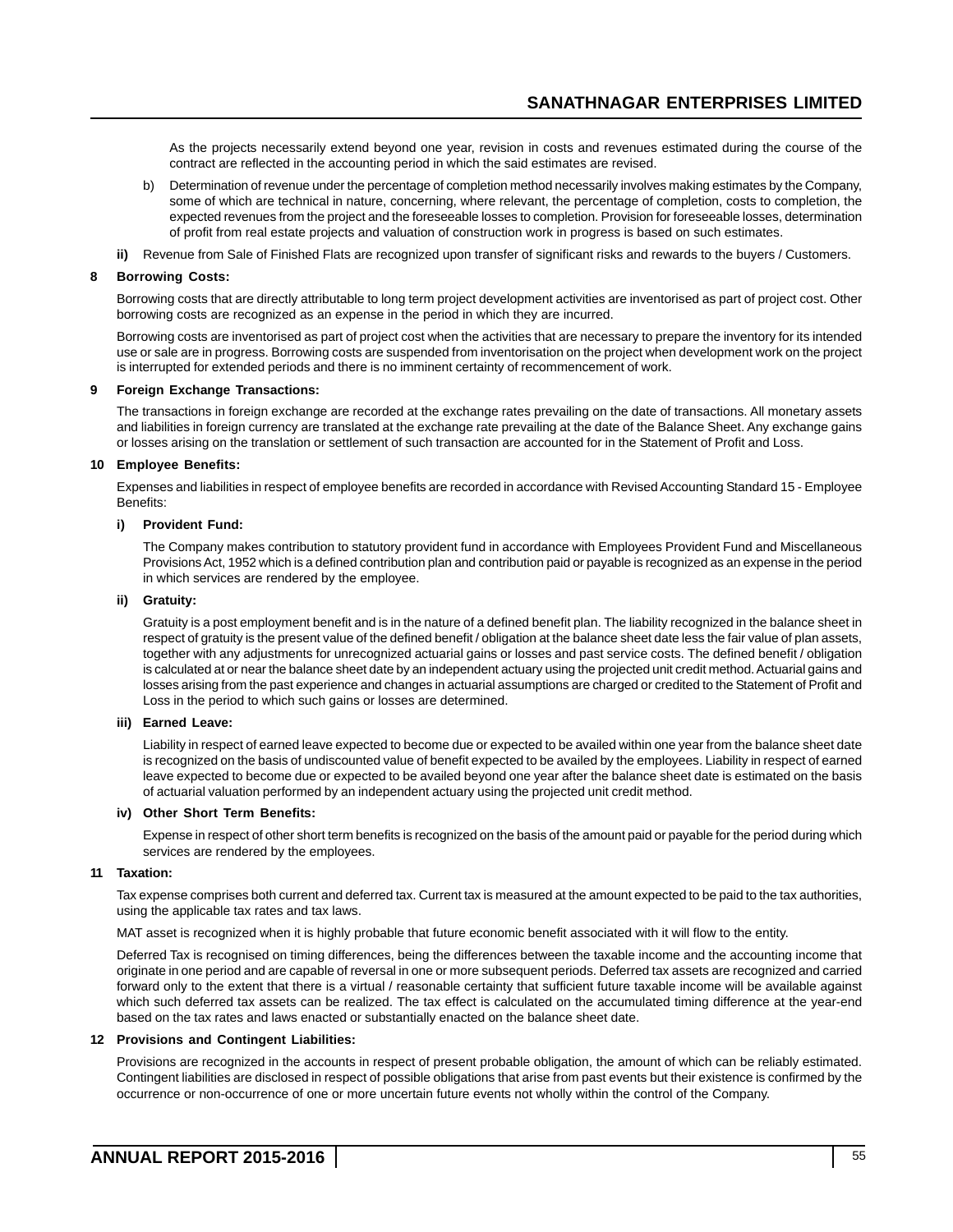As the projects necessarily extend beyond one year, revision in costs and revenues estimated during the course of the contract are reflected in the accounting period in which the said estimates are revised.

b) Determination of revenue under the percentage of completion method necessarily involves making estimates by the Company, some of which are technical in nature, concerning, where relevant, the percentage of completion, costs to completion, the expected revenues from the project and the foreseeable losses to completion. Provision for foreseeable losses, determination of profit from real estate projects and valuation of construction work in progress is based on such estimates.

**ii)** Revenue from Sale of Finished Flats are recognized upon transfer of significant risks and rewards to the buyers / Customers.

**8 Borrowing Costs:**

Borrowing costs that are directly attributable to long term project development activities are inventorised as part of project cost. Other borrowing costs are recognized as an expense in the period in which they are incurred.

Borrowing costs are inventorised as part of project cost when the activities that are necessary to prepare the inventory for its intended use or sale are in progress. Borrowing costs are suspended from inventorisation on the project when development work on the project is interrupted for extended periods and there is no imminent certainty of recommencement of work.

**9 Foreign Exchange Transactions:**

The transactions in foreign exchange are recorded at the exchange rates prevailing on the date of transactions. All monetary assets and liabilities in foreign currency are translated at the exchange rate prevailing at the date of the Balance Sheet. Any exchange gains or losses arising on the translation or settlement of such transaction are accounted for in the Statement of Profit and Loss.

**10 Employee Benefits:**

Expenses and liabilities in respect of employee benefits are recorded in accordance with Revised Accounting Standard 15 - Employee Benefits:

**i) Provident Fund:**

The Company makes contribution to statutory provident fund in accordance with Employees Provident Fund and Miscellaneous Provisions Act, 1952 which is a defined contribution plan and contribution paid or payable is recognized as an expense in the period in which services are rendered by the employee.

**ii) Gratuity:**

Gratuity is a post employment benefit and is in the nature of a defined benefit plan. The liability recognized in the balance sheet in respect of gratuity is the present value of the defined benefit / obligation at the balance sheet date less the fair value of plan assets, together with any adjustments for unrecognized actuarial gains or losses and past service costs. The defined benefit / obligation is calculated at or near the balance sheet date by an independent actuary using the projected unit credit method. Actuarial gains and losses arising from the past experience and changes in actuarial assumptions are charged or credited to the Statement of Profit and Loss in the period to which such gains or losses are determined.

**iii) Earned Leave:**

Liability in respect of earned leave expected to become due or expected to be availed within one year from the balance sheet date is recognized on the basis of undiscounted value of benefit expected to be availed by the employees. Liability in respect of earned leave expected to become due or expected to be availed beyond one year after the balance sheet date is estimated on the basis of actuarial valuation performed by an independent actuary using the projected unit credit method.

**iv) Other Short Term Benefits:**

Expense in respect of other short term benefits is recognized on the basis of the amount paid or payable for the period during which services are rendered by the employees.

**11 Taxation:**

Tax expense comprises both current and deferred tax. Current tax is measured at the amount expected to be paid to the tax authorities, using the applicable tax rates and tax laws.

MAT asset is recognized when it is highly probable that future economic benefit associated with it will flow to the entity.

Deferred Tax is recognised on timing differences, being the differences between the taxable income and the accounting income that originate in one period and are capable of reversal in one or more subsequent periods. Deferred tax assets are recognized and carried forward only to the extent that there is a virtual / reasonable certainty that sufficient future taxable income will be available against which such deferred tax assets can be realized. The tax effect is calculated on the accumulated timing difference at the year-end based on the tax rates and laws enacted or substantially enacted on the balance sheet date.

**12 Provisions and Contingent Liabilities:**

Provisions are recognized in the accounts in respect of present probable obligation, the amount of which can be reliably estimated. Contingent liabilities are disclosed in respect of possible obligations that arise from past events but their existence is confirmed by the occurrence or non-occurrence of one or more uncertain future events not wholly within the control of the Company.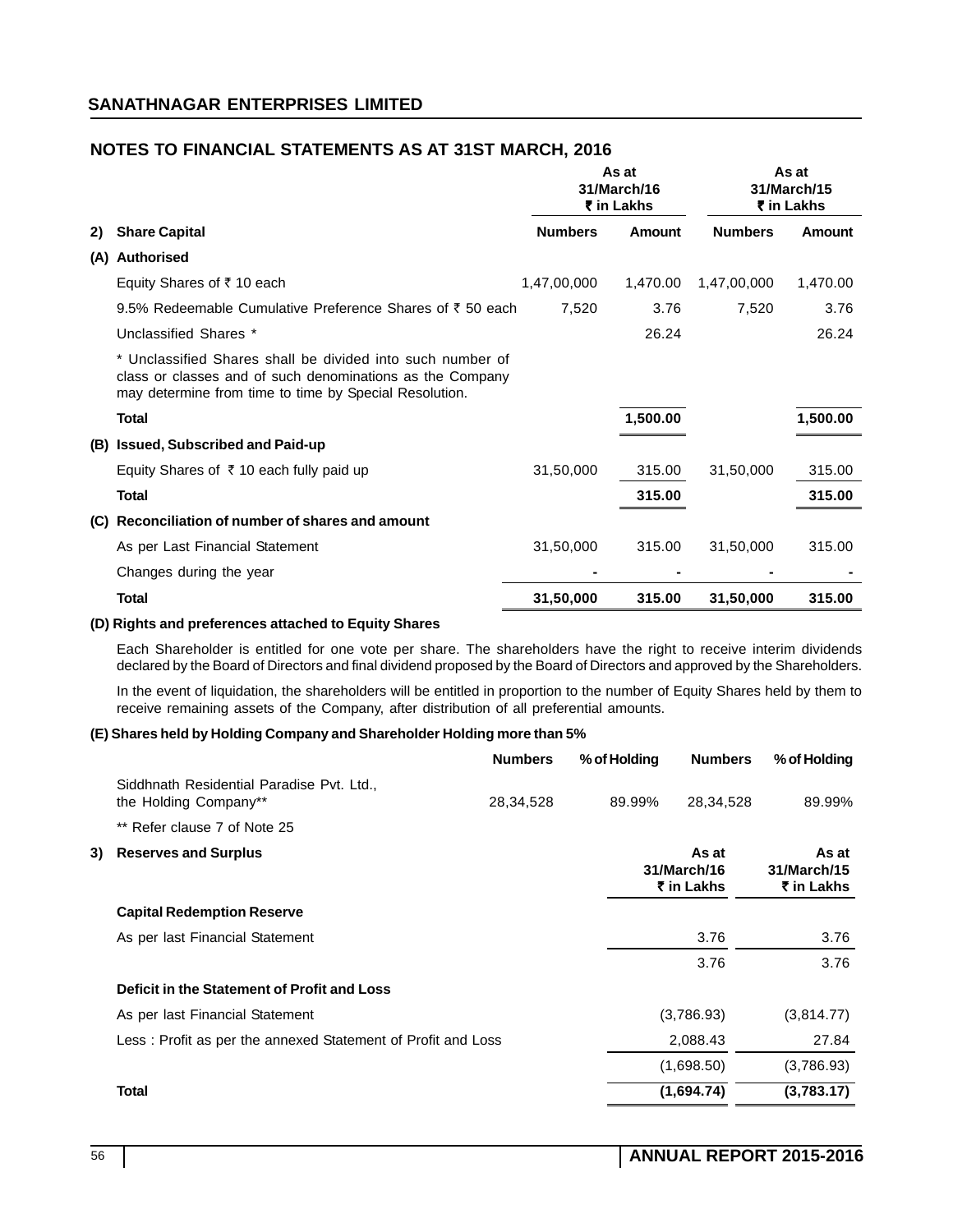## SANATHNAGAR ENTERPRISES LIMITED

## NOTES TO FINANCIAL STATEMENTS AS AT 31ST MARCH, 2016

| | | As at 31/March/16 ₹ in Lakhs | | As at 31/March/15 ₹ in Lakhs | |
|---|---|---|---|---|---|
| **2)** | **Share Capital** | **Numbers** | **Amount** | **Numbers** | **Amount** |
| **(A)** | **Authorised** | | | | |
| | Equity Shares of ₹ 10 each | 1,47,00,000 | 1,470.00 | 1,47,00,000 | 1,470.00 |
| | 9.5% Redeemable Cumulative Preference Shares of ₹ 50 each | 7,520 | 3.76 | 7,520 | 3.76 |
| | Unclassified Shares * | | 26.24 | | 26.24 |
| | * Unclassified Shares shall be divided into such number of class or classes and of such denominations as the Company may determine from time to time by Special Resolution. | | | | |
| | **Total** | | **1,500.00** | | **1,500.00** |
| **(B)** | **Issued, Subscribed and Paid-up** | | | | |
| | Equity Shares of ₹ 10 each fully paid up | 31,50,000 | 315.00 | 31,50,000 | 315.00 |
| | **Total** | | **315.00** | | **315.00** |
| **(C)** | **Reconciliation of number of shares and amount** | | | | |
| | As per Last Financial Statement | 31,50,000 | 315.00 | 31,50,000 | 315.00 |
| | Changes during the year | - | - | - | - |
| | **Total** | **31,50,000** | **315.00** | **31,50,000** | **315.00** |

**(D) Rights and preferences attached to Equity Shares**

Each Shareholder is entitled for one vote per share. The shareholders have the right to receive interim dividends declared by the Board of Directors and final dividend proposed by the Board of Directors and approved by the Shareholders.

In the event of liquidation, the shareholders will be entitled in proportion to the number of Equity Shares held by them to receive remaining assets of the Company, after distribution of all preferential amounts.

**(E) Shares held by Holding Company and Shareholder Holding more than 5%**

| | Numbers | % of Holding | Numbers | % of Holding |
|---|---|---|---|---|
| Siddhnath Residential Paradise Pvt. Ltd., the Holding Company** | 28,34,528 | 89.99% | 28,34,528 | 89.99% |

** Refer clause 7 of Note 25

| **3) Reserves and Surplus** | As at 31/March/16 ₹ in Lakhs | As at 31/March/15 ₹ in Lakhs |
|---|---|---|
| **Capital Redemption Reserve** | | |
| As per last Financial Statement | 3.76 | 3.76 |
| | 3.76 | 3.76 |
| **Deficit in the Statement of Profit and Loss** | | |
| As per last Financial Statement | (3,786.93) | (3,814.77) |
| Less : Profit as per the annexed Statement of Profit and Loss | 2,088.43 | 27.84 |
| | (1,698.50) | (3,786.93) |
| **Total** | **(1,694.74)** | **(3,783.17)** |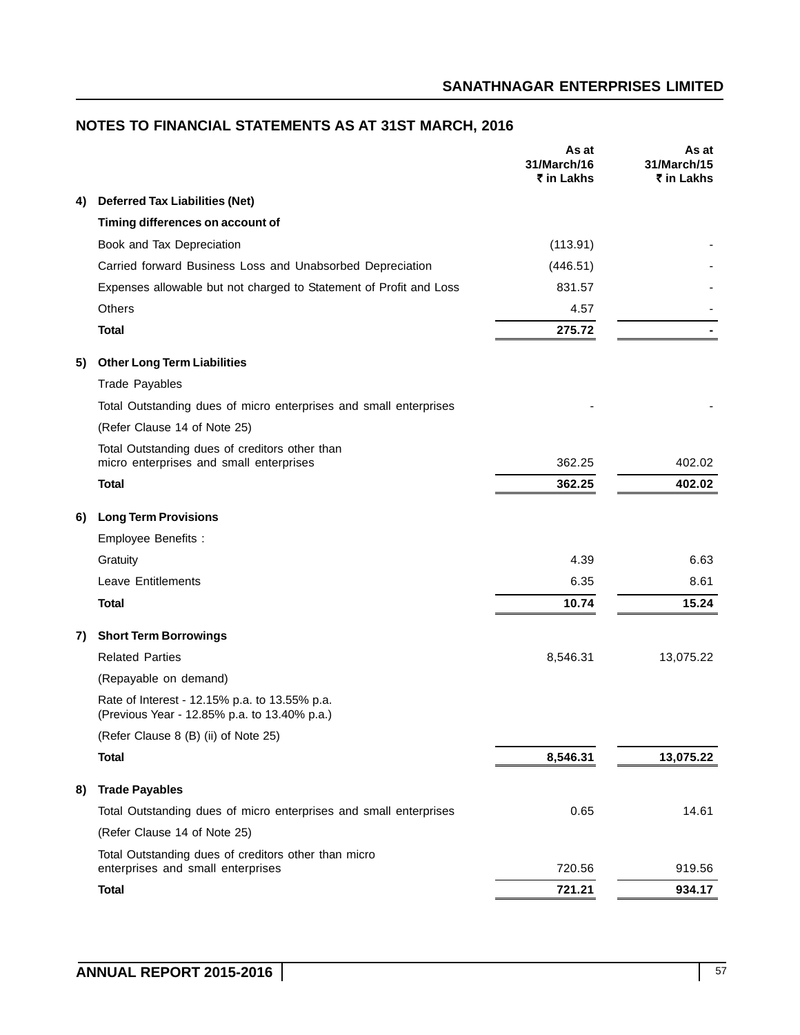## NOTES TO FINANCIAL STATEMENTS AS AT 31ST MARCH, 2016

| | | As at 31/March/16 ₹ in Lakhs | As at 31/March/15 ₹ in Lakhs |
|---|---|---|---|
| **4)** | **Deferred Tax Liabilities (Net)** | | |
| | **Timing differences on account of** | | |
| | Book and Tax Depreciation | (113.91) | - |
| | Carried forward Business Loss and Unabsorbed Depreciation | (446.51) | - |
| | Expenses allowable but not charged to Statement of Profit and Loss | 831.57 | - |
| | Others | 4.57 | - |
| | **Total** | **275.72** | **-** |
| **5)** | **Other Long Term Liabilities** | | |
| | Trade Payables | | |
| | Total Outstanding dues of micro enterprises and small enterprises | - | - |
| | (Refer Clause 14 of Note 25) | | |
| | Total Outstanding dues of creditors other than micro enterprises and small enterprises | 362.25 | 402.02 |
| | **Total** | **362.25** | **402.02** |
| **6)** | **Long Term Provisions** | | |
| | Employee Benefits : | | |
| | Gratuity | 4.39 | 6.63 |
| | Leave Entitlements | 6.35 | 8.61 |
| | **Total** | **10.74** | **15.24** |
| **7)** | **Short Term Borrowings** | | |
| | Related Parties | 8,546.31 | 13,075.22 |
| | (Repayable on demand) | | |
| | Rate of Interest - 12.15% p.a. to 13.55% p.a. (Previous Year - 12.85% p.a. to 13.40% p.a.) | | |
| | (Refer Clause 8 (B) (ii) of Note 25) | | |
| | **Total** | **8,546.31** | **13,075.22** |
| **8)** | **Trade Payables** | | |
| | Total Outstanding dues of micro enterprises and small enterprises | 0.65 | 14.61 |
| | (Refer Clause 14 of Note 25) | | |
| | Total Outstanding dues of creditors other than micro enterprises and small enterprises | 720.56 | 919.56 |
| | **Total** | **721.21** | **934.17** |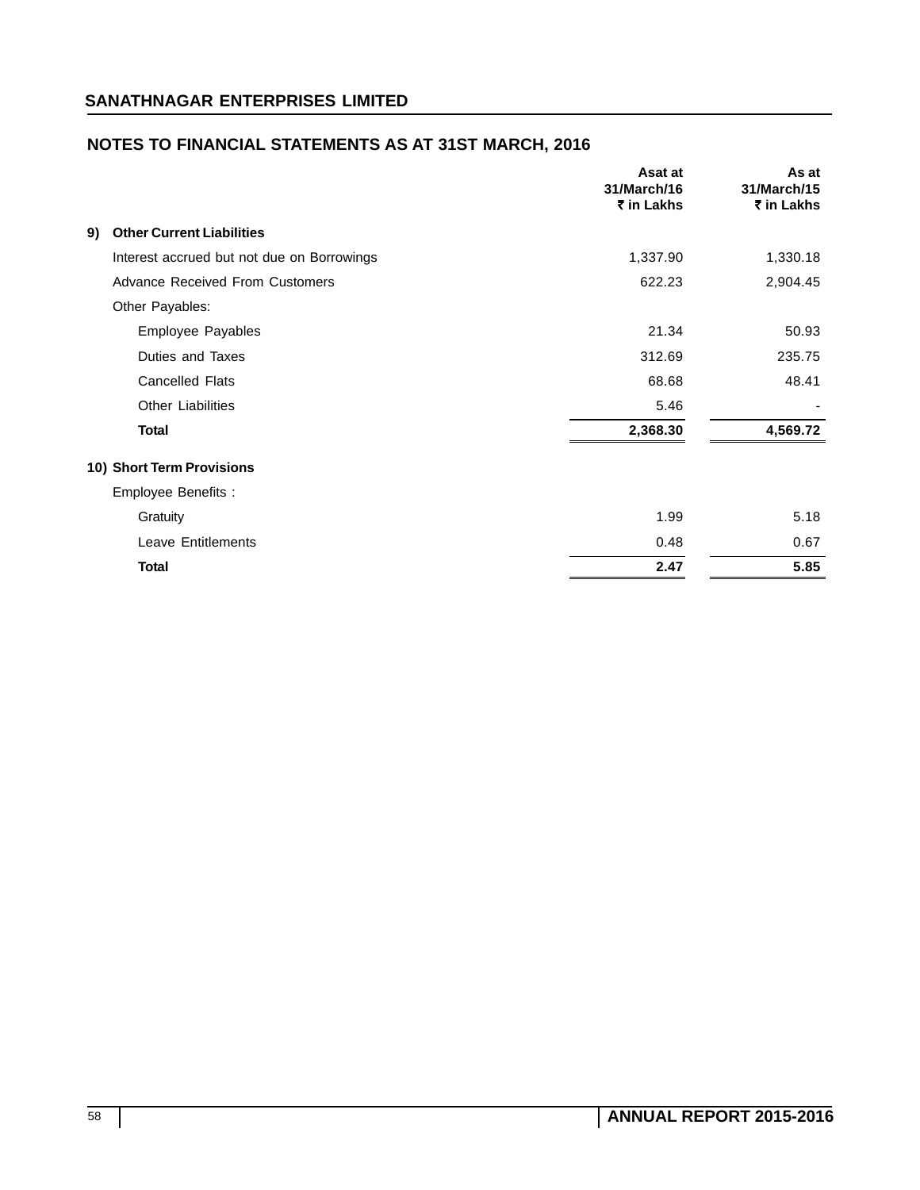## NOTES TO FINANCIAL STATEMENTS AS AT 31ST MARCH, 2016

| | Asat at 31/March/16 ₹ in Lakhs | As at 31/March/15 ₹ in Lakhs |
|---|---|---|
| **9) Other Current Liabilities** | | |
| Interest accrued but not due on Borrowings | 1,337.90 | 1,330.18 |
| Advance Received From Customers | 622.23 | 2,904.45 |
| Other Payables: | | |
| Employee Payables | 21.34 | 50.93 |
| Duties and Taxes | 312.69 | 235.75 |
| Cancelled Flats | 68.68 | 48.41 |
| Other Liabilities | 5.46 | - |
| **Total** | **2,368.30** | **4,569.72** |
| **10) Short Term Provisions** | | |
| Employee Benefits : | | |
| Gratuity | 1.99 | 5.18 |
| Leave Entitlements | 0.48 | 0.67 |
| **Total** | **2.47** | **5.85** |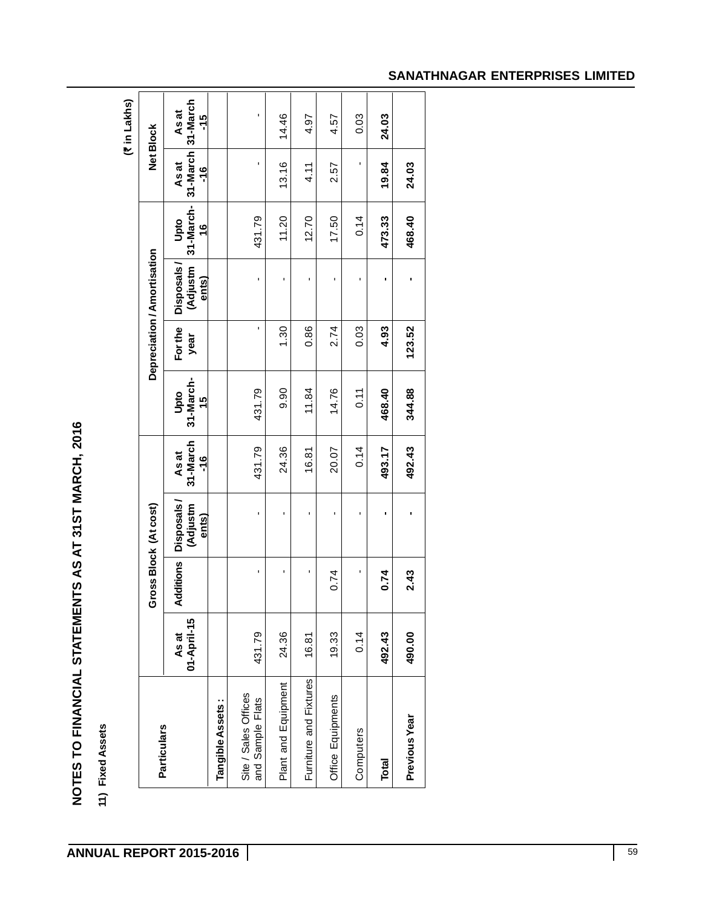## NOTES TO FINANCIAL STATEMENTS AS AT 31ST MARCH, 2016

**11) Fixed Assets**

(₹ in Lakhs)

| Particulars | Gross Block (At cost) | | | | Depreciation / Amortisation | | | | Net Block | |
|---|---|---|---|---|---|---|---|---|---|---|
| | As at 01-April-15 | Additions | Disposals / (Adjustments) | As at 31-March-16 | Upto 31-March-15 | For the year | Disposals / (Adjustments) | Upto 31-March-16 | As at 31-March-16 | As at 31-March-15 |
| **Tangible Assets :** | | | | | | | | | | |
| Site / Sales Offices and Sample Flats | 431.79 | - | - | 431.79 | 431.79 | - | - | 431.79 | - | - |
| Plant and Equipment | 24.36 | - | - | 24.36 | 9.90 | 1.30 | - | 11.20 | 13.16 | 14.46 |
| Furniture and Fixtures | 16.81 | - | - | 16.81 | 11.84 | 0.86 | - | 12.70 | 4.11 | 4.97 |
| Office Equipments | 19.33 | 0.74 | - | 20.07 | 14.76 | 2.74 | - | 17.50 | 2.57 | 4.57 |
| Computers | 0.14 | - | - | 0.14 | 0.11 | 0.03 | - | 0.14 | - | 0.03 |
| **Total** | **492.43** | **0.74** | **-** | **493.17** | **468.40** | **4.93** | **-** | **473.33** | **19.84** | **24.03** |
| **Previous Year** | **490.00** | **2.43** | **-** | **492.43** | **344.88** | **123.52** | **-** | **468.40** | **24.03** | |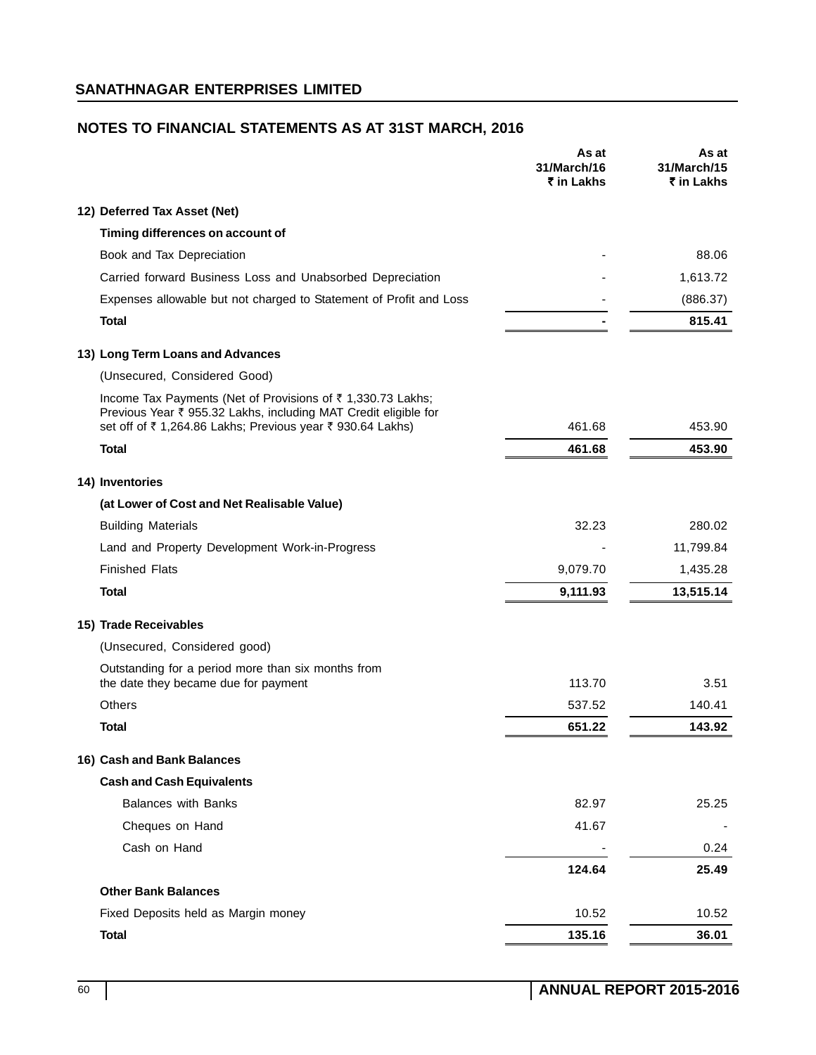## NOTES TO FINANCIAL STATEMENTS AS AT 31ST MARCH, 2016

| | As at 31/March/16 ₹ in Lakhs | As at 31/March/15 ₹ in Lakhs |
|---|---|---|
| **12) Deferred Tax Asset (Net)** | | |
| **Timing differences on account of** | | |
| Book and Tax Depreciation | - | 88.06 |
| Carried forward Business Loss and Unabsorbed Depreciation | - | 1,613.72 |
| Expenses allowable but not charged to Statement of Profit and Loss | - | (886.37) |
| **Total** | **-** | **815.41** |
| **13) Long Term Loans and Advances** | | |
| (Unsecured, Considered Good) | | |
| Income Tax Payments (Net of Provisions of ₹ 1,330.73 Lakhs; Previous Year ₹ 955.32 Lakhs, including MAT Credit eligible for set off of ₹ 1,264.86 Lakhs; Previous year ₹ 930.64 Lakhs) | 461.68 | 453.90 |
| **Total** | **461.68** | **453.90** |
| **14) Inventories** | | |
| **(at Lower of Cost and Net Realisable Value)** | | |
| Building Materials | 32.23 | 280.02 |
| Land and Property Development Work-in-Progress | - | 11,799.84 |
| Finished Flats | 9,079.70 | 1,435.28 |
| **Total** | **9,111.93** | **13,515.14** |
| **15) Trade Receivables** | | |
| (Unsecured, Considered good) | | |
| Outstanding for a period more than six months from the date they became due for payment | 113.70 | 3.51 |
| Others | 537.52 | 140.41 |
| **Total** | **651.22** | **143.92** |
| **16) Cash and Bank Balances** | | |
| **Cash and Cash Equivalents** | | |
| Balances with Banks | 82.97 | 25.25 |
| Cheques on Hand | 41.67 | - |
| Cash on Hand | - | 0.24 |
| | **124.64** | **25.49** |
| **Other Bank Balances** | | |
| Fixed Deposits held as Margin money | 10.52 | 10.52 |
| **Total** | **135.16** | **36.01** |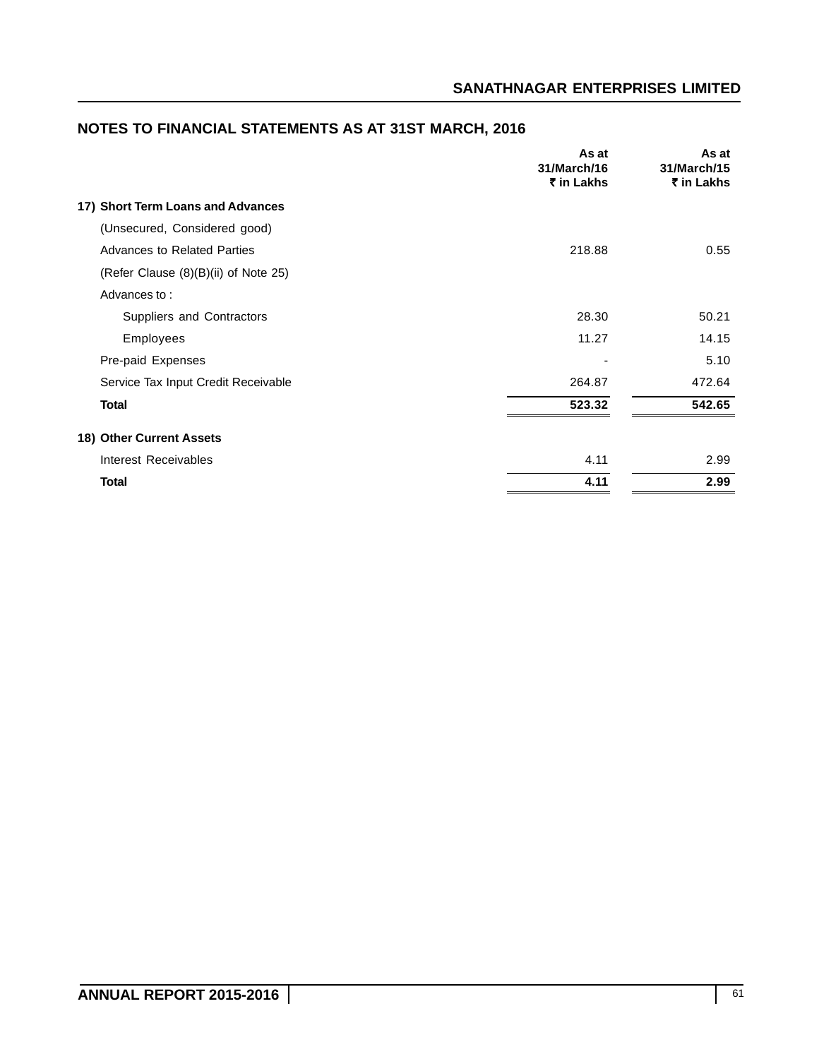## NOTES TO FINANCIAL STATEMENTS AS AT 31ST MARCH, 2016

| | As at 31/March/16 ₹ in Lakhs | As at 31/March/15 ₹ in Lakhs |
|---|---|---|
| **17) Short Term Loans and Advances** | | |
| (Unsecured, Considered good) | | |
| Advances to Related Parties | 218.88 | 0.55 |
| (Refer Clause (8)(B)(ii) of Note 25) | | |
| Advances to : | | |
| Suppliers and Contractors | 28.30 | 50.21 |
| Employees | 11.27 | 14.15 |
| Pre-paid Expenses | - | 5.10 |
| Service Tax Input Credit Receivable | 264.87 | 472.64 |
| **Total** | **523.32** | **542.65** |
| **18) Other Current Assets** | | |
| Interest Receivables | 4.11 | 2.99 |
| **Total** | **4.11** | **2.99** |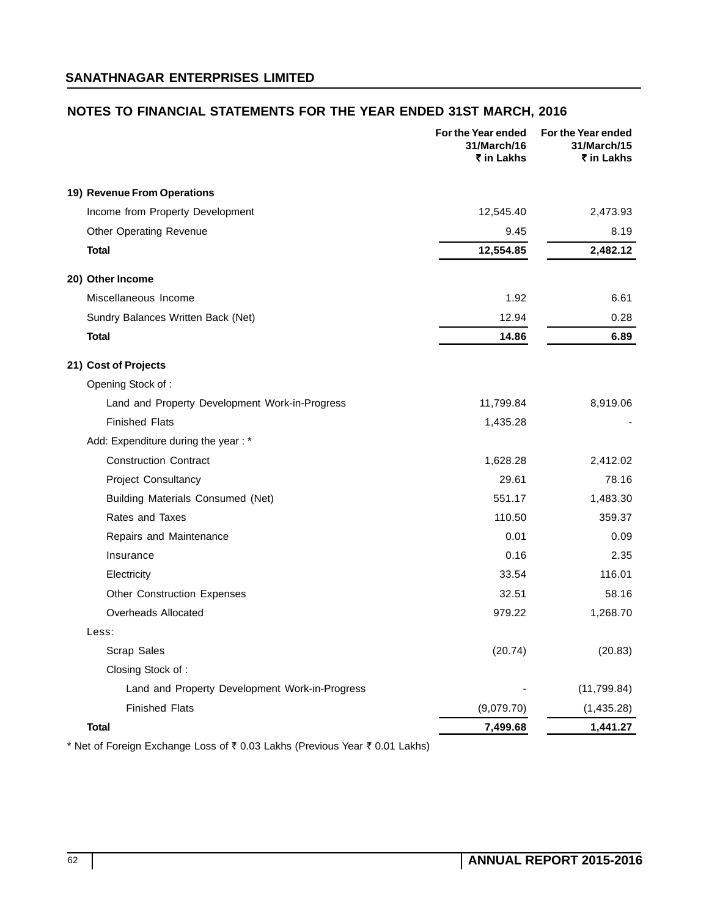## SANATHNAGAR ENTERPRISES LIMITED

## NOTES TO FINANCIAL STATEMENTS FOR THE YEAR ENDED 31ST MARCH, 2016

| | For the Year ended 31/March/16 ₹ in Lakhs | For the Year ended 31/March/15 ₹ in Lakhs |
|---|---|---|
| **19) Revenue From Operations** | | |
| Income from Property Development | 12,545.40 | 2,473.93 |
| Other Operating Revenue | 9.45 | 8.19 |
| **Total** | **12,554.85** | **2,482.12** |
| **20) Other Income** | | |
| Miscellaneous Income | 1.92 | 6.61 |
| Sundry Balances Written Back (Net) | 12.94 | 0.28 |
| **Total** | **14.86** | **6.89** |
| **21) Cost of Projects** | | |
| Opening Stock of : | | |
| Land and Property Development Work-in-Progress | 11,799.84 | 8,919.06 |
| Finished Flats | 1,435.28 | - |
| Add: Expenditure during the year : * | | |
| Construction Contract | 1,628.28 | 2,412.02 |
| Project Consultancy | 29.61 | 78.16 |
| Building Materials Consumed (Net) | 551.17 | 1,483.30 |
| Rates and Taxes | 110.50 | 359.37 |
| Repairs and Maintenance | 0.01 | 0.09 |
| Insurance | 0.16 | 2.35 |
| Electricity | 33.54 | 116.01 |
| Other Construction Expenses | 32.51 | 58.16 |
| Overheads Allocated | 979.22 | 1,268.70 |
| Less: | | |
| Scrap Sales | (20.74) | (20.83) |
| Closing Stock of : | | |
| Land and Property Development Work-in-Progress | - | (11,799.84) |
| Finished Flats | (9,079.70) | (1,435.28) |
| **Total** | **7,499.68** | **1,441.27** |

* Net of Foreign Exchange Loss of ₹ 0.03 Lakhs (Previous Year ₹ 0.01 Lakhs)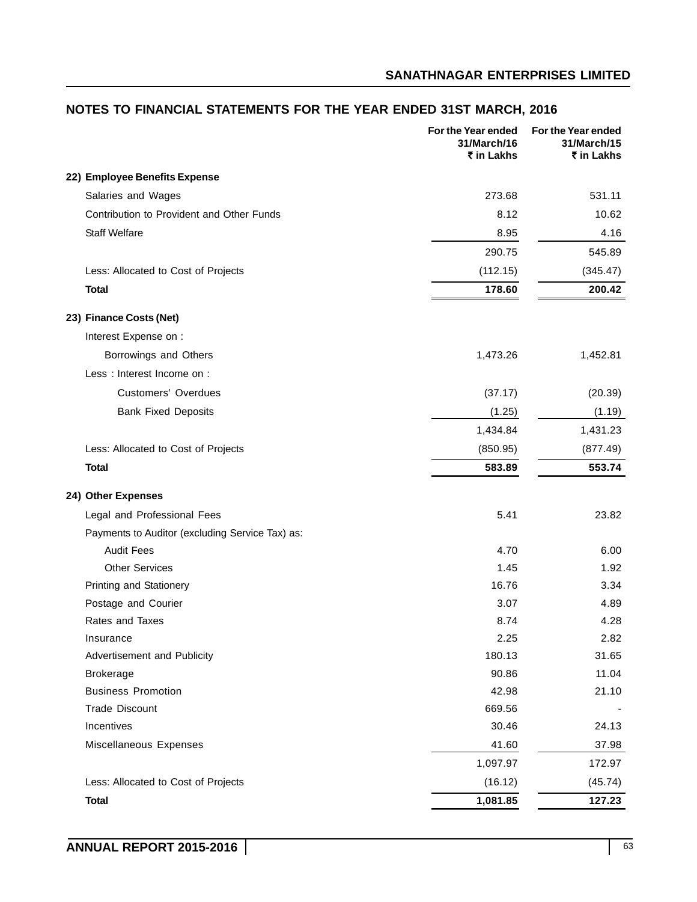## NOTES TO FINANCIAL STATEMENTS FOR THE YEAR ENDED 31ST MARCH, 2016

| | For the Year ended 31/March/16 ₹ in Lakhs | For the Year ended 31/March/15 ₹ in Lakhs |
|---|---|---|
| **22) Employee Benefits Expense** | | |
| Salaries and Wages | 273.68 | 531.11 |
| Contribution to Provident and Other Funds | 8.12 | 10.62 |
| Staff Welfare | 8.95 | 4.16 |
| | 290.75 | 545.89 |
| Less: Allocated to Cost of Projects | (112.15) | (345.47) |
| **Total** | **178.60** | **200.42** |
| **23) Finance Costs (Net)** | | |
| Interest Expense on : | | |
| Borrowings and Others | 1,473.26 | 1,452.81 |
| Less : Interest Income on : | | |
| Customers' Overdues | (37.17) | (20.39) |
| Bank Fixed Deposits | (1.25) | (1.19) |
| | 1,434.84 | 1,431.23 |
| Less: Allocated to Cost of Projects | (850.95) | (877.49) |
| **Total** | **583.89** | **553.74** |
| **24) Other Expenses** | | |
| Legal and Professional Fees | 5.41 | 23.82 |
| Payments to Auditor (excluding Service Tax) as: | | |
| Audit Fees | 4.70 | 6.00 |
| Other Services | 1.45 | 1.92 |
| Printing and Stationery | 16.76 | 3.34 |
| Postage and Courier | 3.07 | 4.89 |
| Rates and Taxes | 8.74 | 4.28 |
| Insurance | 2.25 | 2.82 |
| Advertisement and Publicity | 180.13 | 31.65 |
| Brokerage | 90.86 | 11.04 |
| Business Promotion | 42.98 | 21.10 |
| Trade Discount | 669.56 | - |
| Incentives | 30.46 | 24.13 |
| Miscellaneous Expenses | 41.60 | 37.98 |
| | 1,097.97 | 172.97 |
| Less: Allocated to Cost of Projects | (16.12) | (45.74) |
| **Total** | **1,081.85** | **127.23** |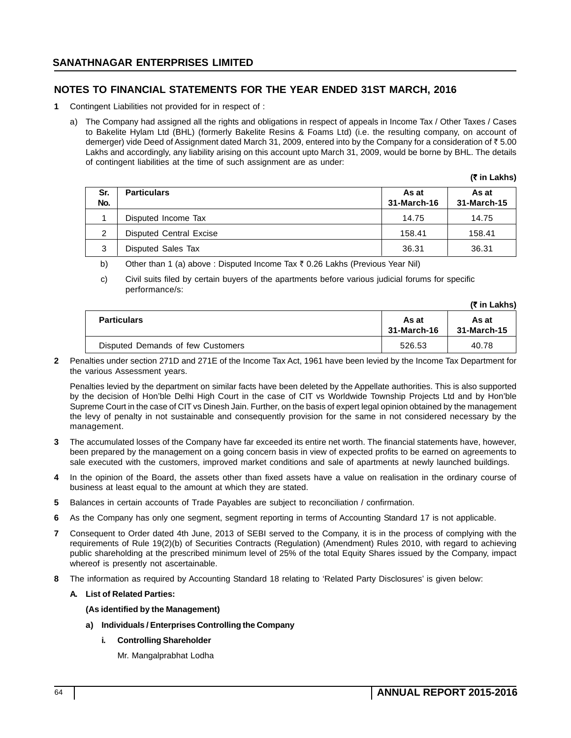## SANATHNAGAR ENTERPRISES LIMITED

## NOTES TO FINANCIAL STATEMENTS FOR THE YEAR ENDED 31ST MARCH, 2016

**1** Contingent Liabilities not provided for in respect of :

a) The Company had assigned all the rights and obligations in respect of appeals in Income Tax / Other Taxes / Cases to Bakelite Hylam Ltd (BHL) (formerly Bakelite Resins & Foams Ltd) (i.e. the resulting company, on account of demerger) vide Deed of Assignment dated March 31, 2009, entered into by the Company for a consideration of ₹ 5.00 Lakhs and accordingly, any liability arising on this account upto March 31, 2009, would be borne by BHL. The details of contingent liabilities at the time of such assignment are as under:

**(₹ in Lakhs)**

| Sr. No. | Particulars | As at 31-March-16 | As at 31-March-15 |
|---|---|---|---|
| 1 | Disputed Income Tax | 14.75 | 14.75 |
| 2 | Disputed Central Excise | 158.41 | 158.41 |
| 3 | Disputed Sales Tax | 36.31 | 36.31 |

b) Other than 1 (a) above : Disputed Income Tax ₹ 0.26 Lakhs (Previous Year Nil)

c) Civil suits filed by certain buyers of the apartments before various judicial forums for specific performance/s:

**(₹ in Lakhs)**

| Particulars | As at 31-March-16 | As at 31-March-15 |
|---|---|---|
| Disputed Demands of few Customers | 526.53 | 40.78 |

**2** Penalties under section 271D and 271E of the Income Tax Act, 1961 have been levied by the Income Tax Department for the various Assessment years.

Penalties levied by the department on similar facts have been deleted by the Appellate authorities. This is also supported by the decision of Hon'ble Delhi High Court in the case of CIT vs Worldwide Township Projects Ltd and by Hon'ble Supreme Court in the case of CIT vs Dinesh Jain. Further, on the basis of expert legal opinion obtained by the management the levy of penalty in not sustainable and consequently provision for the same in not considered necessary by the management.

**3** The accumulated losses of the Company have far exceeded its entire net worth. The financial statements have, however, been prepared by the management on a going concern basis in view of expected profits to be earned on agreements to sale executed with the customers, improved market conditions and sale of apartments at newly launched buildings.

**4** In the opinion of the Board, the assets other than fixed assets have a value on realisation in the ordinary course of business at least equal to the amount at which they are stated.

**5** Balances in certain accounts of Trade Payables are subject to reconciliation / confirmation.

**6** As the Company has only one segment, segment reporting in terms of Accounting Standard 17 is not applicable.

**7** Consequent to Order dated 4th June, 2013 of SEBI served to the Company, it is in the process of complying with the requirements of Rule 19(2)(b) of Securities Contracts (Regulation) (Amendment) Rules 2010, with regard to achieving public shareholding at the prescribed minimum level of 25% of the total Equity Shares issued by the Company, impact whereof is presently not ascertainable.

**8** The information as required by Accounting Standard 18 relating to 'Related Party Disclosures' is given below:

**A. List of Related Parties:**

**(As identified by the Management)**

**a) Individuals / Enterprises Controlling the Company**

**i. Controlling Shareholder**

Mr. Mangalprabhat Lodha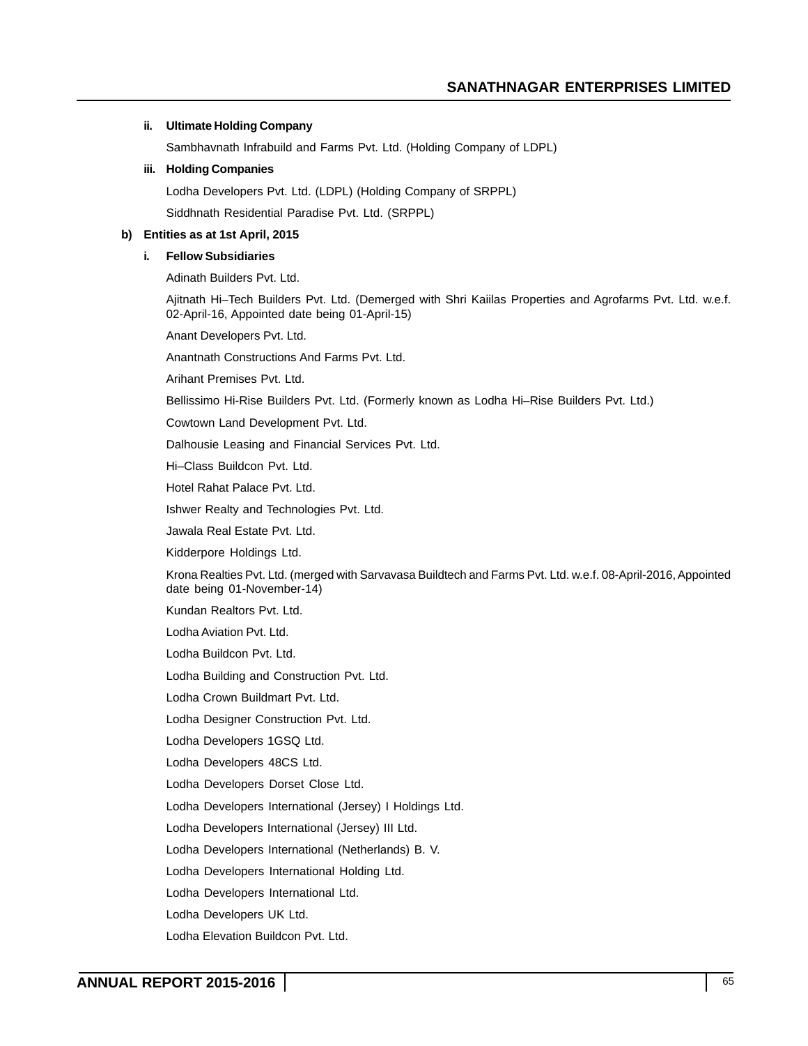**ii. Ultimate Holding Company**

Sambhavnath Infrabuild and Farms Pvt. Ltd. (Holding Company of LDPL)

**iii. Holding Companies**

Lodha Developers Pvt. Ltd. (LDPL) (Holding Company of SRPPL)

Siddhnath Residential Paradise Pvt. Ltd. (SRPPL)

**b) Entities as at 1st April, 2015**

**i. Fellow Subsidiaries**

Adinath Builders Pvt. Ltd.

Ajitnath Hi–Tech Builders Pvt. Ltd. (Demerged with Shri Kaiilas Properties and Agrofarms Pvt. Ltd. w.e.f. 02-April-16, Appointed date being 01-April-15)

Anant Developers Pvt. Ltd.

Anantnath Constructions And Farms Pvt. Ltd.

Arihant Premises Pvt. Ltd.

Bellissimo Hi-Rise Builders Pvt. Ltd. (Formerly known as Lodha Hi–Rise Builders Pvt. Ltd.)

Cowtown Land Development Pvt. Ltd.

Dalhousie Leasing and Financial Services Pvt. Ltd.

Hi–Class Buildcon Pvt. Ltd.

Hotel Rahat Palace Pvt. Ltd.

Ishwer Realty and Technologies Pvt. Ltd.

Jawala Real Estate Pvt. Ltd.

Kidderpore Holdings Ltd.

Krona Realties Pvt. Ltd. (merged with Sarvavasa Buildtech and Farms Pvt. Ltd. w.e.f. 08-April-2016, Appointed date being 01-November-14)

Kundan Realtors Pvt. Ltd.

Lodha Aviation Pvt. Ltd.

Lodha Buildcon Pvt. Ltd.

Lodha Building and Construction Pvt. Ltd.

Lodha Crown Buildmart Pvt. Ltd.

Lodha Designer Construction Pvt. Ltd.

Lodha Developers 1GSQ Ltd.

Lodha Developers 48CS Ltd.

Lodha Developers Dorset Close Ltd.

Lodha Developers International (Jersey) I Holdings Ltd.

Lodha Developers International (Jersey) III Ltd.

Lodha Developers International (Netherlands) B. V.

Lodha Developers International Holding Ltd.

Lodha Developers International Ltd.

Lodha Developers UK Ltd.

Lodha Elevation Buildcon Pvt. Ltd.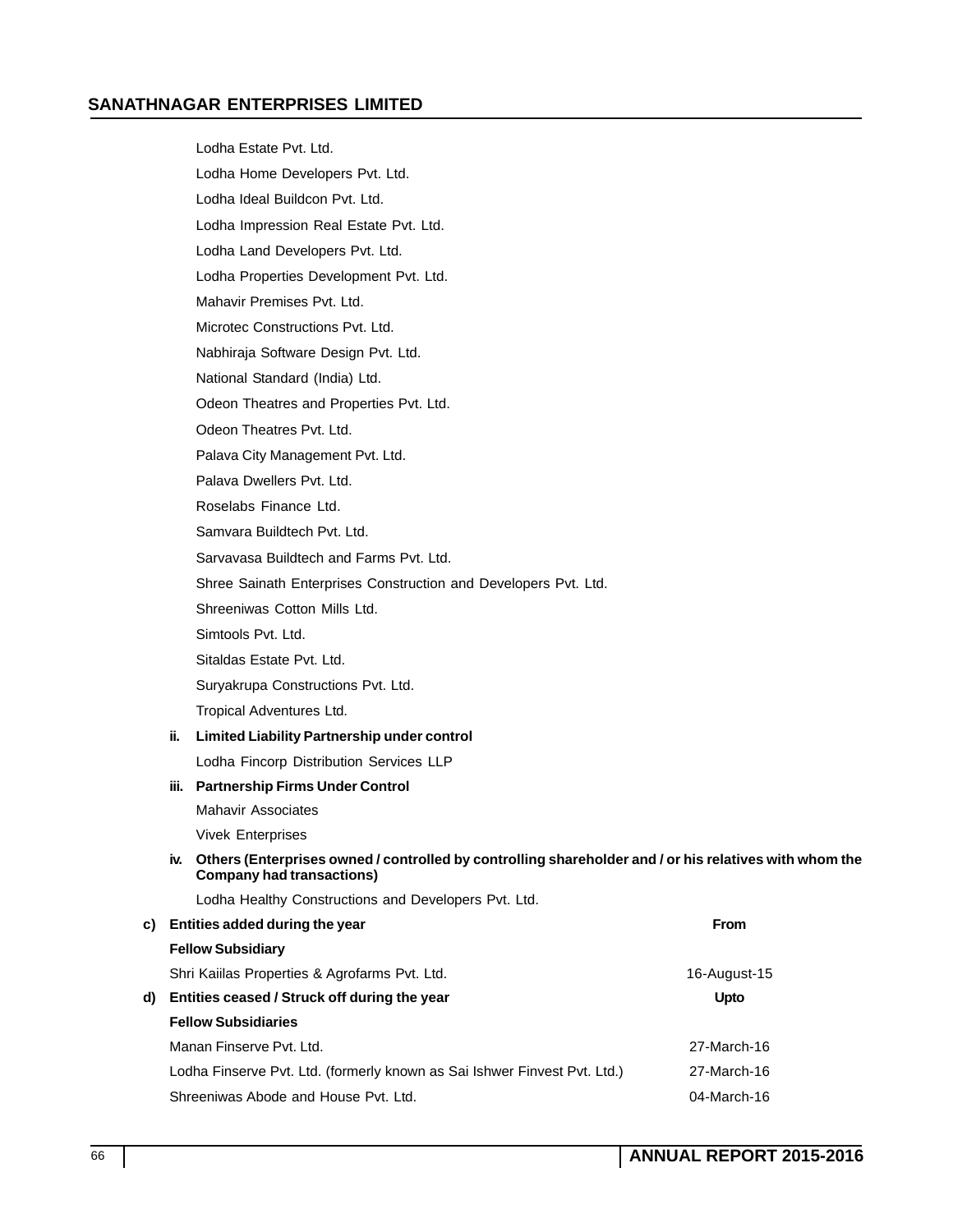Lodha Estate Pvt. Ltd.

Lodha Home Developers Pvt. Ltd.

Lodha Ideal Buildcon Pvt. Ltd.

Lodha Impression Real Estate Pvt. Ltd.

Lodha Land Developers Pvt. Ltd.

Lodha Properties Development Pvt. Ltd.

Mahavir Premises Pvt. Ltd.

Microtec Constructions Pvt. Ltd.

Nabhiraja Software Design Pvt. Ltd.

National Standard (India) Ltd.

Odeon Theatres and Properties Pvt. Ltd.

Odeon Theatres Pvt. Ltd.

Palava City Management Pvt. Ltd.

Palava Dwellers Pvt. Ltd.

Roselabs Finance Ltd.

Samvara Buildtech Pvt. Ltd.

Sarvavasa Buildtech and Farms Pvt. Ltd.

Shree Sainath Enterprises Construction and Developers Pvt. Ltd.

Shreeniwas Cotton Mills Ltd.

Simtools Pvt. Ltd.

Sitaldas Estate Pvt. Ltd.

Suryakrupa Constructions Pvt. Ltd.

Tropical Adventures Ltd.

**ii. Limited Liability Partnership under control**

Lodha Fincorp Distribution Services LLP

**iii. Partnership Firms Under Control**

Mahavir Associates

Vivek Enterprises

**iv. Others (Enterprises owned / controlled by controlling shareholder and / or his relatives with whom the Company had transactions)**

Lodha Healthy Constructions and Developers Pvt. Ltd.

| **c) Entities added during the year** | **From** |
|---|---|
| **Fellow Subsidiary** | |
| Shri Kaiilas Properties & Agrofarms Pvt. Ltd. | 16-August-15 |
| **d) Entities ceased / Struck off during the year** | **Upto** |
| **Fellow Subsidiaries** | |
| Manan Finserve Pvt. Ltd. | 27-March-16 |
| Lodha Finserve Pvt. Ltd. (formerly known as Sai Ishwer Finvest Pvt. Ltd.) | 27-March-16 |
| Shreeniwas Abode and House Pvt. Ltd. | 04-March-16 |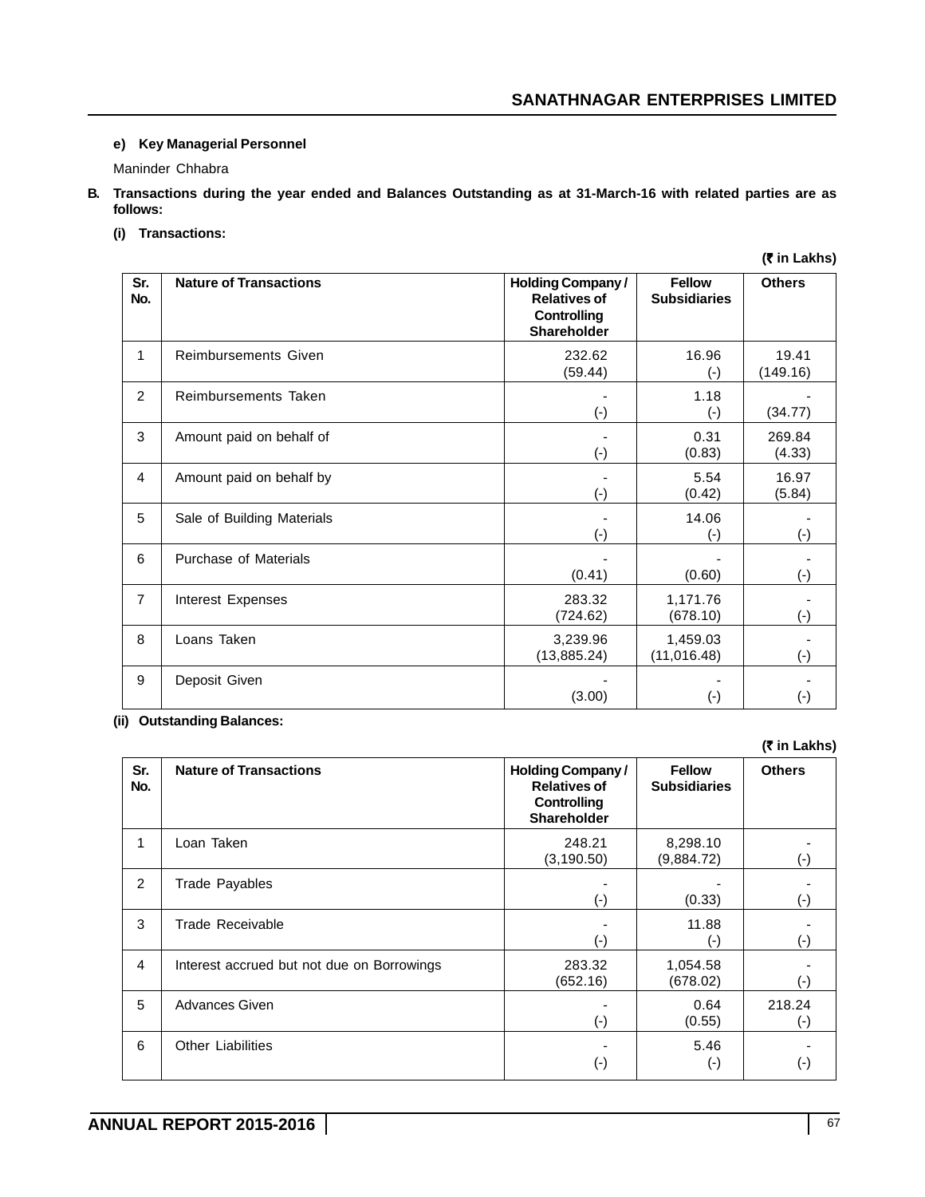**e) Key Managerial Personnel**

Maninder Chhabra

**B. Transactions during the year ended and Balances Outstanding as at 31-March-16 with related parties are as follows:**

**(i) Transactions:**

**(₹ in Lakhs)**

| Sr. No. | Nature of Transactions | Holding Company / Relatives of Controlling Shareholder | Fellow Subsidiaries | Others |
|---|---|---|---|---|
| 1 | Reimbursements Given | 232.62<br>(59.44) | 16.96<br>(-) | 19.41<br>(149.16) |
| 2 | Reimbursements Taken | -<br>(-) | 1.18<br>(-) | -<br>(34.77) |
| 3 | Amount paid on behalf of | -<br>(-) | 0.31<br>(0.83) | 269.84<br>(4.33) |
| 4 | Amount paid on behalf by | -<br>(-) | 5.54<br>(0.42) | 16.97<br>(5.84) |
| 5 | Sale of Building Materials | -<br>(-) | 14.06<br>(-) | -<br>(-) |
| 6 | Purchase of Materials | -<br>(0.41) | -<br>(0.60) | -<br>(-) |
| 7 | Interest Expenses | 283.32<br>(724.62) | 1,171.76<br>(678.10) | -<br>(-) |
| 8 | Loans Taken | 3,239.96<br>(13,885.24) | 1,459.03<br>(11,016.48) | -<br>(-) |
| 9 | Deposit Given | -<br>(3.00) | -<br>(-) | -<br>(-) |

**(ii) Outstanding Balances:**

**(₹ in Lakhs)**

| Sr. No. | Nature of Transactions | Holding Company / Relatives of Controlling Shareholder | Fellow Subsidiaries | Others |
|---|---|---|---|---|
| 1 | Loan Taken | 248.21<br>(3,190.50) | 8,298.10<br>(9,884.72) | -<br>(-) |
| 2 | Trade Payables | -<br>(-) | -<br>(0.33) | -<br>(-) |
| 3 | Trade Receivable | -<br>(-) | 11.88<br>(-) | -<br>(-) |
| 4 | Interest accrued but not due on Borrowings | 283.32<br>(652.16) | 1,054.58<br>(678.02) | -<br>(-) |
| 5 | Advances Given | -<br>(-) | 0.64<br>(0.55) | 218.24<br>(-) |
| 6 | Other Liabilities | -<br>(-) | 5.46<br>(-) | -<br>(-) |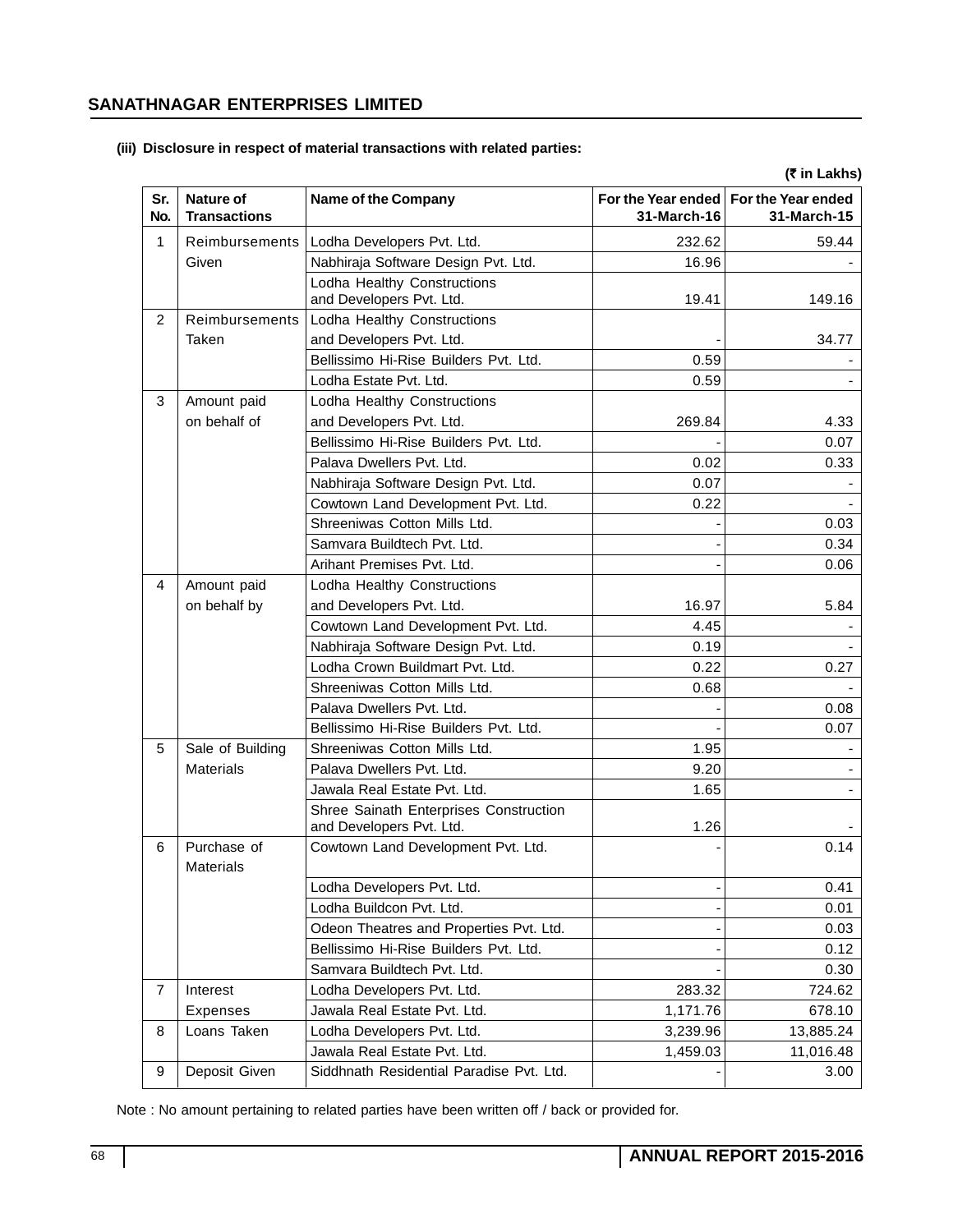**(iii) Disclosure in respect of material transactions with related parties:**

(₹ in Lakhs)

| Sr. No. | Nature of Transactions | Name of the Company | For the Year ended 31-March-16 | For the Year ended 31-March-15 |
|---|---|---|---|---|
| 1 | Reimbursements Given | Lodha Developers Pvt. Ltd. | 232.62 | 59.44 |
| | | Nabhiraja Software Design Pvt. Ltd. | 16.96 | - |
| | | Lodha Healthy Constructions and Developers Pvt. Ltd. | 19.41 | 149.16 |
| 2 | Reimbursements Taken | Lodha Healthy Constructions and Developers Pvt. Ltd. | - | 34.77 |
| | | Bellissimo Hi-Rise Builders Pvt. Ltd. | 0.59 | - |
| | | Lodha Estate Pvt. Ltd. | 0.59 | - |
| 3 | Amount paid on behalf of | Lodha Healthy Constructions and Developers Pvt. Ltd. | 269.84 | 4.33 |
| | | Bellissimo Hi-Rise Builders Pvt. Ltd. | - | 0.07 |
| | | Palava Dwellers Pvt. Ltd. | 0.02 | 0.33 |
| | | Nabhiraja Software Design Pvt. Ltd. | 0.07 | - |
| | | Cowtown Land Development Pvt. Ltd. | 0.22 | - |
| | | Shreeniwas Cotton Mills Ltd. | - | 0.03 |
| | | Samvara Buildtech Pvt. Ltd. | - | 0.34 |
| | | Arihant Premises Pvt. Ltd. | - | 0.06 |
| 4 | Amount paid on behalf by | Lodha Healthy Constructions and Developers Pvt. Ltd. | 16.97 | 5.84 |
| | | Cowtown Land Development Pvt. Ltd. | 4.45 | - |
| | | Nabhiraja Software Design Pvt. Ltd. | 0.19 | - |
| | | Lodha Crown Buildmart Pvt. Ltd. | 0.22 | 0.27 |
| | | Shreeniwas Cotton Mills Ltd. | 0.68 | - |
| | | Palava Dwellers Pvt. Ltd. | - | 0.08 |
| | | Bellissimo Hi-Rise Builders Pvt. Ltd. | - | 0.07 |
| 5 | Sale of Building Materials | Shreeniwas Cotton Mills Ltd. | 1.95 | - |
| | | Palava Dwellers Pvt. Ltd. | 9.20 | - |
| | | Jawala Real Estate Pvt. Ltd. | 1.65 | - |
| | | Shree Sainath Enterprises Construction and Developers Pvt. Ltd. | 1.26 | - |
| 6 | Purchase of Materials | Cowtown Land Development Pvt. Ltd. | - | 0.14 |
| | | Lodha Developers Pvt. Ltd. | - | 0.41 |
| | | Lodha Buildcon Pvt. Ltd. | - | 0.01 |
| | | Odeon Theatres and Properties Pvt. Ltd. | - | 0.03 |
| | | Bellissimo Hi-Rise Builders Pvt. Ltd. | - | 0.12 |
| | | Samvara Buildtech Pvt. Ltd. | - | 0.30 |
| 7 | Interest Expenses | Lodha Developers Pvt. Ltd. | 283.32 | 724.62 |
| | | Jawala Real Estate Pvt. Ltd. | 1,171.76 | 678.10 |
| 8 | Loans Taken | Lodha Developers Pvt. Ltd. | 3,239.96 | 13,885.24 |
| | | Jawala Real Estate Pvt. Ltd. | 1,459.03 | 11,016.48 |
| 9 | Deposit Given | Siddhnath Residential Paradise Pvt. Ltd. | - | 3.00 |

Note : No amount pertaining to related parties have been written off / back or provided for.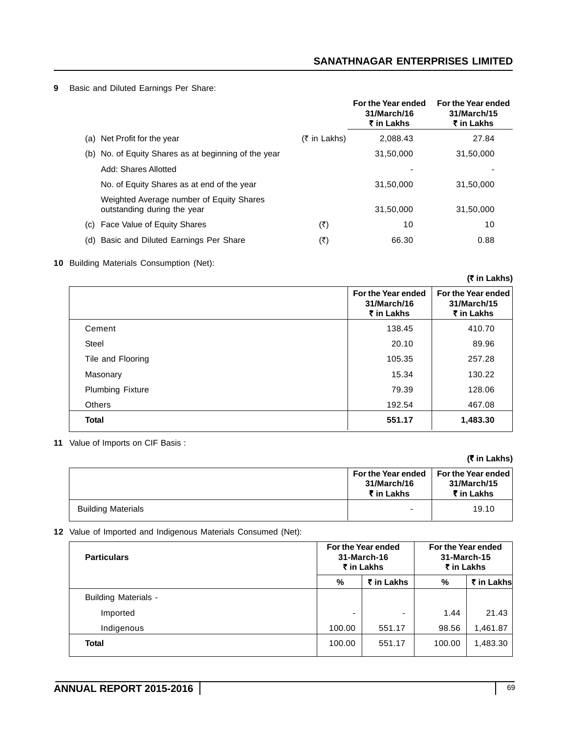**9** Basic and Diluted Earnings Per Share:

| | | | For the Year ended 31/March/16 ₹ in Lakhs | For the Year ended 31/March/15 ₹ in Lakhs |
|---|---|---|---|---|
| (a) | Net Profit for the year | (₹ in Lakhs) | 2,088.43 | 27.84 |
| (b) | No. of Equity Shares as at beginning of the year | | 31,50,000 | 31,50,000 |
| | Add: Shares Allotted | | - | - |
| | No. of Equity Shares as at end of the year | | 31,50,000 | 31,50,000 |
| | Weighted Average number of Equity Shares outstanding during the year | | 31,50,000 | 31,50,000 |
| (c) | Face Value of Equity Shares | (₹) | 10 | 10 |
| (d) | Basic and Diluted Earnings Per Share | (₹) | 66.30 | 0.88 |

**10** Building Materials Consumption (Net):

**(₹ in Lakhs)**

| | For the Year ended 31/March/16 ₹ in Lakhs | For the Year ended 31/March/15 ₹ in Lakhs |
|---|---|---|
| Cement | 138.45 | 410.70 |
| Steel | 20.10 | 89.96 |
| Tile and Flooring | 105.35 | 257.28 |
| Masonary | 15.34 | 130.22 |
| Plumbing Fixture | 79.39 | 128.06 |
| Others | 192.54 | 467.08 |
| **Total** | **551.17** | **1,483.30** |

**11** Value of Imports on CIF Basis :

**(₹ in Lakhs)**

| | For the Year ended 31/March/16 ₹ in Lakhs | For the Year ended 31/March/15 ₹ in Lakhs |
|---|---|---|
| Building Materials | - | 19.10 |

**12** Value of Imported and Indigenous Materials Consumed (Net):

| **Particulars** | For the Year ended 31-March-16 ₹ in Lakhs | | For the Year ended 31-March-15 ₹ in Lakhs | |
|---|---|---|---|---|
| | % | ₹ in Lakhs | % | ₹ in Lakhs |
| Building Materials - | | | | |
| Imported | - | - | 1.44 | 21.43 |
| Indigenous | 100.00 | 551.17 | 98.56 | 1,461.87 |
| **Total** | 100.00 | 551.17 | 100.00 | 1,483.30 |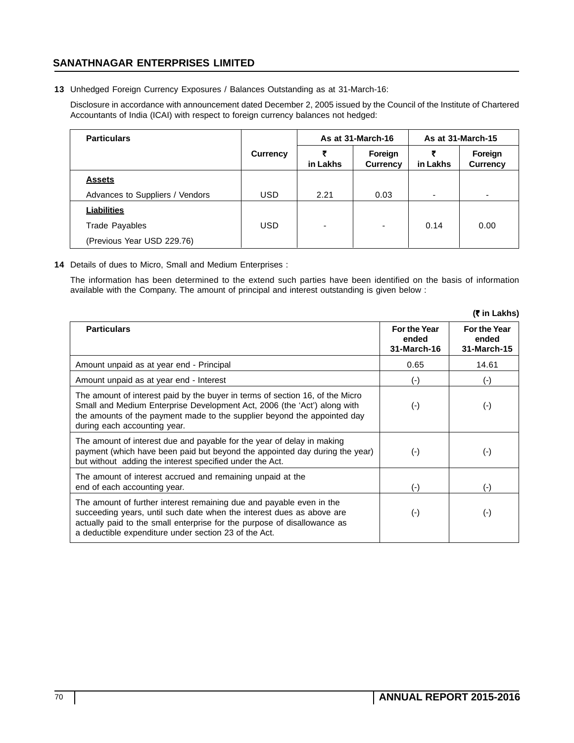**13** Unhedged Foreign Currency Exposures / Balances Outstanding as at 31-March-16:

Disclosure in accordance with announcement dated December 2, 2005 issued by the Council of the Institute of Chartered Accountants of India (ICAI) with respect to foreign currency balances not hedged:

| Particulars | Currency | As at 31-March-16 | | As at 31-March-15 | |
|---|---|---|---|---|---|
| | | ₹ in Lakhs | Foreign Currency | ₹ in Lakhs | Foreign Currency |
| **Assets** | | | | | |
| Advances to Suppliers / Vendors | USD | 2.21 | 0.03 | - | - |
| **Liabilities** | | | | | |
| Trade Payables | USD | - | - | 0.14 | 0.00 |
| (Previous Year USD 229.76) | | | | | |

**14** Details of dues to Micro, Small and Medium Enterprises :

The information has been determined to the extend such parties have been identified on the basis of information available with the Company. The amount of principal and interest outstanding is given below :

**(₹ in Lakhs)**

| Particulars | For the Year ended 31-March-16 | For the Year ended 31-March-15 |
|---|---|---|
| Amount unpaid as at year end - Principal | 0.65 | 14.61 |
| Amount unpaid as at year end - Interest | (-) | (-) |
| The amount of interest paid by the buyer in terms of section 16, of the Micro Small and Medium Enterprise Development Act, 2006 (the 'Act') along with the amounts of the payment made to the supplier beyond the appointed day during each accounting year. | (-) | (-) |
| The amount of interest due and payable for the year of delay in making payment (which have been paid but beyond the appointed day during the year) but without adding the interest specified under the Act. | (-) | (-) |
| The amount of interest accrued and remaining unpaid at the end of each accounting year. | (-) | (-) |
| The amount of further interest remaining due and payable even in the succeeding years, until such date when the interest dues as above are actually paid to the small enterprise for the purpose of disallowance as a deductible expenditure under section 23 of the Act. | (-) | (-) |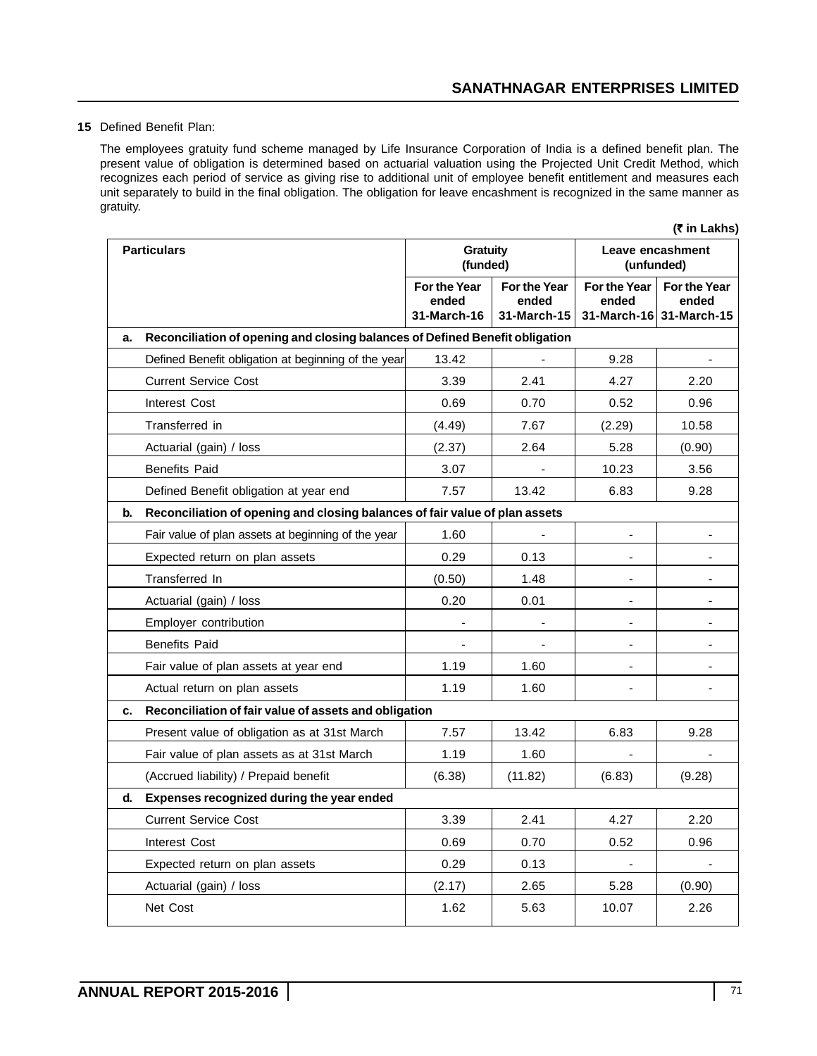**15** Defined Benefit Plan:

The employees gratuity fund scheme managed by Life Insurance Corporation of India is a defined benefit plan. The present value of obligation is determined based on actuarial valuation using the Projected Unit Credit Method, which recognizes each period of service as giving rise to additional unit of employee benefit entitlement and measures each unit separately to build in the final obligation. The obligation for leave encashment is recognized in the same manner as gratuity.

**(₹ in Lakhs)**

| | Particulars | Gratuity (funded) | | Leave encashment (unfunded) | |
|---|---|---|---|---|---|
| | | For the Year ended 31-March-16 | For the Year ended 31-March-15 | For the Year ended 31-March-16 | For the Year ended 31-March-15 |
| **a.** | **Reconciliation of opening and closing balances of Defined Benefit obligation** | | | | |
| | Defined Benefit obligation at beginning of the year | 13.42 | - | 9.28 | - |
| | Current Service Cost | 3.39 | 2.41 | 4.27 | 2.20 |
| | Interest Cost | 0.69 | 0.70 | 0.52 | 0.96 |
| | Transferred in | (4.49) | 7.67 | (2.29) | 10.58 |
| | Actuarial (gain) / loss | (2.37) | 2.64 | 5.28 | (0.90) |
| | Benefits Paid | 3.07 | - | 10.23 | 3.56 |
| | Defined Benefit obligation at year end | 7.57 | 13.42 | 6.83 | 9.28 |
| **b.** | **Reconciliation of opening and closing balances of fair value of plan assets** | | | | |
| | Fair value of plan assets at beginning of the year | 1.60 | - | - | - |
| | Expected return on plan assets | 0.29 | 0.13 | - | - |
| | Transferred In | (0.50) | 1.48 | - | - |
| | Actuarial (gain) / loss | 0.20 | 0.01 | - | - |
| | Employer contribution | - | - | - | - |
| | Benefits Paid | - | - | - | - |
| | Fair value of plan assets at year end | 1.19 | 1.60 | - | - |
| | Actual return on plan assets | 1.19 | 1.60 | - | - |
| **c.** | **Reconciliation of fair value of assets and obligation** | | | | |
| | Present value of obligation as at 31st March | 7.57 | 13.42 | 6.83 | 9.28 |
| | Fair value of plan assets as at 31st March | 1.19 | 1.60 | - | - |
| | (Accrued liability) / Prepaid benefit | (6.38) | (11.82) | (6.83) | (9.28) |
| **d.** | **Expenses recognized during the year ended** | | | | |
| | Current Service Cost | 3.39 | 2.41 | 4.27 | 2.20 |
| | Interest Cost | 0.69 | 0.70 | 0.52 | 0.96 |
| | Expected return on plan assets | 0.29 | 0.13 | - | - |
| | Actuarial (gain) / loss | (2.17) | 2.65 | 5.28 | (0.90) |
| | Net Cost | 1.62 | 5.63 | 10.07 | 2.26 |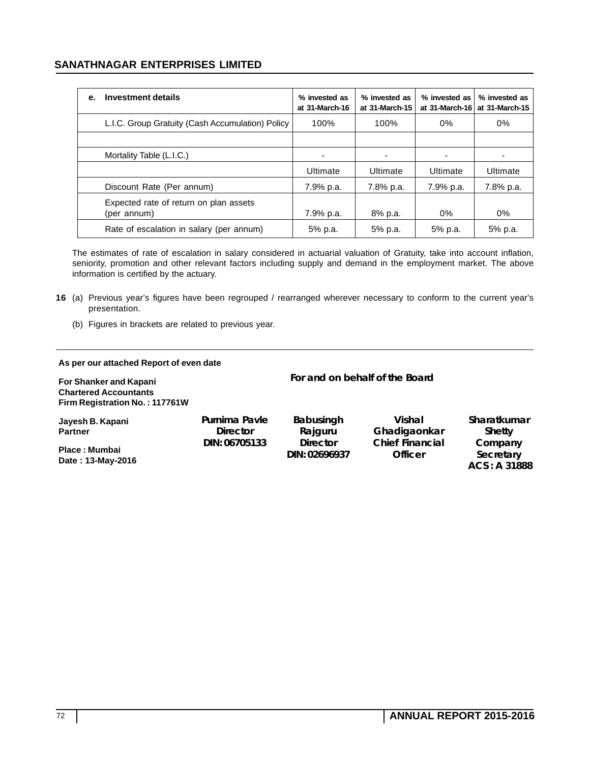| e. Investment details | % invested as at 31-March-16 | % invested as at 31-March-15 | % invested as at 31-March-16 | % invested as at 31-March-15 |
|---|---|---|---|---|
| L.I.C. Group Gratuity (Cash Accumulation) Policy | 100% | 100% | 0% | 0% |
| | | | | |
| Mortality Table (L.I.C.) | - | - | - | - |
| | Ultimate | Ultimate | Ultimate | Ultimate |
| Discount Rate (Per annum) | 7.9% p.a. | 7.8% p.a. | 7.9% p.a. | 7.8% p.a. |
| Expected rate of return on plan assets (per annum) | 7.9% p.a. | 8% p.a. | 0% | 0% |
| Rate of escalation in salary (per annum) | 5% p.a. | 5% p.a. | 5% p.a. | 5% p.a. |

The estimates of rate of escalation in salary considered in actuarial valuation of Gratuity, take into account inflation, seniority, promotion and other relevant factors including supply and demand in the employment market. The above information is certified by the actuary.

**16** (a) Previous year's figures have been regrouped / rearranged wherever necessary to conform to the current year's presentation.

(b) Figures in brackets are related to previous year.

---

**As per our attached Report of even date**

**For Shanker and Kapani**
**Chartered Accountants**
**Firm Registration No. : 117761W**

**Jayesh B. Kapani**
**Partner**

**Place : Mumbai**
**Date : 13-May-2016**

**For and on behalf of the Board**

| Purnima Pavle | Babusingh Rajguru | Vishal Ghadigaonkar | Sharatkumar Shetty |
|---|---|---|---|
| Director | Director | Chief Financial Officer | Company Secretary |
| DIN: 06705133 | DIN: 02696937 | | ACS : A 31888 |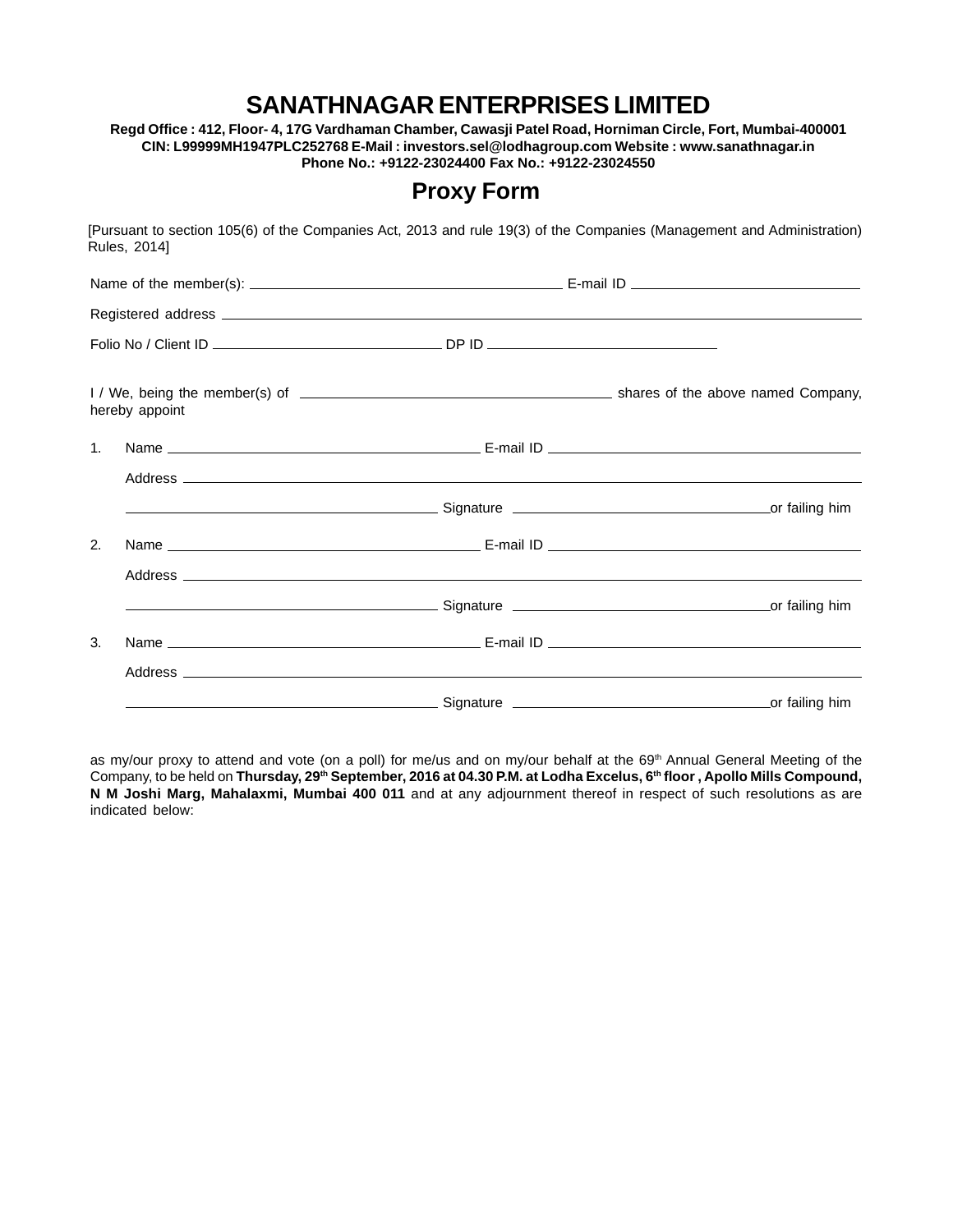# SANATHNAGAR ENTERPRISES LIMITED

**Regd Office : 412, Floor- 4, 17G Vardhaman Chamber, Cawasji Patel Road, Horniman Circle, Fort, Mumbai-400001**
**CIN: L99999MH1947PLC252768 E-Mail : investors.sel@lodhagroup.com Website : www.sanathnagar.in**
**Phone No.: +9122-23024400 Fax No.: +9122-23024550**

## Proxy Form

[Pursuant to section 105(6) of the Companies Act, 2013 and rule 19(3) of the Companies (Management and Administration) Rules, 2014]

Name of the member(s): ________________________ E-mail ID ________________________

Registered address ______________________________________________

Folio No / Client ID ________________________ DP ID ________________________

I / We, being the member(s) of ________________________ shares of the above named Company, hereby appoint

1. Name ________________________ E-mail ID ________________________

   Address ______________________________________________

   ________________________ Signature ________________________ or failing him

2. Name ________________________ E-mail ID ________________________

   Address ______________________________________________

   ________________________ Signature ________________________ or failing him

3. Name ________________________ E-mail ID ________________________

   Address ______________________________________________

   ________________________ Signature ________________________ or failing him

as my/our proxy to attend and vote (on a poll) for me/us and on my/our behalf at the 69th Annual General Meeting of the Company, to be held on **Thursday, 29th September, 2016 at 04.30 P.M. at Lodha Excelus, 6th floor , Apollo Mills Compound, N M Joshi Marg, Mahalaxmi, Mumbai 400 011** and at any adjournment thereof in respect of such resolutions as are indicated below: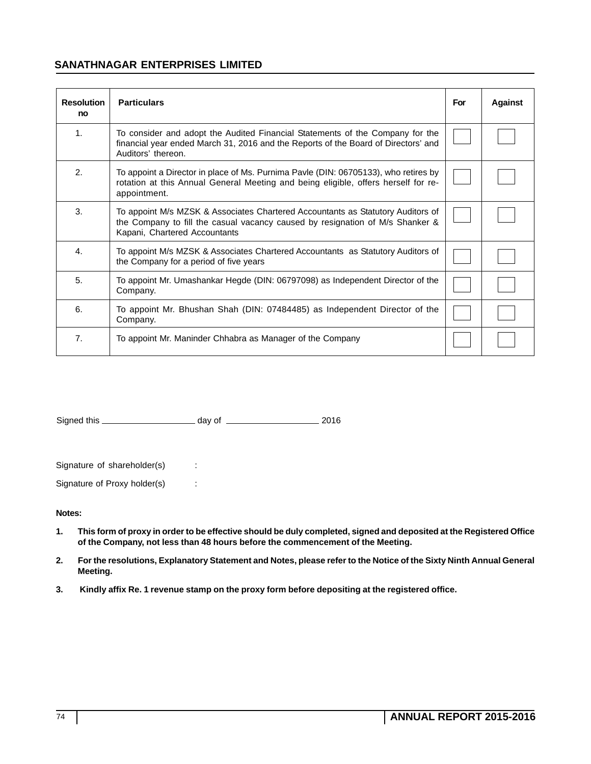## SANATHNAGAR ENTERPRISES LIMITED

| Resolution no | Particulars | For | Against |
|---|---|---|---|
| 1. | To consider and adopt the Audited Financial Statements of the Company for the financial year ended March 31, 2016 and the Reports of the Board of Directors' and Auditors' thereon. | | |
| 2. | To appoint a Director in place of Ms. Purnima Pavle (DIN: 06705133), who retires by rotation at this Annual General Meeting and being eligible, offers herself for re-appointment. | | |
| 3. | To appoint M/s MZSK & Associates Chartered Accountants as Statutory Auditors of the Company to fill the casual vacancy caused by resignation of M/s Shanker & Kapani, Chartered Accountants | | |
| 4. | To appoint M/s MZSK & Associates Chartered Accountants as Statutory Auditors of the Company for a period of five years | | |
| 5. | To appoint Mr. Umashankar Hegde (DIN: 06797098) as Independent Director of the Company. | | |
| 6. | To appoint Mr. Bhushan Shah (DIN: 07484485) as Independent Director of the Company. | | |
| 7. | To appoint Mr. Maninder Chhabra as Manager of the Company | | |

Signed this ____________________ day of ____________________ 2016

Signature of shareholder(s) :

Signature of Proxy holder(s) :

**Notes:**

1. **This form of proxy in order to be effective should be duly completed, signed and deposited at the Registered Office of the Company, not less than 48 hours before the commencement of the Meeting.**
2. **For the resolutions, Explanatory Statement and Notes, please refer to the Notice of the Sixty Ninth Annual General Meeting.**
3. **Kindly affix Re. 1 revenue stamp on the proxy form before depositing at the registered office.**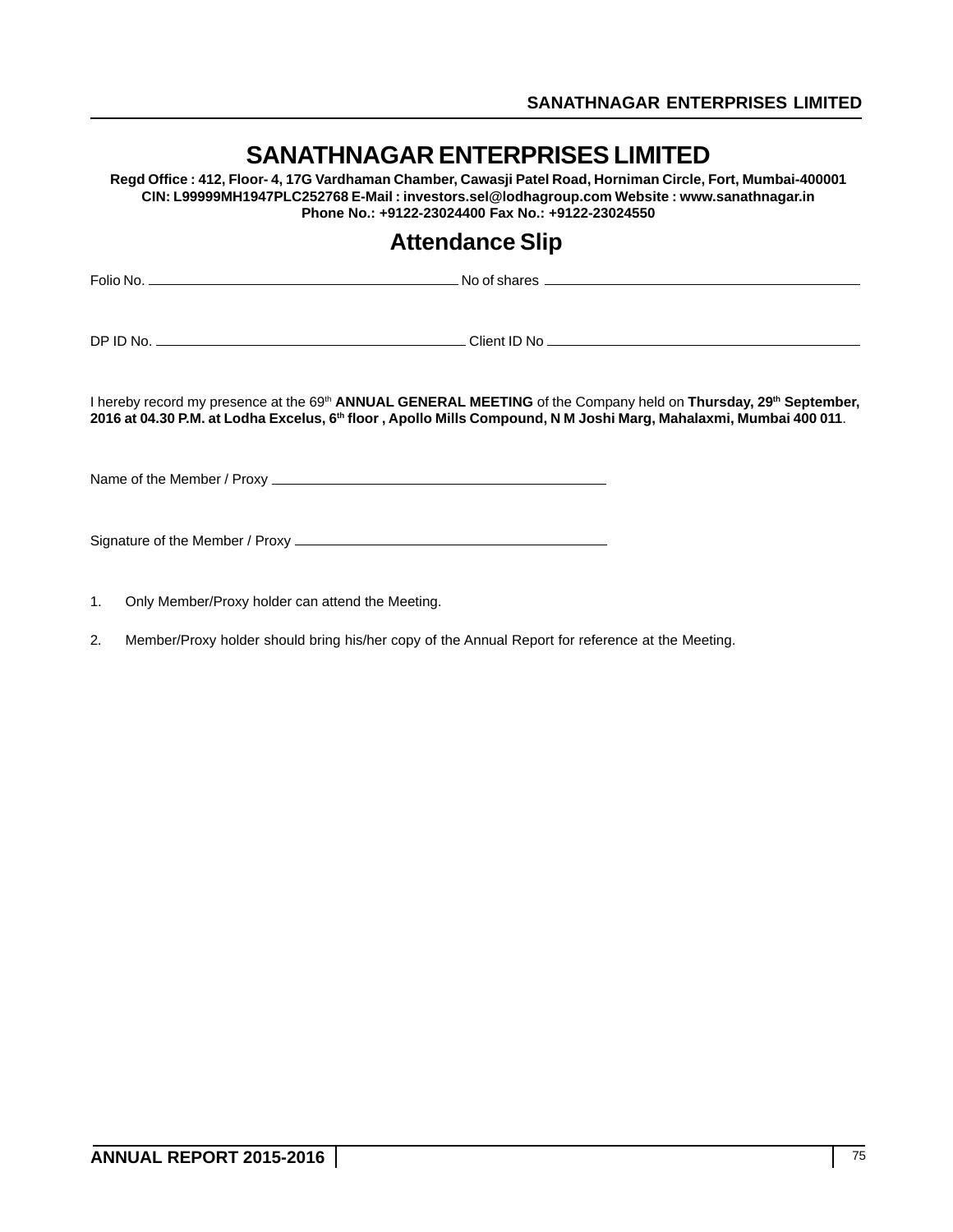# SANATHNAGAR ENTERPRISES LIMITED

**Regd Office : 412, Floor- 4, 17G Vardhaman Chamber, Cawasji Patel Road, Horniman Circle, Fort, Mumbai-400001**
**CIN: L99999MH1947PLC252768 E-Mail : investors.sel@lodhagroup.com Website : www.sanathnagar.in**
**Phone No.: +9122-23024400 Fax No.: +9122-23024550**

## Attendance Slip

Folio No. ________________________ No of shares ________________________

DP ID No. ________________________ Client ID No ________________________

I hereby record my presence at the 69th **ANNUAL GENERAL MEETING** of the Company held on **Thursday, 29th September, 2016 at 04.30 P.M. at Lodha Excelus, 6th floor , Apollo Mills Compound, N M Joshi Marg, Mahalaxmi, Mumbai 400 011**.

Name of the Member / Proxy ________________________

Signature of the Member / Proxy ________________________

1. Only Member/Proxy holder can attend the Meeting.
2. Member/Proxy holder should bring his/her copy of the Annual Report for reference at the Meeting.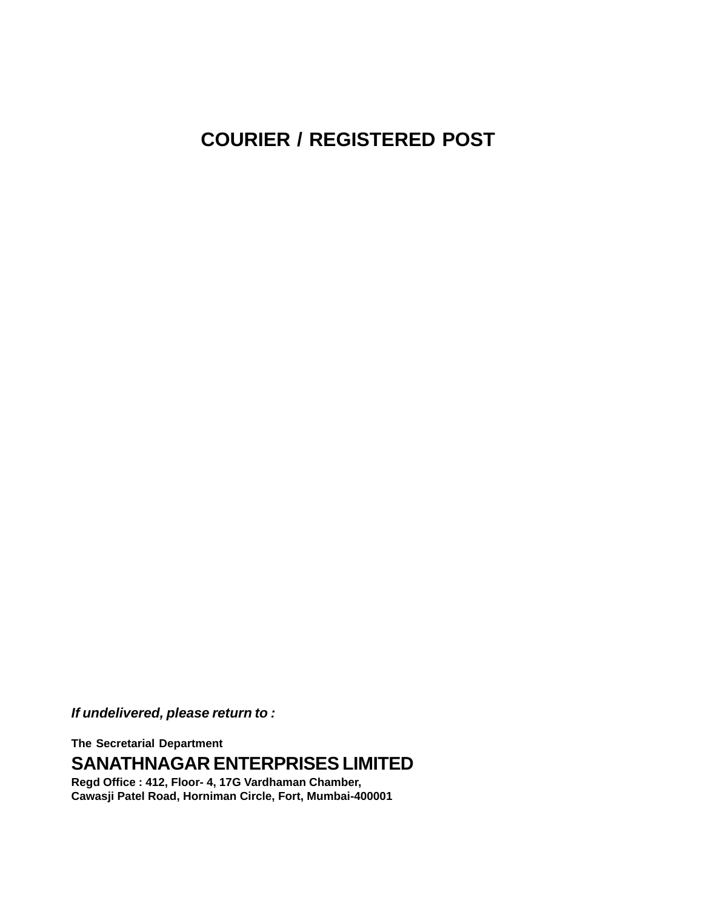# COURIER / REGISTERED POST

***If undelivered, please return to :***

**The Secretarial Department**

**SANATHNAGAR ENTERPRISES LIMITED**

**Regd Office : 412, Floor- 4, 17G Vardhaman Chamber,**
**Cawasji Patel Road, Horniman Circle, Fort, Mumbai-400001**